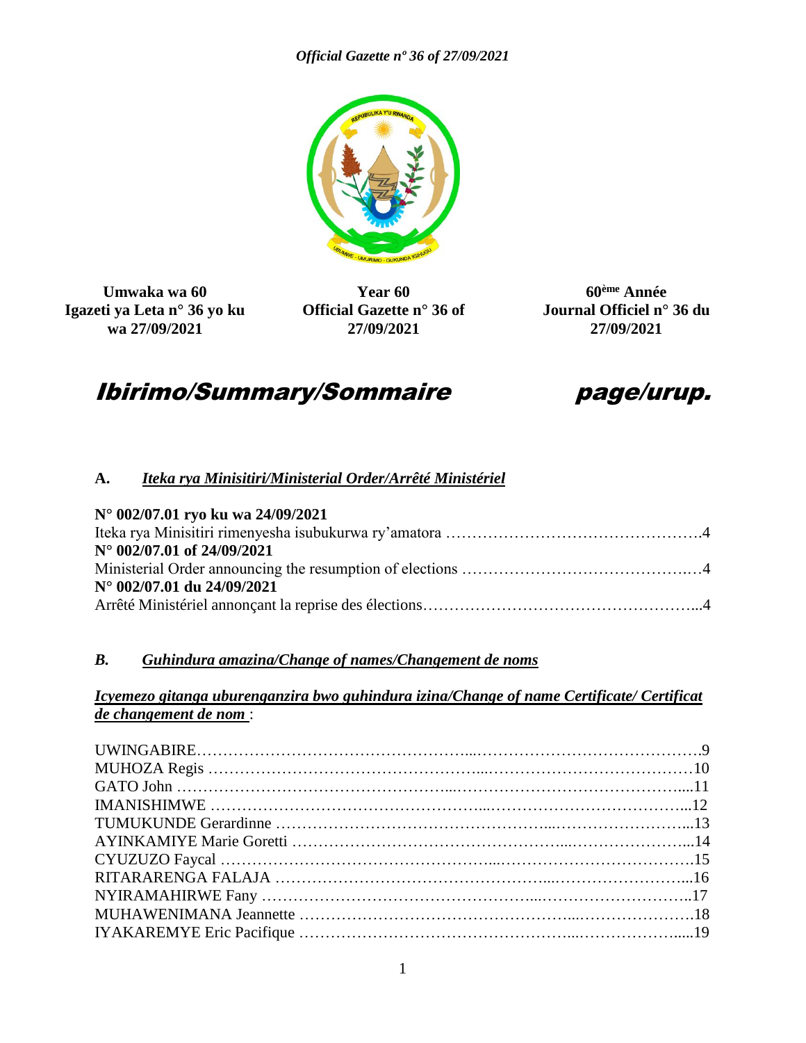| Umwaka wa 60 | Year 60 | 60ème Année |
|---|---|---|
| Igazeti ya Leta n° 36 yo ku wa 27/09/2021 | Official Gazette n° 36 of 27/09/2021 | Journal Officiel n° 36 du 27/09/2021 |

# *Ibirimo/Summary/Sommaire* *page/urup.*

## A. *Iteka rya Minisitiri/Ministerial Order/Arrêté Ministériel*

**N° 002/07.01 ryo ku wa 24/09/2021**
Iteka rya Minisitiri rimenyesha isubukurwa ry'amatora ………………………………………….4
**N° 002/07.01 of 24/09/2021**
Ministerial Order announcing the resumption of elections ……………………………………..…4
**N° 002/07.01 du 24/09/2021**
Arrêté Ministériel annonçant la reprise des élections…………………………………………….…..4

## *B. Guhindura amazina/Change of names/Changement de noms*

***Icyemezo gitanga uburenganzira bwo guhindura izina/Change of name Certificate/ Certificat de changement de nom*** :

UWINGABIRE……………………………………………...………………………………….9
MUHOZA Regis ……………………………………………...………………………………10
GATO John ……………………………………………...…………………………………....11
IMANISHIMWE ……………………………………………...……………………………...12
TUMUKUNDE Gerardinne ……………………………………………...…………………...13
AYINKAMIYE Marie Goretti ……………………………………………...………………...14
CYUZUZO Faycal ……………………………………………...……………………………15
RITARARENGA FALAJA ……………………………………………...…………………...16
NYIRAMAHIRWE Fany ……………………………………………...……………………..17
MUHAWENIMANA Jeannette ……………………………………………...……………….18
IYAKAREMYE Eric Pacifique ……………………………………………...…………….....19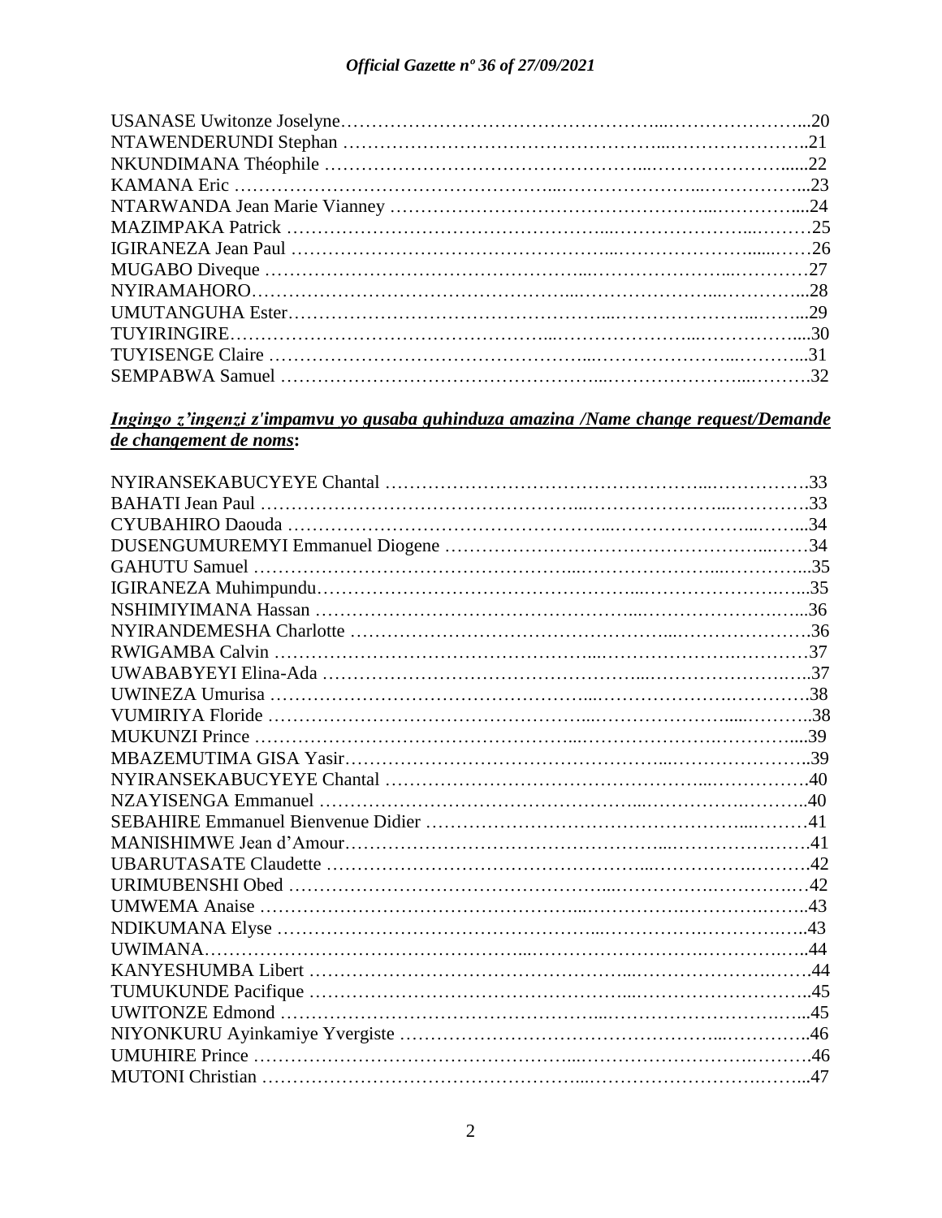USANASE Uwitonze Joselyne………………………………………...…………………...20
NTAWENDERUNDI Stephan …………………………………………...…………………..21
NKUNDIMANA Théophile …………………………………………...……………………......22
KAMANA Eric ………………………………………...…………………...……………...23
NTARWANDA Jean Marie Vianney …………………………………………...…………...24
MAZIMPAKA Patrick ………………………………………...…………………...………25
IGIRANEZA Jean Paul ………………………………………...…………………......……26
MUGABO Diveque ………………………………………...…………………...…………27
NYIRAMAHORO………………………………………...…………………...…………...28
UMUTANGUHA Ester………………………………………...…………………...……...29
TUYIRINGIRE………………………………………...…………………...……………....30
TUYISENGE Claire ………………………………………...…………………...………...31
SEMPABWA Samuel ………………………………………...…………………...……….32

***Ingingo z'ingenzi z'impamvu yo gusaba guhinduza amazina /Name change request/Demande de changement de noms*:**

NYIRANSEKABUCYEYE Chantal …………………………………………...…………….33
BAHATI Jean Paul ………………………………………...…………………...………….33
CYUBAHIRO Daouda ………………………………………...…………………...……...34
DUSENGUMUREMYI Emmanuel Diogene ……………………………………………...……34
GAHUTU Samuel ………………………………………...…………………...……………...35
IGIRANEZA Muhimpundu………………………………………...……………………...35
NSHIMIYIMANA Hassan ………………………………………...……………………...36
NYIRANDEMESHA Charlotte ………………………………………...………………….36
RWIGAMBA Calvin ………………………………………...……………………………37
UWABABYEYI Elina-Ada ………………………………………...……………………..37
UWINEZA Umurisa ………………………………………...…………………………….38
VUMIRIYA Floride ………………………………………...……………….....…………..38
MUKUNZI Prince ………………………………………...………………………………....39
MBAZEMUTIMA GISA Yasir………………………………………...…………………..39
NYIRANSEKABUCYEYE Chantal …………………………………………...…………….40
NZAYISENGA Emmanuel ………………………………………...……………………..40
SEBAHIRE Emmanuel Bienvenue Didier …………………………………………...………41
MANISHIMWE Jean d'Amour………………………………………...…………………….41
UBARUTASATE Claudette ………………………………………...………………………42
URIMUBENSHI Obed ………………………………………...……………………………42
UMWEMA Anaise ………………………………………...……………………………..43
NDIKUMANA Elyse ………………………………………...……………………………..43
UWIMANA………………………………………...………………………………………..44
KANYESHUMBA Libert ………………………………………...…………………………44
TUMUKUNDE Pacifique ………………………………………...………………………..45
UWITONZE Edmond ………………………………………...……………………………...45
NIYONKURU Ayinkamiye Yvergiste …………………………………………...…………..46
UMUHIRE Prince ………………………………………...…………………………………46
MUTONI Christian ………………………………………...……………………………...47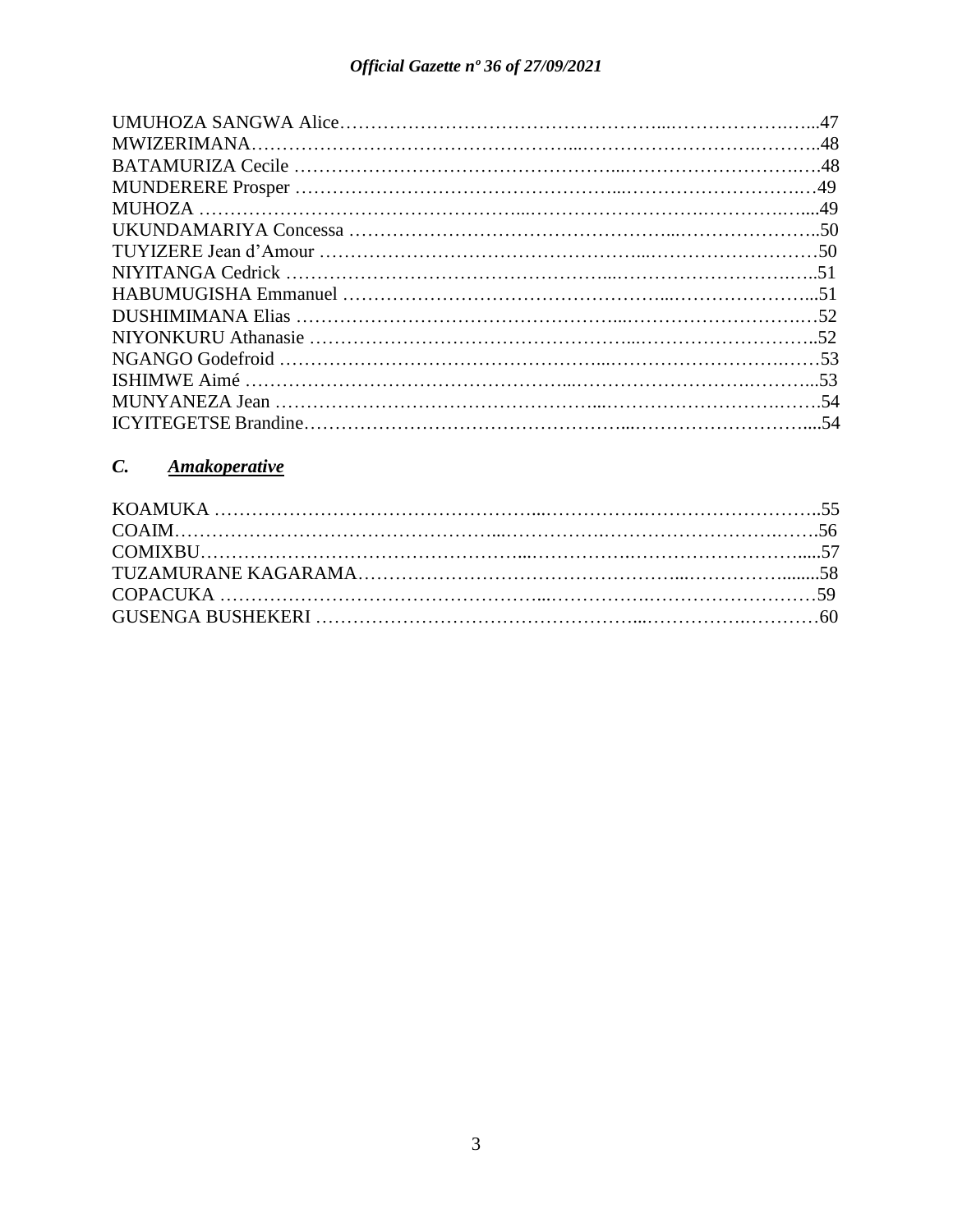UMUHOZA SANGWA Alice……………………………………………...………………….…...47
MWIZERIMANA…………………………………………...……………………….……….48
BATAMURIZA Cecile …………………………………………...………………………….…48
MUNDERERE Prosper …………………………………………...……………………….…49
MUHOZA ………………………………………...……………………….……………….….....49
UKUNDAMARIYA Concessa …………………………………………...…………………..50
TUYIZERE Jean d'Amour …………………………………………...………………………50
NIYITANGA Cedrick …………………………………………...……………………….…..51
HABUMUGISHA Emmanuel …………………………………………...…………………...51
DUSHIMIMANA Elias …………………………………………...……………………….…52
NIYONKURU Athanasie …………………………………………...………………………..52
NGANGO Godefroid ……….……………………………………...……………………….……53
ISHIMWE Aimé …………………………………………...……………………….……...53
MUNYANEZA Jean …………………………………………...……………………….…….54
ICYITEGETSE Brandine…………………………………………...………………………....54

## *C. Amakoperative*

KOAMUKA …………………………………………...…………….……………………..55
COAIM………………………………………...…………….……………………….…….56
COMIXBU……………………………………...…………….………………………......57
TUZAMURANE KAGARAMA…………………………………………...…………….........58
COPACUKA ………………………………………...…………….………………………59
GUSENGA BUSHEKERI …………………………………………...…………….…………60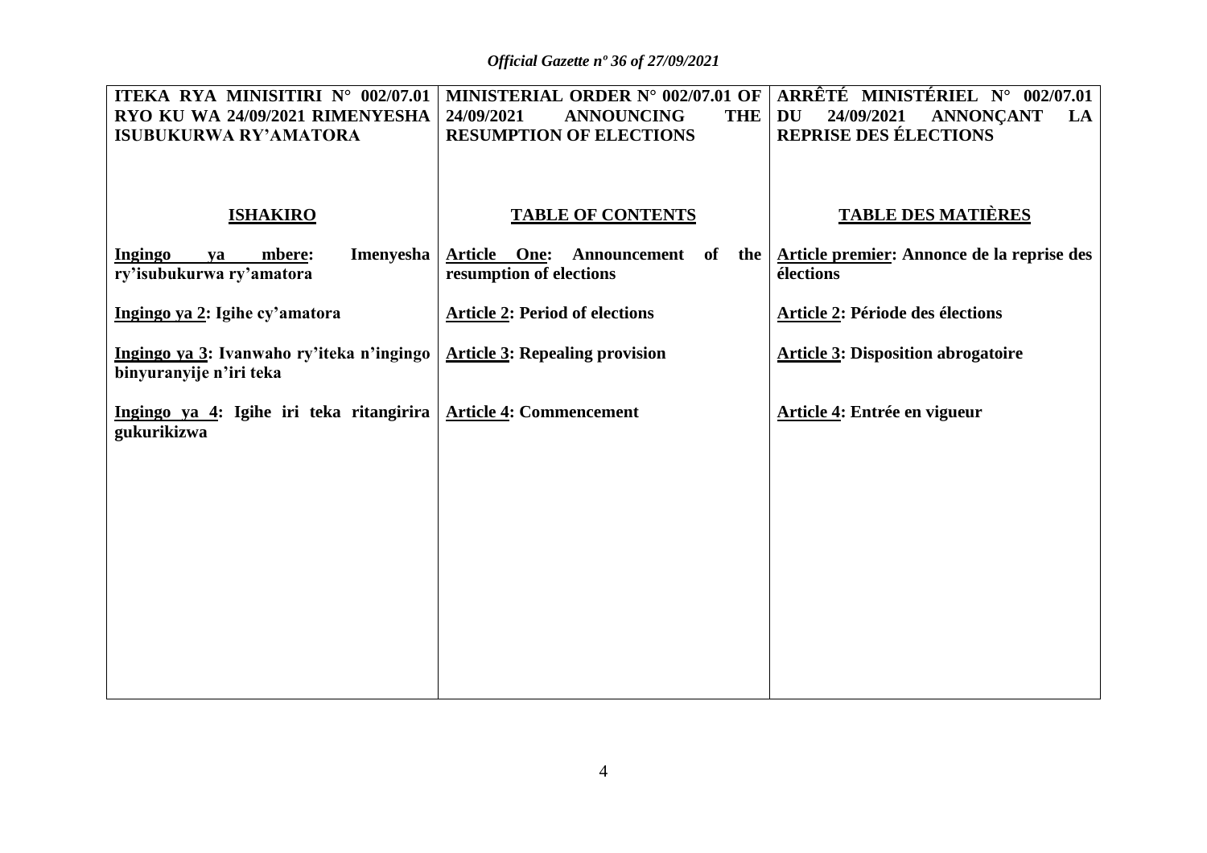| ITEKA RYA MINISITIRI N° 002/07.01 RYO KU WA 24/09/2021 RIMENYESHA ISUBUKURWA RY'AMATORA | MINISTERIAL ORDER N° 002/07.01 OF 24/09/2021 ANNOUNCING THE RESUMPTION OF ELECTIONS | ARRÊTÉ MINISTÉRIEL N° 002/07.01 DU 24/09/2021 ANNONÇANT LA REPRISE DES ÉLECTIONS |
|---|---|---|
| **ISHAKIRO** | **TABLE OF CONTENTS** | **TABLE DES MATIÈRES** |
| **Ingingo ya mbere: Imenyesha ry'isubukurwa ry'amatora** | **Article One: Announcement of the resumption of elections** | **Article premier: Annonce de la reprise des élections** |
| **Ingingo ya 2: Igihe cy'amatora** | **Article 2: Period of elections** | **Article 2: Période des élections** |
| **Ingingo ya 3: Ivanwaho ry'iteka n'ingingo binyuranyije n'iri teka** | **Article 3: Repealing provision** | **Article 3: Disposition abrogatoire** |
| **Ingingo ya 4: Igihe iri teka ritangirira gukurikizwa** | **Article 4: Commencement** | **Article 4: Entrée en vigueur** |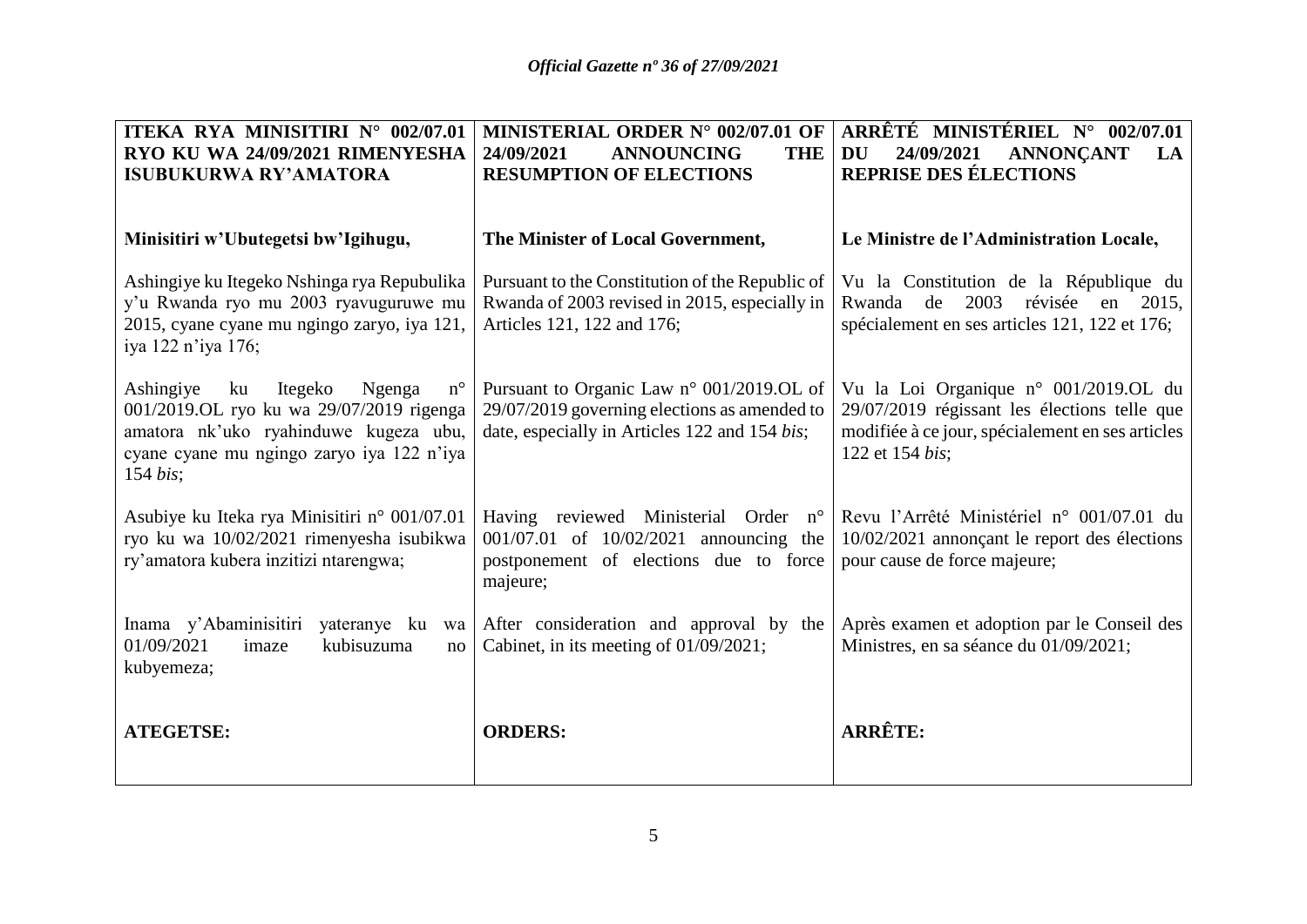| ITEKA RYA MINISITIRI N° 002/07.01 RYO KU WA 24/09/2021 RIMENYESHA ISUBUKURWA RY'AMATORA | MINISTERIAL ORDER N° 002/07.01 OF 24/09/2021 ANNOUNCING THE RESUMPTION OF ELECTIONS | ARRÊTÉ MINISTÉRIEL N° 002/07.01 DU 24/09/2021 ANNONÇANT LA REPRISE DES ÉLECTIONS |
|---|---|---|
| **Minisitiri w'Ubutegetsi bw'Igihugu,** | **The Minister of Local Government,** | **Le Ministre de l'Administration Locale,** |
| Ashingiye ku Itegeko Nshinga rya Repubulika y'u Rwanda ryo mu 2003 ryavuguruwe mu 2015, cyane cyane mu ngingo zaryo, iya 121, iya 122 n'iya 176; | Pursuant to the Constitution of the Republic of Rwanda of 2003 revised in 2015, especially in Articles 121, 122 and 176; | Vu la Constitution de la République du Rwanda de 2003 révisée en 2015, spécialement en ses articles 121, 122 et 176; |
| Ashingiye ku Itegeko Ngenga n° 001/2019.OL ryo ku wa 29/07/2019 rigenga amatora nk'uko ryahinduwe kugeza ubu, cyane cyane mu ngingo zaryo iya 122 n'iya 154 *bis*; | Pursuant to Organic Law n° 001/2019.OL of 29/07/2019 governing elections as amended to date, especially in Articles 122 and 154 *bis*; | Vu la Loi Organique n° 001/2019.OL du 29/07/2019 régissant les élections telle que modifiée à ce jour, spécialement en ses articles 122 et 154 *bis*; |
| Asubiye ku Iteka rya Minisitiri n° 001/07.01 ryo ku wa 10/02/2021 rimenyesha isubikwa ry'amatora kubera inzitizi ntarengwa; | Having reviewed Ministerial Order n° 001/07.01 of 10/02/2021 announcing the postponement of elections due to force majeure; | Revu l'Arrêté Ministériel n° 001/07.01 du 10/02/2021 annonçant le report des élections pour cause de force majeure; |
| Inama y'Abaminisitiri yateranye ku wa 01/09/2021 imaze kubisuzuma no kubyemeza; | After consideration and approval by the Cabinet, in its meeting of 01/09/2021; | Après examen et adoption par le Conseil des Ministres, en sa séance du 01/09/2021; |
| **ATEGETSE:** | **ORDERS:** | **ARRÊTE:** |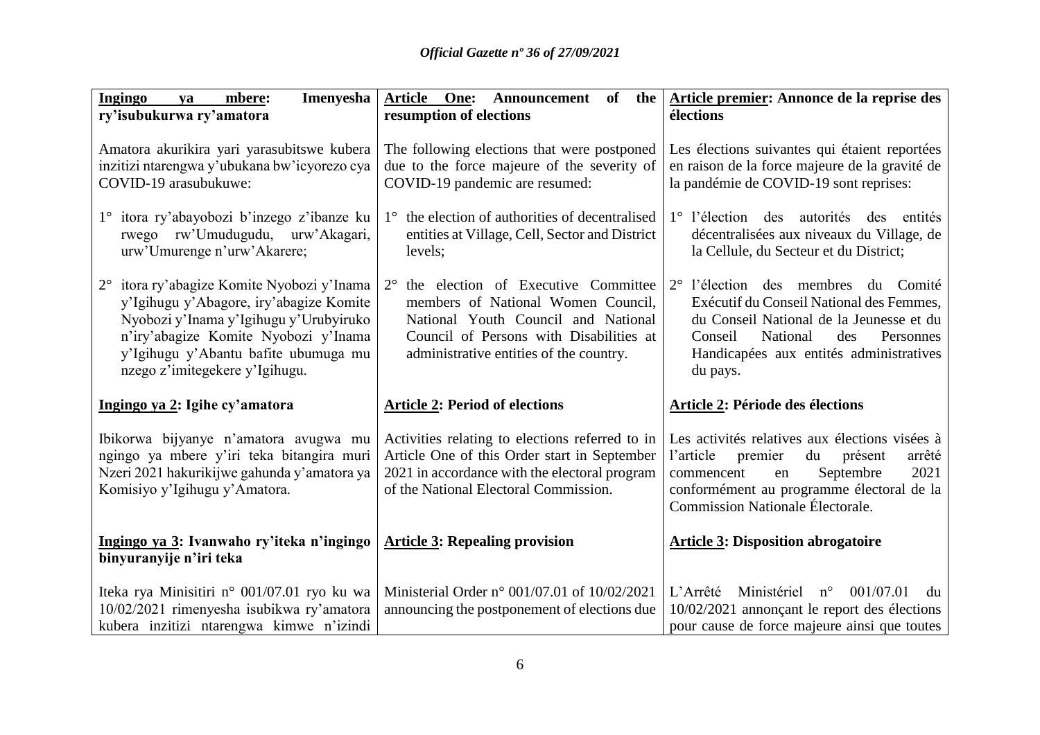| **Ingingo ya mbere: Imenyesha ry'isubukurwa ry'amatora** | **Article One: Announcement of the resumption of elections** | **Article premier: Annonce de la reprise des élections** |
|---|---|---|
| Amatora akurikira yari yarasubitswe kubera inzitizi ntarengwa y'ubukana bw'icyorezo cya COVID-19 arasubukuwe: | The following elections that were postponed due to the force majeure of the severity of COVID-19 pandemic are resumed: | Les élections suivantes qui étaient reportées en raison de la force majeure de la gravité de la pandémie de COVID-19 sont reprises: |
| 1° itora ry'abayobozi b'inzego z'ibanze ku rwego rw'Umudugudu, urw'Akagari, urw'Umurenge n'urw'Akarere; | 1° the election of authorities of decentralised entities at Village, Cell, Sector and District levels; | 1° l'élection des autorités des entités décentralisées aux niveaux du Village, de la Cellule, du Secteur et du District; |
| 2° itora ry'abagize Komite Nyobozi y'Inama y'Igihugu y'Abagore, iry'abagize Komite Nyobozi y'Inama y'Igihugu y'Urubyiruko n'iry'abagize Komite Nyobozi y'Inama y'Igihugu y'Abantu bafite ubumuga mu nzego z'imitegekere y'Igihugu. | 2° the election of Executive Committee members of National Women Council, National Youth Council and National Council of Persons with Disabilities at administrative entities of the country. | 2° l'élection des membres du Comité Exécutif du Conseil National des Femmes, du Conseil National de la Jeunesse et du Conseil National des Personnes Handicapées aux entités administratives du pays. |
| **Ingingo ya 2: Igihe cy'amatora** | **Article 2: Period of elections** | **Article 2: Période des élections** |
| Ibikorwa bijyanye n'amatora avugwa mu ngingo ya mbere y'iri teka bitangira muri Nzeri 2021 hakurikijwe gahunda y'amatora ya Komisiyo y'Igihugu y'Amatora. | Activities relating to elections referred to in Article One of this Order start in September 2021 in accordance with the electoral program of the National Electoral Commission. | Les activités relatives aux élections visées à l'article premier du présent arrêté commencent en Septembre 2021 conformément au programme électoral de la Commission Nationale Électorale. |
| **Ingingo ya 3: Ivanwaho ry'iteka n'ingingo binyuranyije n'iri teka** | **Article 3: Repealing provision** | **Article 3: Disposition abrogatoire** |
| Iteka rya Minisitiri n° 001/07.01 ryo ku wa 10/02/2021 rimenyesha isubikwa ry'amatora kubera inzitizi ntarengwa kimwe n'izindi | Ministerial Order n° 001/07.01 of 10/02/2021 announcing the postponement of elections due | L'Arrêté Ministériel n° 001/07.01 du 10/02/2021 annonçant le report des élections pour cause de force majeure ainsi que toutes |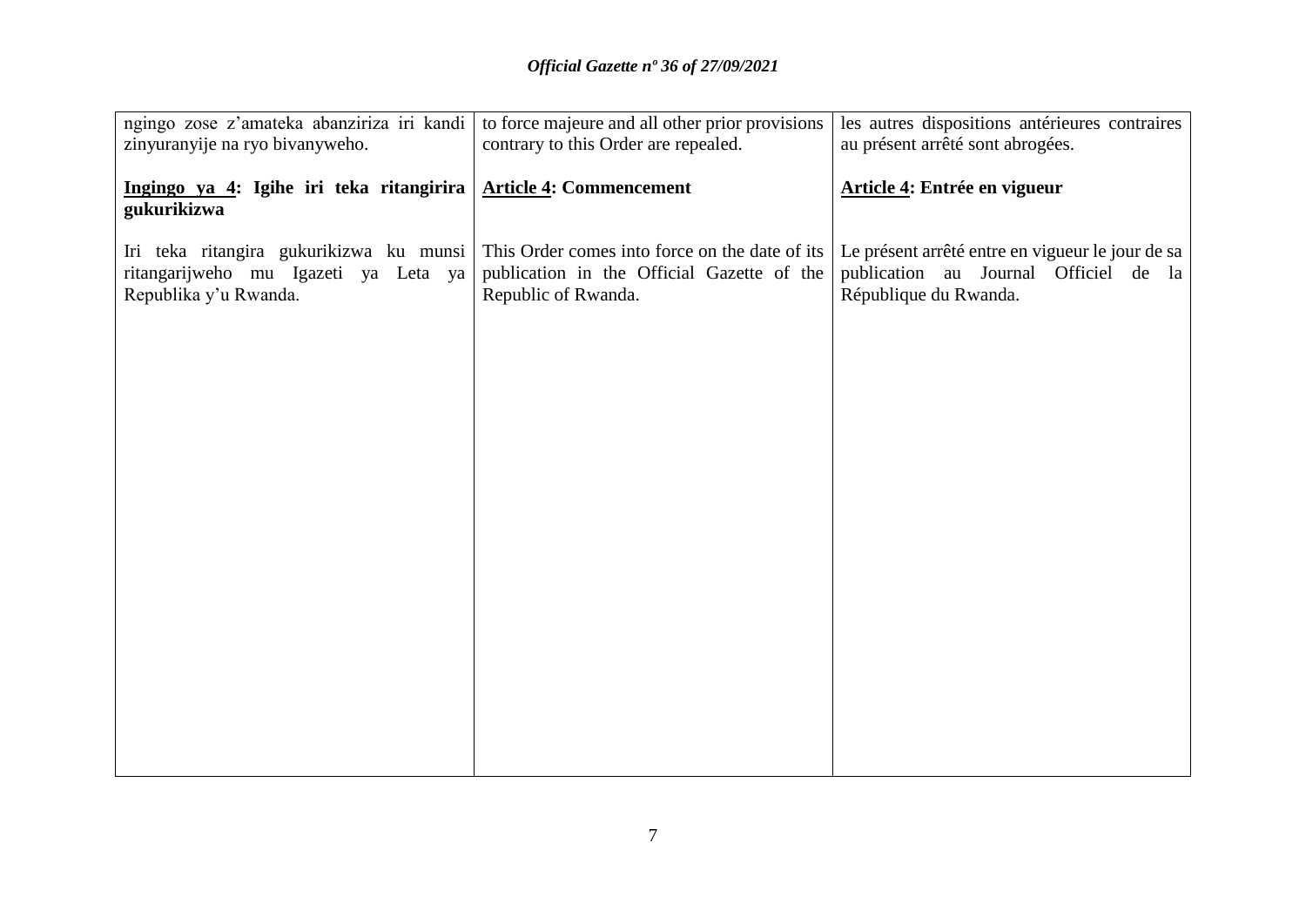| | | |
|---|---|---|
| ngingo zose z'amateka abanziriza iri kandi zinyuranyije na ryo bivanyweho. | to force majeure and all other prior provisions contrary to this Order are repealed. | les autres dispositions antérieures contraires au présent arrêté sont abrogées. |
| **<u>Ingingo ya 4</u>: Igihe iri teka ritangirira gukurikizwa** | **<u>Article 4</u>: Commencement** | **<u>Article 4</u>: Entrée en vigueur** |
| Iri teka ritangira gukurikizwa ku munsi ritangarijweho mu Igazeti ya Leta ya Republika y'u Rwanda. | This Order comes into force on the date of its publication in the Official Gazette of the Republic of Rwanda. | Le présent arrêté entre en vigueur le jour de sa publication au Journal Officiel de la République du Rwanda. |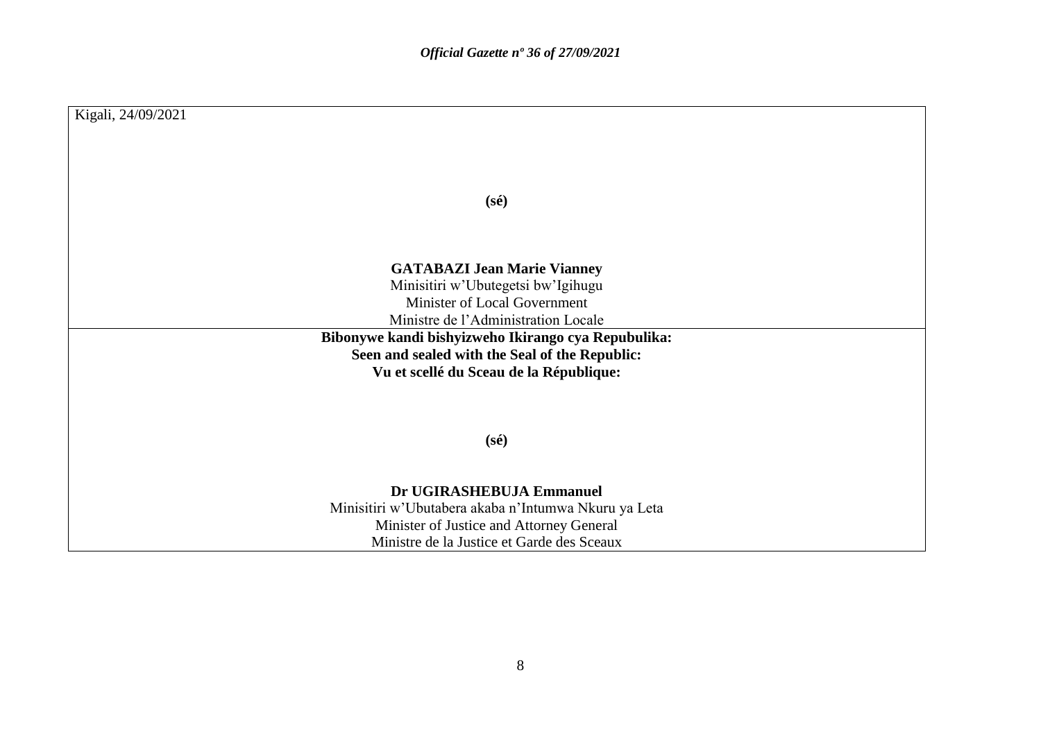Kigali, 24/09/2021

**(sé)**

**GATABAZI Jean Marie Vianney**
Minisitiri w'Ubutegetsi bw'Igihugu
Minister of Local Government
Ministre de l'Administration Locale

**Bibonywe kandi bishyizweho Ikirango cya Repubulika:**
**Seen and sealed with the Seal of the Republic:**
**Vu et scellé du Sceau de la République:**

**(sé)**

**Dr UGIRASHEBUJA Emmanuel**
Minisitiri w'Ubutabera akaba n'Intumwa Nkuru ya Leta
Minister of Justice and Attorney General
Ministre de la Justice et Garde des Sceaux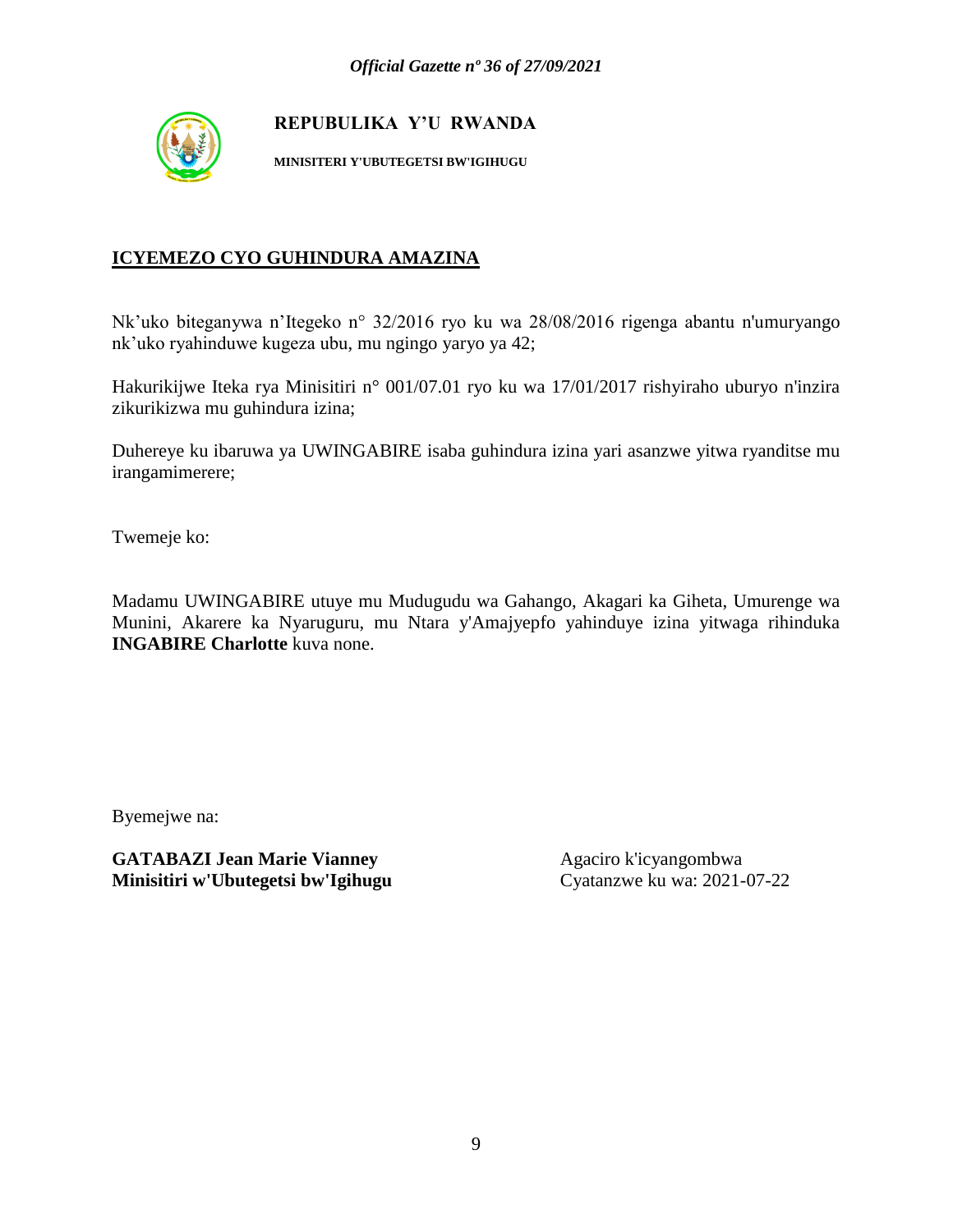**REPUBULIKA Y'U RWANDA**

**MINISITERI Y'UBUTEGETSI BW'IGIHUGU**

**ICYEMEZO CYO GUHINDURA AMAZINA**

Nk'uko biteganywa n'Itegeko n° 32/2016 ryo ku wa 28/08/2016 rigenga abantu n'umuryango nk'uko ryahinduwe kugeza ubu, mu ngingo yaryo ya 42;

Hakurikijwe Iteka rya Minisitiri n° 001/07.01 ryo ku wa 17/01/2017 rishyiraho uburyo n'inzira zikurikizwa mu guhindura izina;

Duhereye ku ibaruwa ya UWINGABIRE isaba guhindura izina yari asanzwe yitwa ryanditse mu irangamimerere;

Twemeje ko:

Madamu UWINGABIRE utuye mu Mudugudu wa Gahango, Akagari ka Giheta, Umurenge wa Munini, Akarere ka Nyaruguru, mu Ntara y'Amajyepfo yahinduye izina yitwaga rihinduka **INGABIRE Charlotte** kuva none.

Byemejwe na:

**GATABAZI Jean Marie Vianney**
**Minisitiri w'Ubutegetsi bw'Igihugu**

Agaciro k'icyangombwa
Cyatanzwe ku wa: 2021-07-22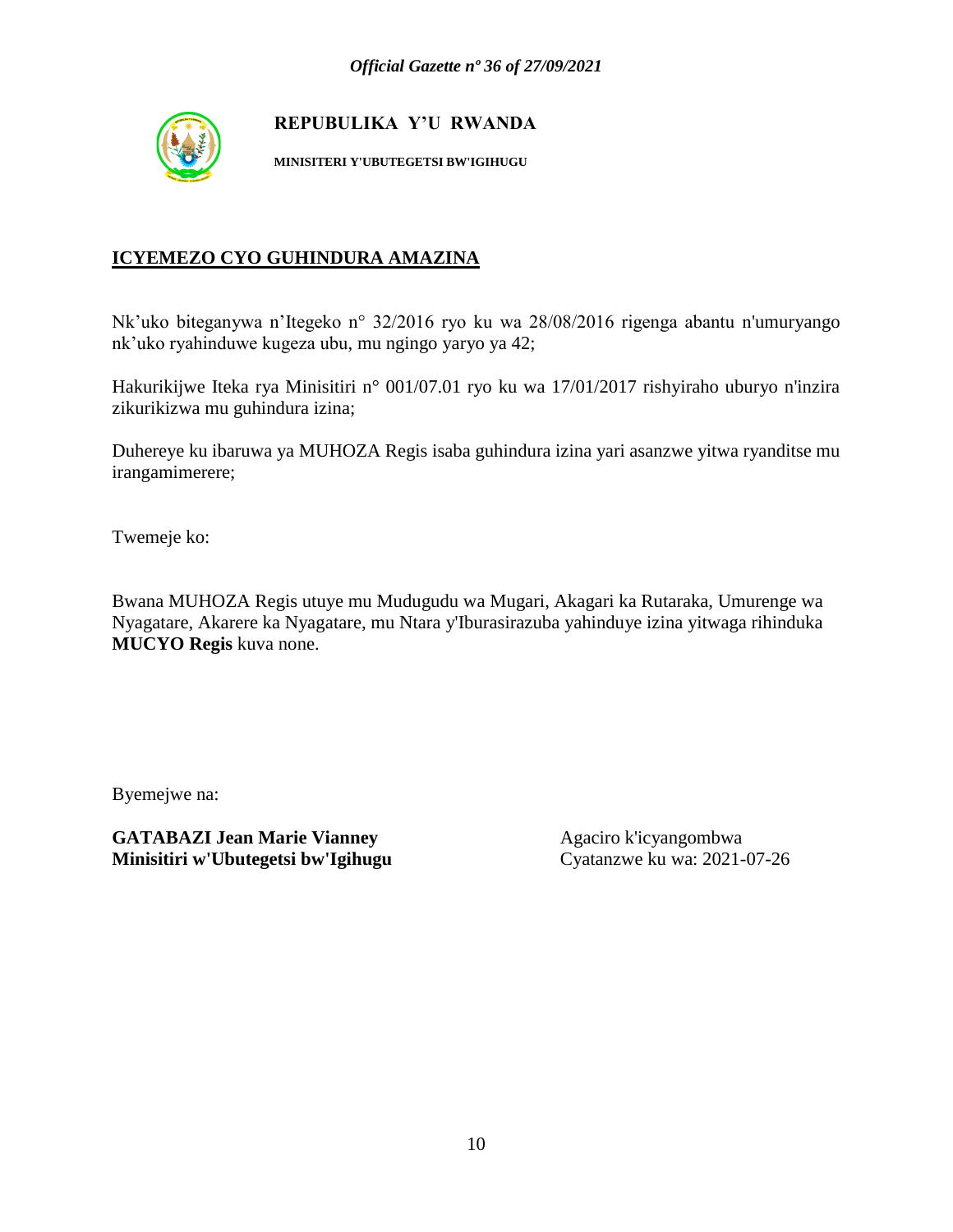**REPUBULIKA Y'U RWANDA**

**MINISITERI Y'UBUTEGETSI BW'IGIHUGU**

## ICYEMEZO CYO GUHINDURA AMAZINA

Nk'uko biteganywa n'Itegeko n° 32/2016 ryo ku wa 28/08/2016 rigenga abantu n'umuryango nk'uko ryahinduwe kugeza ubu, mu ngingo yaryo ya 42;

Hakurikijwe Iteka rya Minisitiri n° 001/07.01 ryo ku wa 17/01/2017 rishyiraho uburyo n'inzira zikurikizwa mu guhindura izina;

Duhereye ku ibaruwa ya MUHOZA Regis isaba guhindura izina yari asanzwe yitwa ryanditse mu irangamimerere;

Twemeje ko:

Bwana MUHOZA Regis utuye mu Mudugudu wa Mugari, Akagari ka Rutaraka, Umurenge wa Nyagatare, Akarere ka Nyagatare, mu Ntara y'Iburasirazuba yahinduye izina yitwaga rihinduka **MUCYO Regis** kuva none.

Byemejwe na:

**GATABAZI Jean Marie Vianney**
**Minisitiri w'Ubutegetsi bw'Igihugu**

Agaciro k'icyangombwa
Cyatanzwe ku wa: 2021-07-26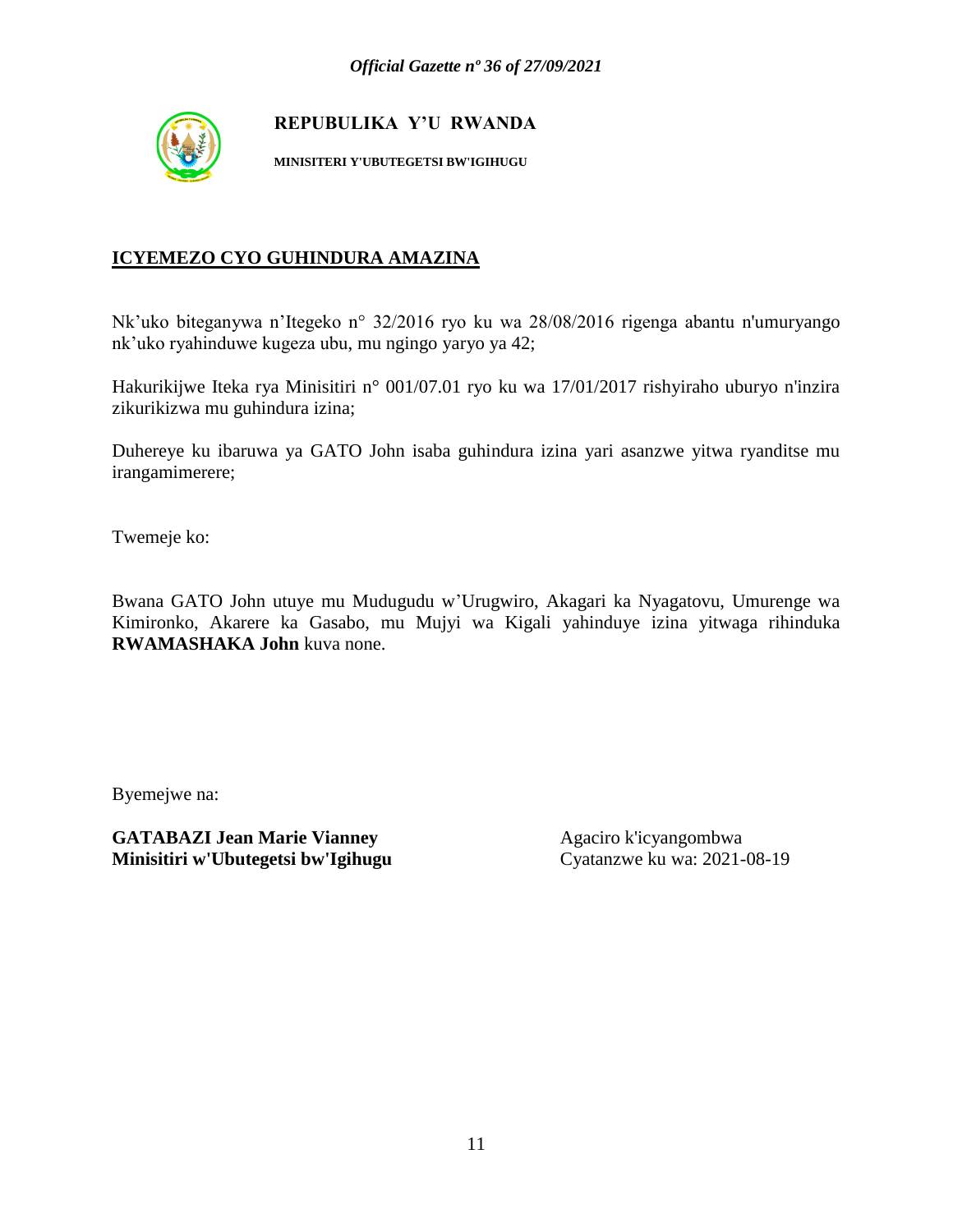**REPUBULIKA Y'U RWANDA**

**MINISITERI Y'UBUTEGETSI BW'IGIHUGU**

## ICYEMEZO CYO GUHINDURA AMAZINA

Nk'uko biteganywa n'Itegeko n° 32/2016 ryo ku wa 28/08/2016 rigenga abantu n'umuryango nk'uko ryahinduwe kugeza ubu, mu ngingo yaryo ya 42;

Hakurikijwe Iteka rya Minisitiri n° 001/07.01 ryo ku wa 17/01/2017 rishyiraho uburyo n'inzira zikurikizwa mu guhindura izina;

Duhereye ku ibaruwa ya GATO John isaba guhindura izina yari asanzwe yitwa ryanditse mu irangamimerere;

Twemeje ko:

Bwana GATO John utuye mu Mudugudu w'Urugwiro, Akagari ka Nyagatovu, Umurenge wa Kimironko, Akarere ka Gasabo, mu Mujyi wa Kigali yahinduye izina yitwaga rihinduka **RWAMASHAKA John** kuva none.

Byemejwe na:

**GATABAZI Jean Marie Vianney**
**Minisitiri w'Ubutegetsi bw'Igihugu**

Agaciro k'icyangombwa
Cyatanzwe ku wa: 2021-08-19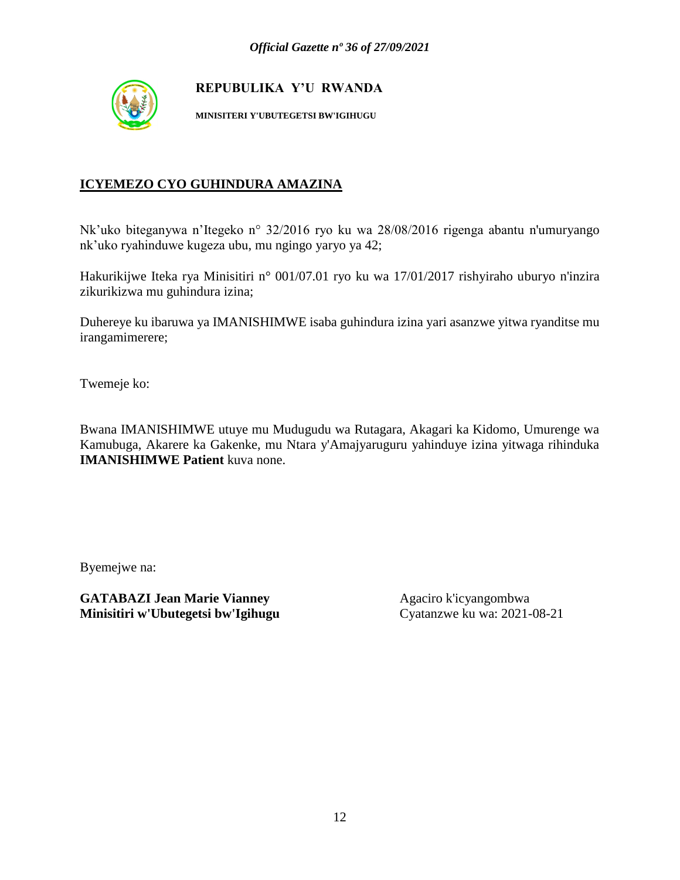**REPUBULIKA Y'U RWANDA**

**MINISITERI Y'UBUTEGETSI BW'IGIHUGU**

## ICYEMEZO CYO GUHINDURA AMAZINA

Nk'uko biteganywa n'Itegeko n° 32/2016 ryo ku wa 28/08/2016 rigenga abantu n'umuryango nk'uko ryahinduwe kugeza ubu, mu ngingo yaryo ya 42;

Hakurikijwe Iteka rya Minisitiri n° 001/07.01 ryo ku wa 17/01/2017 rishyiraho uburyo n'inzira zikurikizwa mu guhindura izina;

Duhereye ku ibaruwa ya IMANISHIMWE isaba guhindura izina yari asanzwe yitwa ryanditse mu irangamimerere;

Twemeje ko:

Bwana IMANISHIMWE utuye mu Mudugudu wa Rutagara, Akagari ka Kidomo, Umurenge wa Kamubuga, Akarere ka Gakenke, mu Ntara y'Amajyaruguru yahinduye izina yitwaga rihinduka **IMANISHIMWE Patient** kuva none.

Byemejwe na:

**GATABAZI Jean Marie Vianney**
**Minisitiri w'Ubutegetsi bw'Igihugu**

Agaciro k'icyangombwa
Cyatanzwe ku wa: 2021-08-21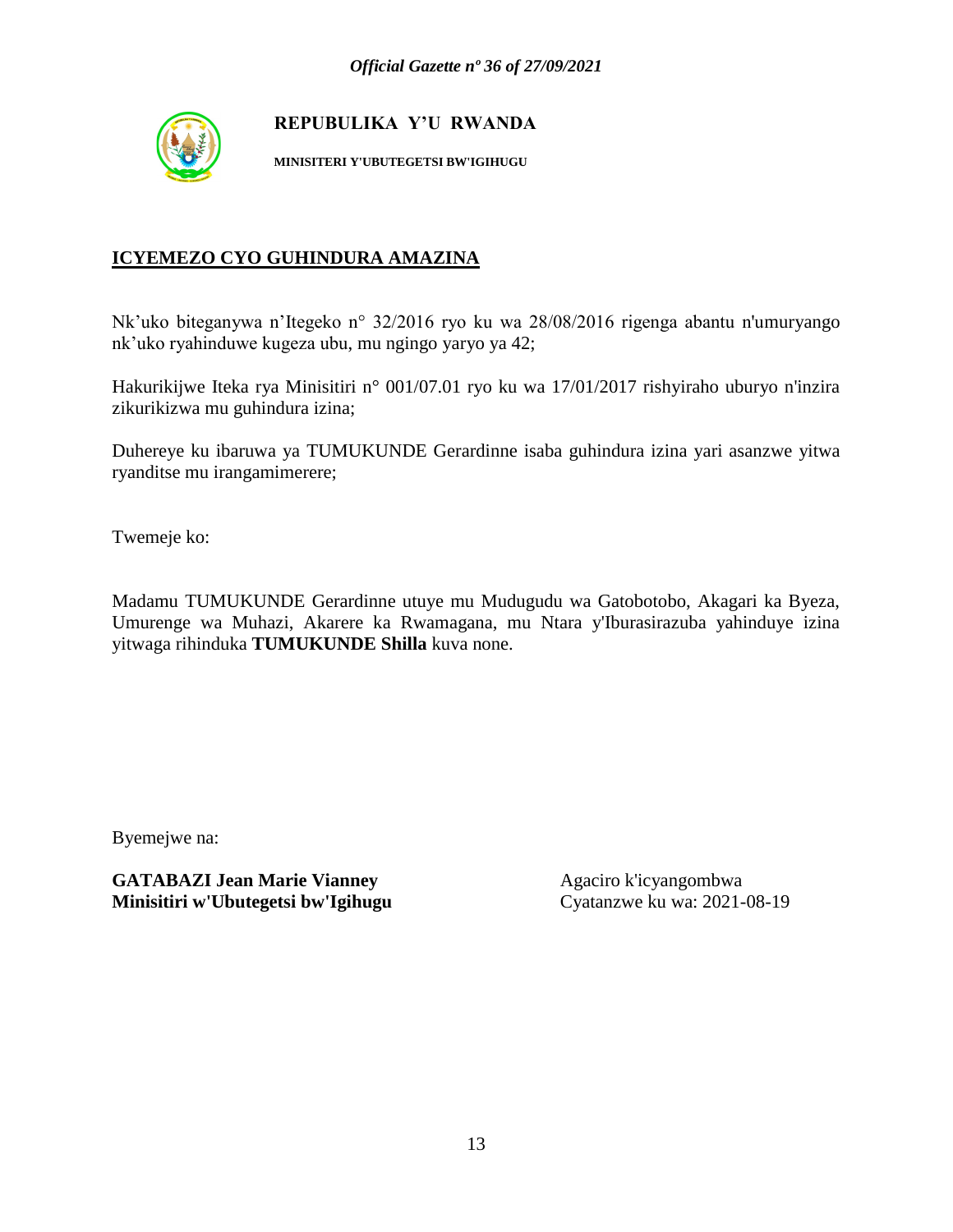**REPUBULIKA Y'U RWANDA**

**MINISITERI Y'UBUTEGETSI BW'IGIHUGU**

## ICYEMEZO CYO GUHINDURA AMAZINA

Nk'uko biteganywa n'Itegeko n° 32/2016 ryo ku wa 28/08/2016 rigenga abantu n'umuryango nk'uko ryahinduwe kugeza ubu, mu ngingo yaryo ya 42;

Hakurikijwe Iteka rya Minisitiri n° 001/07.01 ryo ku wa 17/01/2017 rishyiraho uburyo n'inzira zikurikizwa mu guhindura izina;

Duhereye ku ibaruwa ya TUMUKUNDE Gerardinne isaba guhindura izina yari asanzwe yitwa ryanditse mu irangamimerere;

Twemeje ko:

Madamu TUMUKUNDE Gerardinne utuye mu Mudugudu wa Gatobotobo, Akagari ka Byeza, Umurenge wa Muhazi, Akarere ka Rwamagana, mu Ntara y'Iburasirazuba yahinduye izina yitwaga rihinduka **TUMUKUNDE Shilla** kuva none.

Byemejwe na:

**GATABAZI Jean Marie Vianney**
**Minisitiri w'Ubutegetsi bw'Igihugu**

Agaciro k'icyangombwa
Cyatanzwe ku wa: 2021-08-19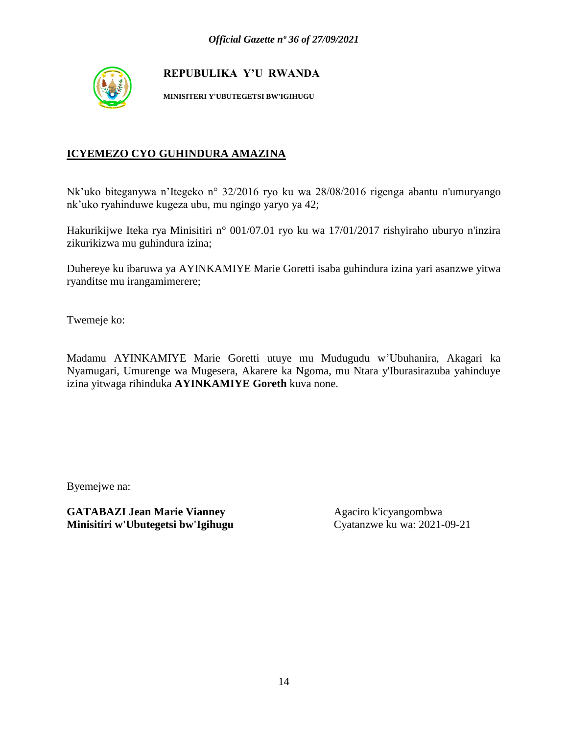**REPUBULIKA Y'U RWANDA**

**MINISITERI Y'UBUTEGETSI BW'IGIHUGU**

## ICYEMEZO CYO GUHINDURA AMAZINA

Nk'uko biteganywa n'Itegeko n° 32/2016 ryo ku wa 28/08/2016 rigenga abantu n'umuryango nk'uko ryahinduwe kugeza ubu, mu ngingo yaryo ya 42;

Hakurikijwe Iteka rya Minisitiri n° 001/07.01 ryo ku wa 17/01/2017 rishyiraho uburyo n'inzira zikurikizwa mu guhindura izina;

Duhereye ku ibaruwa ya AYINKAMIYE Marie Goretti isaba guhindura izina yari asanzwe yitwa ryanditse mu irangamimerere;

Twemeje ko:

Madamu AYINKAMIYE Marie Goretti utuye mu Mudugudu w'Ubuhanira, Akagari ka Nyamugari, Umurenge wa Mugesera, Akarere ka Ngoma, mu Ntara y'Iburasirazuba yahinduye izina yitwaga rihinduka **AYINKAMIYE Goreth** kuva none.

Byemejwe na:

**GATABAZI Jean Marie Vianney**
**Minisitiri w'Ubutegetsi bw'Igihugu**

Agaciro k'icyangombwa
Cyatanzwe ku wa: 2021-09-21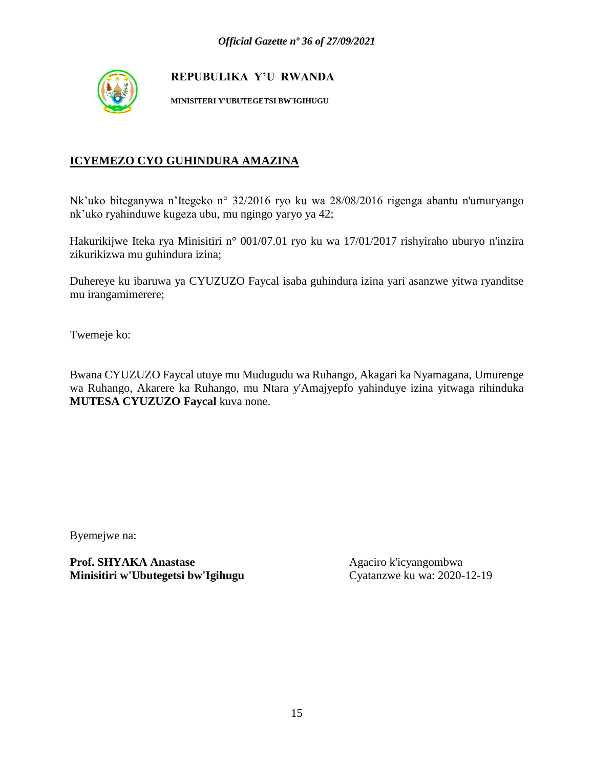**REPUBULIKA Y'U RWANDA**

**MINISITERI Y'UBUTEGETSI BW'IGIHUGU**

**ICYEMEZO CYO GUHINDURA AMAZINA**

Nk'uko biteganywa n'Itegeko n° 32/2016 ryo ku wa 28/08/2016 rigenga abantu n'umuryango nk'uko ryahinduwe kugeza ubu, mu ngingo yaryo ya 42;

Hakurikijwe Iteka rya Minisitiri n° 001/07.01 ryo ku wa 17/01/2017 rishyiraho uburyo n'inzira zikurikizwa mu guhindura izina;

Duhereye ku ibaruwa ya CYUZUZO Faycal isaba guhindura izina yari asanzwe yitwa ryanditse mu irangamimerere;

Twemeje ko:

Bwana CYUZUZO Faycal utuye mu Mudugudu wa Ruhango, Akagari ka Nyamagana, Umurenge wa Ruhango, Akarere ka Ruhango, mu Ntara y'Amajyepfo yahinduye izina yitwaga rihinduka **MUTESA CYUZUZO Faycal** kuva none.

Byemejwe na:

**Prof. SHYAKA Anastase**
**Minisitiri w'Ubutegetsi bw'Igihugu**

Agaciro k'icyangombwa
Cyatanzwe ku wa: 2020-12-19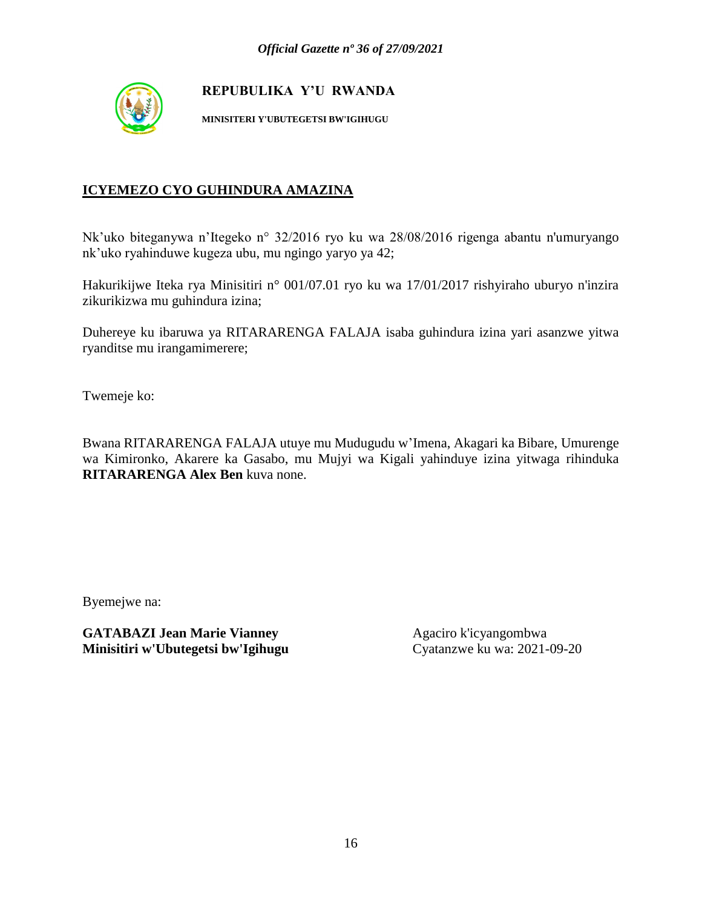**REPUBULIKA Y'U RWANDA**

**MINISITERI Y'UBUTEGETSI BW'IGIHUGU**

## ICYEMEZO CYO GUHINDURA AMAZINA

Nk'uko biteganywa n'Itegeko n° 32/2016 ryo ku wa 28/08/2016 rigenga abantu n'umuryango nk'uko ryahinduwe kugeza ubu, mu ngingo yaryo ya 42;

Hakurikijwe Iteka rya Minisitiri n° 001/07.01 ryo ku wa 17/01/2017 rishyiraho uburyo n'inzira zikurikizwa mu guhindura izina;

Duhereye ku ibaruwa ya RITARARENGA FALAJA isaba guhindura izina yari asanzwe yitwa ryanditse mu irangamimerere;

Twemeje ko:

Bwana RITARARENGA FALAJA utuye mu Mudugudu w'Imena, Akagari ka Bibare, Umurenge wa Kimironko, Akarere ka Gasabo, mu Mujyi wa Kigali yahinduye izina yitwaga rihinduka **RITARARENGA Alex Ben** kuva none.

Byemejwe na:

**GATABAZI Jean Marie Vianney**
**Minisitiri w'Ubutegetsi bw'Igihugu**

Agaciro k'icyangombwa
Cyatanzwe ku wa: 2021-09-20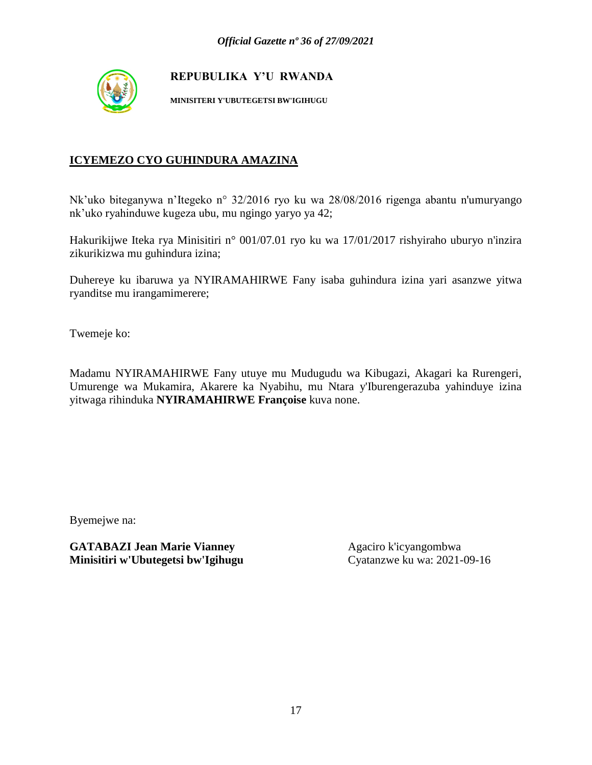**REPUBULIKA Y'U RWANDA**

**MINISITERI Y'UBUTEGETSI BW'IGIHUGU**

## ICYEMEZO CYO GUHINDURA AMAZINA

Nk'uko biteganywa n'Itegeko n° 32/2016 ryo ku wa 28/08/2016 rigenga abantu n'umuryango nk'uko ryahinduwe kugeza ubu, mu ngingo yaryo ya 42;

Hakurikijwe Iteka rya Minisitiri n° 001/07.01 ryo ku wa 17/01/2017 rishyiraho uburyo n'inzira zikurikizwa mu guhindura izina;

Duhereye ku ibaruwa ya NYIRAMAHIRWE Fany isaba guhindura izina yari asanzwe yitwa ryanditse mu irangamimerere;

Twemeje ko:

Madamu NYIRAMAHIRWE Fany utuye mu Mudugudu wa Kibugazi, Akagari ka Rurengeri, Umurenge wa Mukamira, Akarere ka Nyabihu, mu Ntara y'Iburengerazuba yahinduye izina yitwaga rihinduka **NYIRAMAHIRWE Françoise** kuva none.

Byemejwe na:

**GATABAZI Jean Marie Vianney**
**Minisitiri w'Ubutegetsi bw'Igihugu**

Agaciro k'icyangombwa
Cyatanzwe ku wa: 2021-09-16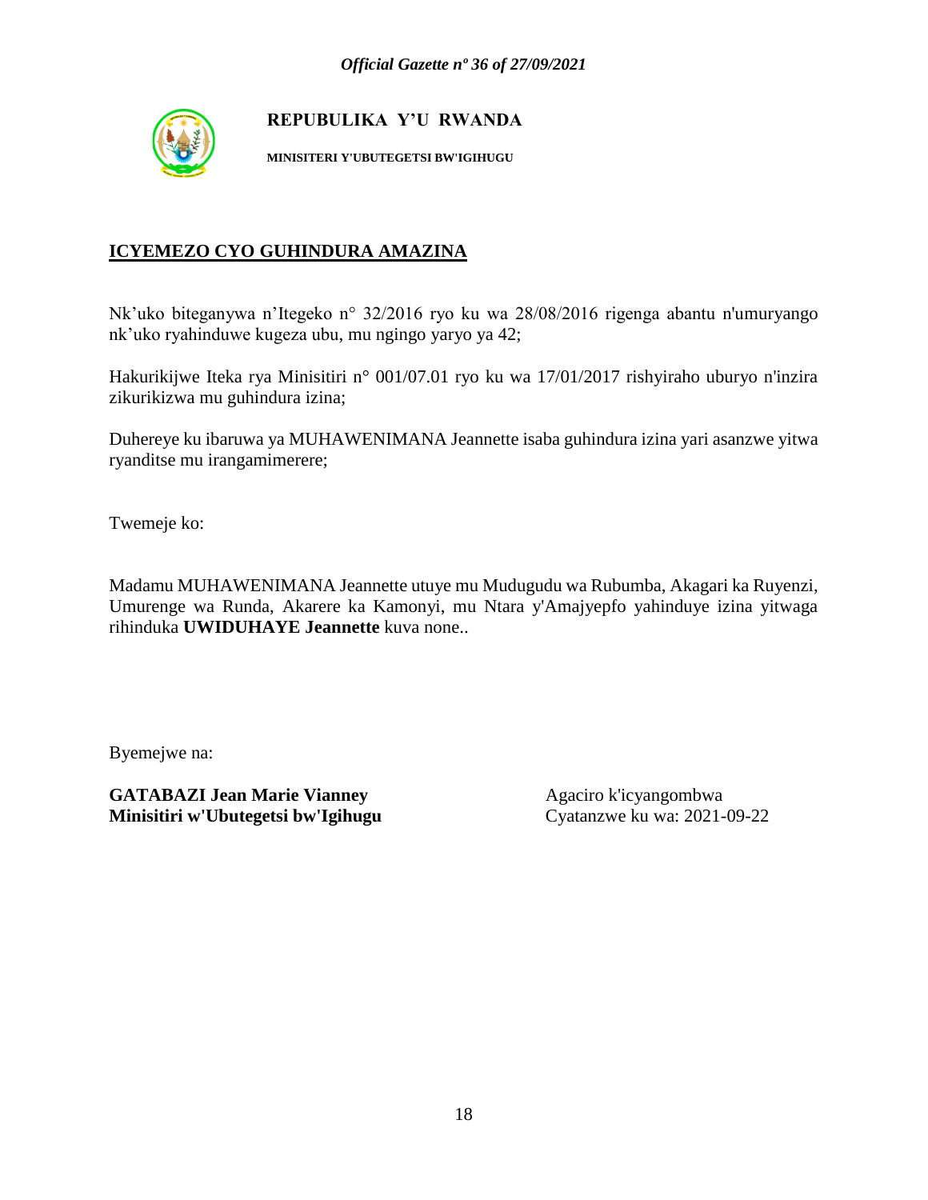**REPUBULIKA Y'U RWANDA**

**MINISITERI Y'UBUTEGETSI BW'IGIHUGU**

## ICYEMEZO CYO GUHINDURA AMAZINA

Nk'uko biteganywa n'Itegeko n° 32/2016 ryo ku wa 28/08/2016 rigenga abantu n'umuryango nk'uko ryahinduwe kugeza ubu, mu ngingo yaryo ya 42;

Hakurikijwe Iteka rya Minisitiri n° 001/07.01 ryo ku wa 17/01/2017 rishyiraho uburyo n'inzira zikurikizwa mu guhindura izina;

Duhereye ku ibaruwa ya MUHAWENIMANA Jeannette isaba guhindura izina yari asanzwe yitwa ryanditse mu irangamimerere;

Twemeje ko:

Madamu MUHAWENIMANA Jeannette utuye mu Mudugudu wa Rubumba, Akagari ka Ruyenzi, Umurenge wa Runda, Akarere ka Kamonyi, mu Ntara y'Amajyepfo yahinduye izina yitwaga rihinduka **UWIDUHAYE Jeannette** kuva none..

Byemejwe na:

**GATABAZI Jean Marie Vianney**
**Minisitiri w'Ubutegetsi bw'Igihugu**

Agaciro k'icyangombwa
Cyatanzwe ku wa: 2021-09-22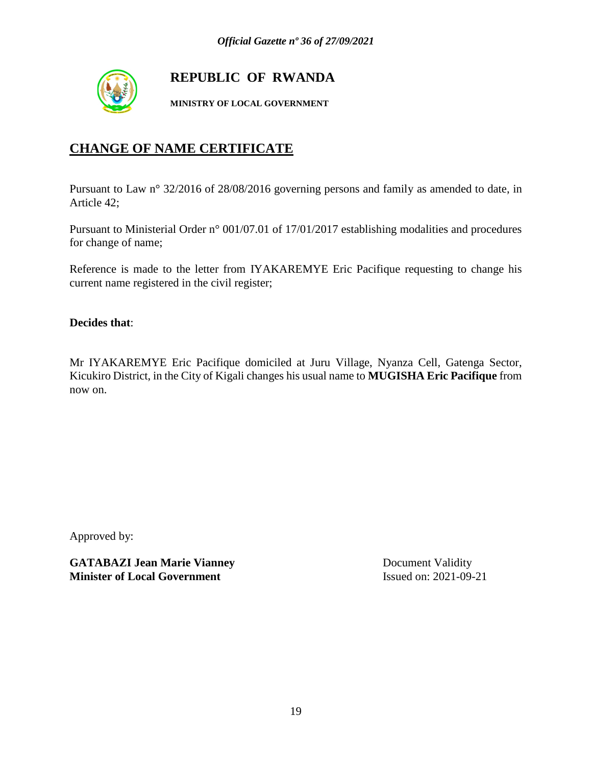# REPUBLIC OF RWANDA

**MINISTRY OF LOCAL GOVERNMENT**

## CHANGE OF NAME CERTIFICATE

Pursuant to Law n° 32/2016 of 28/08/2016 governing persons and family as amended to date, in Article 42;

Pursuant to Ministerial Order n° 001/07.01 of 17/01/2017 establishing modalities and procedures for change of name;

Reference is made to the letter from IYAKAREMYE Eric Pacifique requesting to change his current name registered in the civil register;

**Decides that**:

Mr IYAKAREMYE Eric Pacifique domiciled at Juru Village, Nyanza Cell, Gatenga Sector, Kicukiro District, in the City of Kigali changes his usual name to **MUGISHA Eric Pacifique** from now on.

Approved by:

**GATABAZI Jean Marie Vianney**
**Minister of Local Government**

Document Validity
Issued on: 2021-09-21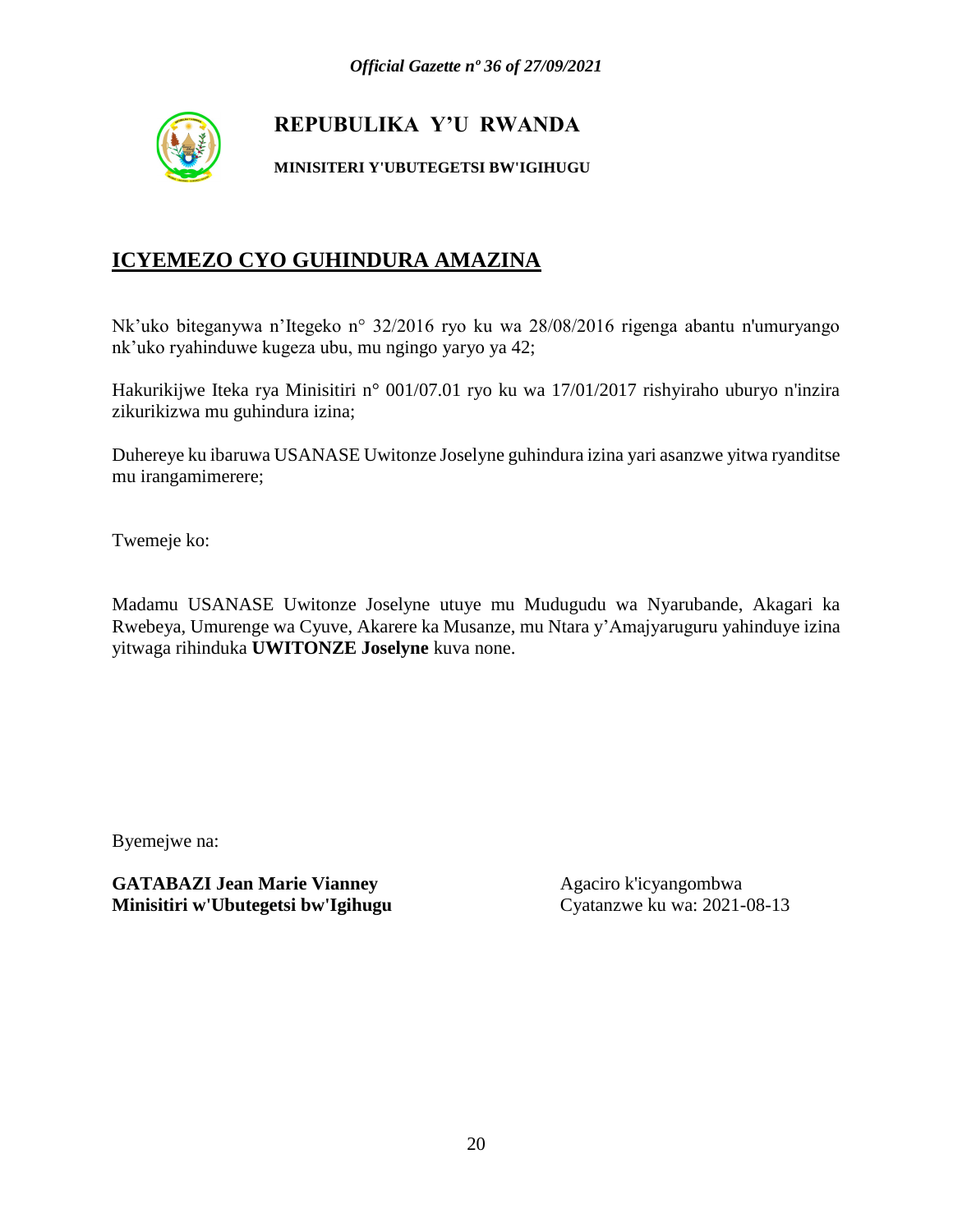**REPUBULIKA Y'U RWANDA**

**MINISITERI Y'UBUTEGETSI BW'IGIHUGU**

# ICYEMEZO CYO GUHINDURA AMAZINA

Nk'uko biteganywa n'Itegeko n° 32/2016 ryo ku wa 28/08/2016 rigenga abantu n'umuryango nk'uko ryahinduwe kugeza ubu, mu ngingo yaryo ya 42;

Hakurikijwe Iteka rya Minisitiri n° 001/07.01 ryo ku wa 17/01/2017 rishyiraho uburyo n'inzira zikurikizwa mu guhindura izina;

Duhereye ku ibaruwa USANASE Uwitonze Joselyne guhindura izina yari asanzwe yitwa ryanditse mu irangamimerere;

Twemeje ko:

Madamu USANASE Uwitonze Joselyne utuye mu Mudugudu wa Nyarubande, Akagari ka Rwebeya, Umurenge wa Cyuve, Akarere ka Musanze, mu Ntara y'Amajyaruguru yahinduye izina yitwaga rihinduka **UWITONZE Joselyne** kuva none.

Byemejwe na:

**GATABAZI Jean Marie Vianney**
**Minisitiri w'Ubutegetsi bw'Igihugu**

Agaciro k'icyangombwa
Cyatanzwe ku wa: 2021-08-13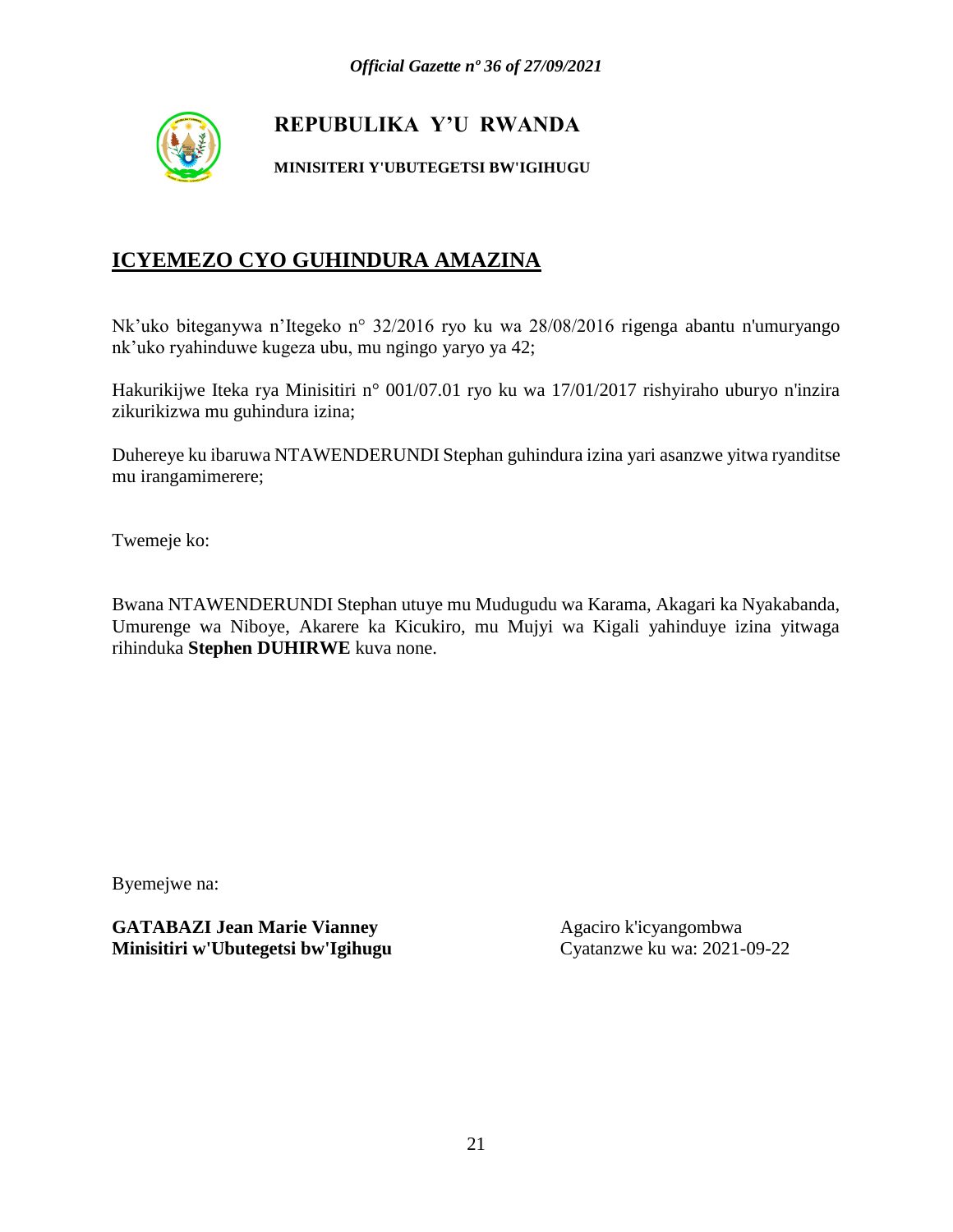**REPUBULIKA Y'U RWANDA**

**MINISITERI Y'UBUTEGETSI BW'IGIHUGU**

## ICYEMEZO CYO GUHINDURA AMAZINA

Nk'uko biteganywa n'Itegeko n° 32/2016 ryo ku wa 28/08/2016 rigenga abantu n'umuryango nk'uko ryahinduwe kugeza ubu, mu ngingo yaryo ya 42;

Hakurikijwe Iteka rya Minisitiri n° 001/07.01 ryo ku wa 17/01/2017 rishyiraho uburyo n'inzira zikurikizwa mu guhindura izina;

Duhereye ku ibaruwa NTAWENDERUNDI Stephan guhindura izina yari asanzwe yitwa ryanditse mu irangamimerere;

Twemeje ko:

Bwana NTAWENDERUNDI Stephan utuye mu Mudugudu wa Karama, Akagari ka Nyakabanda, Umurenge wa Niboye, Akarere ka Kicukiro, mu Mujyi wa Kigali yahinduye izina yitwaga rihinduka **Stephen DUHIRWE** kuva none.

Byemejwe na:

**GATABAZI Jean Marie Vianney**
**Minisitiri w'Ubutegetsi bw'Igihugu**

Agaciro k'icyangombwa
Cyatanzwe ku wa: 2021-09-22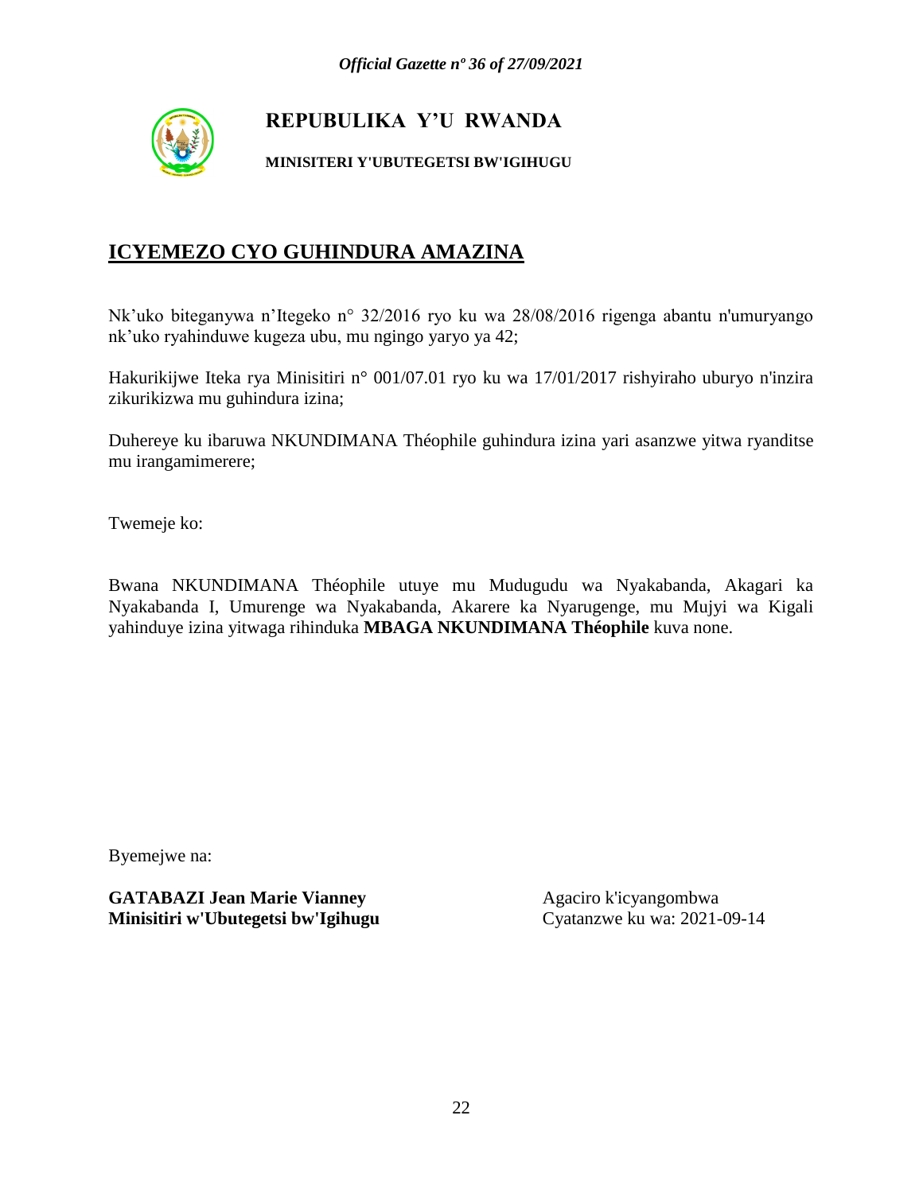# REPUBULIKA Y'U RWANDA

**MINISITERI Y'UBUTEGETSI BW'IGIHUGU**

## ICYEMEZO CYO GUHINDURA AMAZINA

Nk'uko biteganywa n'Itegeko n° 32/2016 ryo ku wa 28/08/2016 rigenga abantu n'umuryango nk'uko ryahinduwe kugeza ubu, mu ngingo yaryo ya 42;

Hakurikijwe Iteka rya Minisitiri n° 001/07.01 ryo ku wa 17/01/2017 rishyiraho uburyo n'inzira zikurikizwa mu guhindura izina;

Duhereye ku ibaruwa NKUNDIMANA Théophile guhindura izina yari asanzwe yitwa ryanditse mu irangamimerere;

Twemeje ko:

Bwana NKUNDIMANA Théophile utuye mu Mudugudu wa Nyakabanda, Akagari ka Nyakabanda I, Umurenge wa Nyakabanda, Akarere ka Nyarugenge, mu Mujyi wa Kigali yahinduye izina yitwaga rihinduka **MBAGA NKUNDIMANA Théophile** kuva none.

Byemejwe na:

**GATABAZI Jean Marie Vianney**
**Minisitiri w'Ubutegetsi bw'Igihugu**

Agaciro k'icyangombwa
Cyatanzwe ku wa: 2021-09-14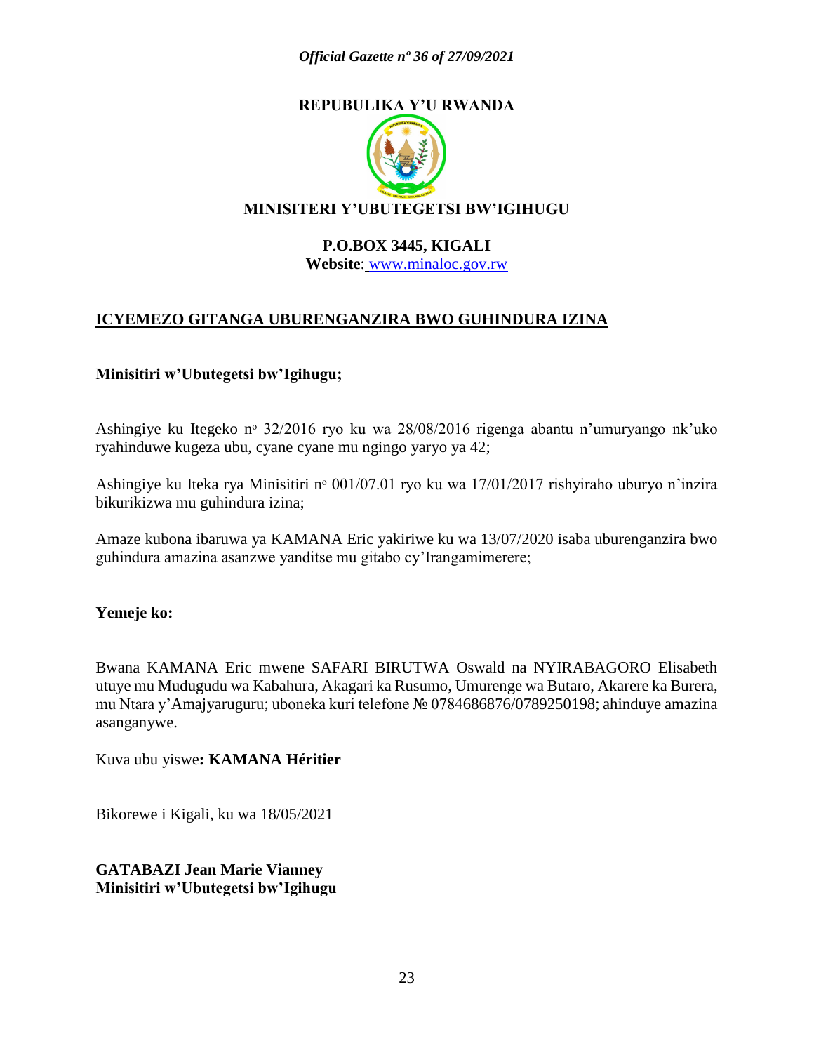**REPUBULIKA Y'U RWANDA**

**MINISITERI Y'UBUTEGETSI BW'IGIHUGU**

**P.O.BOX 3445, KIGALI**
**Website**: www.minaloc.gov.rw

**ICYEMEZO GITANGA UBURENGANZIRA BWO GUHINDURA IZINA**

**Minisitiri w'Ubutegetsi bw'Igihugu;**

Ashingiye ku Itegeko nº 32/2016 ryo ku wa 28/08/2016 rigenga abantu n'umuryango nk'uko ryahinduwe kugeza ubu, cyane cyane mu ngingo yaryo ya 42;

Ashingiye ku Iteka rya Minisitiri nº 001/07.01 ryo ku wa 17/01/2017 rishyiraho uburyo n'inzira bikurikizwa mu guhindura izina;

Amaze kubona ibaruwa ya KAMANA Eric yakiriwe ku wa 13/07/2020 isaba uburenganzira bwo guhindura amazina asanzwe yanditse mu gitabo cy'Irangamimerere;

**Yemeje ko:**

Bwana KAMANA Eric mwene SAFARI BIRUTWA Oswald na NYIRABAGORO Elisabeth utuye mu Mudugudu wa Kabahura, Akagari ka Rusumo, Umurenge wa Butaro, Akarere ka Burera, mu Ntara y'Amajyaruguru; uboneka kuri telefone № 0784686876/0789250198; ahinduye amazina asanganywe.

Kuva ubu yiswe**: KAMANA Héritier**

Bikorewe i Kigali, ku wa 18/05/2021

**GATABAZI Jean Marie Vianney**
**Minisitiri w'Ubutegetsi bw'Igihugu**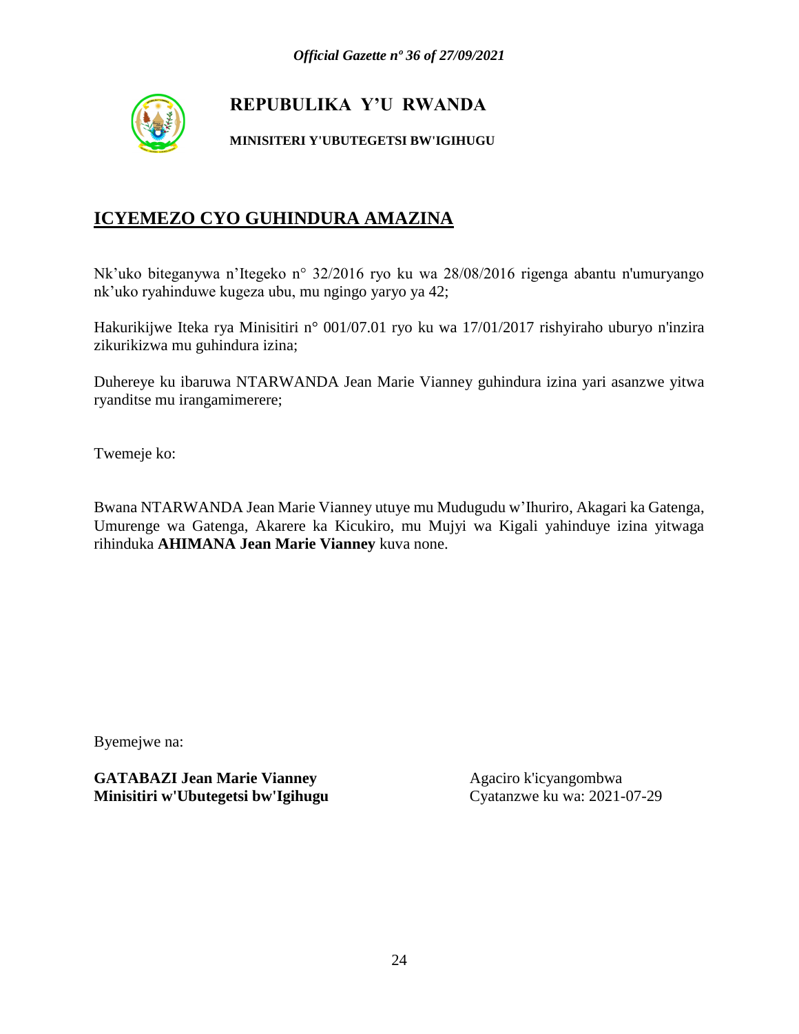**REPUBULIKA Y'U RWANDA**

**MINISITERI Y'UBUTEGETSI BW'IGIHUGU**

## ICYEMEZO CYO GUHINDURA AMAZINA

Nk'uko biteganywa n'Itegeko n° 32/2016 ryo ku wa 28/08/2016 rigenga abantu n'umuryango nk'uko ryahinduwe kugeza ubu, mu ngingo yaryo ya 42;

Hakurikijwe Iteka rya Minisitiri n° 001/07.01 ryo ku wa 17/01/2017 rishyiraho uburyo n'inzira zikurikizwa mu guhindura izina;

Duhereye ku ibaruwa NTARWANDA Jean Marie Vianney guhindura izina yari asanzwe yitwa ryanditse mu irangamimerere;

Twemeje ko:

Bwana NTARWANDA Jean Marie Vianney utuye mu Mudugudu w'Ihuriro, Akagari ka Gatenga, Umurenge wa Gatenga, Akarere ka Kicukiro, mu Mujyi wa Kigali yahinduye izina yitwaga rihinduka **AHIMANA Jean Marie Vianney** kuva none.

Byemejwe na:

**GATABAZI Jean Marie Vianney**
**Minisitiri w'Ubutegetsi bw'Igihugu**

Agaciro k'icyangombwa
Cyatanzwe ku wa: 2021-07-29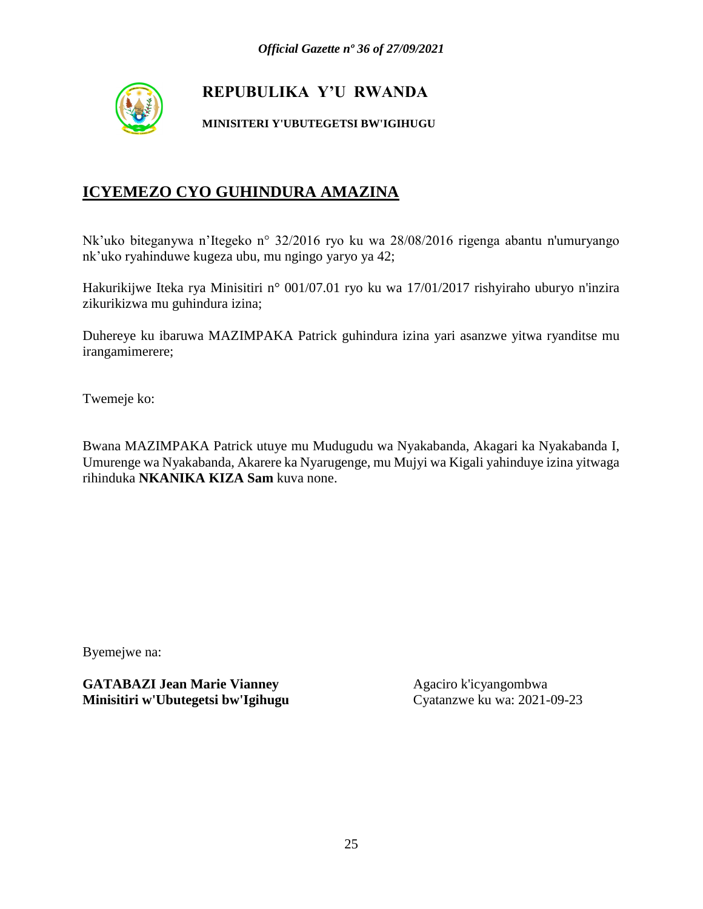**REPUBULIKA Y'U RWANDA**

**MINISITERI Y'UBUTEGETSI BW'IGIHUGU**

## ICYEMEZO CYO GUHINDURA AMAZINA

Nk'uko biteganywa n'Itegeko n° 32/2016 ryo ku wa 28/08/2016 rigenga abantu n'umuryango nk'uko ryahinduwe kugeza ubu, mu ngingo yaryo ya 42;

Hakurikijwe Iteka rya Minisitiri n° 001/07.01 ryo ku wa 17/01/2017 rishyiraho uburyo n'inzira zikurikizwa mu guhindura izina;

Duhereye ku ibaruwa MAZIMPAKA Patrick guhindura izina yari asanzwe yitwa ryanditse mu irangamimerere;

Twemeje ko:

Bwana MAZIMPAKA Patrick utuye mu Mudugudu wa Nyakabanda, Akagari ka Nyakabanda I, Umurenge wa Nyakabanda, Akarere ka Nyarugenge, mu Mujyi wa Kigali yahinduye izina yitwaga rihinduka **NKANIKA KIZA Sam** kuva none.

Byemejwe na:

**GATABAZI Jean Marie Vianney**
**Minisitiri w'Ubutegetsi bw'Igihugu**

Agaciro k'icyangombwa
Cyatanzwe ku wa: 2021-09-23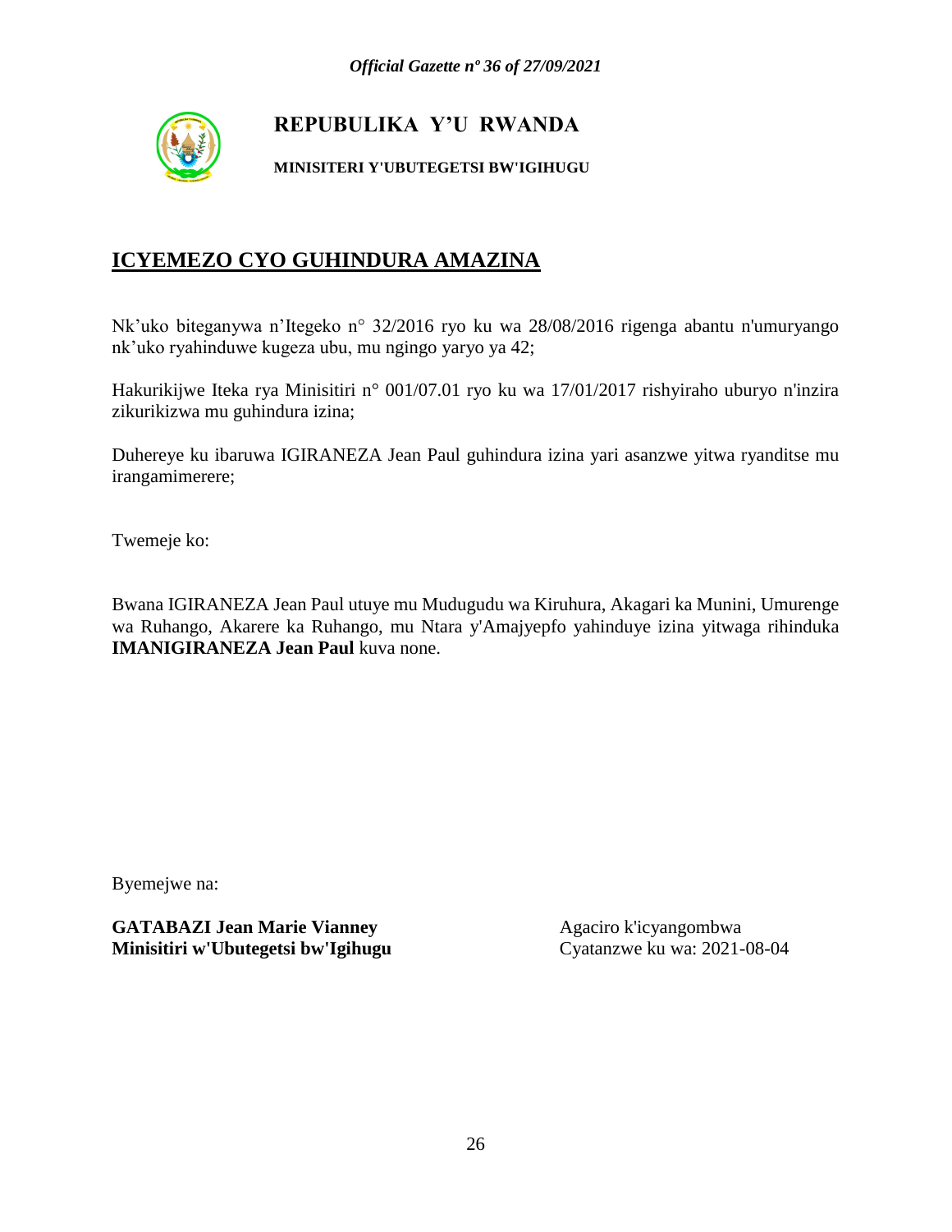# REPUBULIKA Y'U RWANDA

**MINISITERI Y'UBUTEGETSI BW'IGIHUGU**

## ICYEMEZO CYO GUHINDURA AMAZINA

Nk'uko biteganywa n'Itegeko n° 32/2016 ryo ku wa 28/08/2016 rigenga abantu n'umuryango nk'uko ryahinduwe kugeza ubu, mu ngingo yaryo ya 42;

Hakurikijwe Iteka rya Minisitiri n° 001/07.01 ryo ku wa 17/01/2017 rishyiraho uburyo n'inzira zikurikizwa mu guhindura izina;

Duhereye ku ibaruwa IGIRANEZA Jean Paul guhindura izina yari asanzwe yitwa ryanditse mu irangamimerere;

Twemeje ko:

Bwana IGIRANEZA Jean Paul utuye mu Mudugudu wa Kiruhura, Akagari ka Munini, Umurenge wa Ruhango, Akarere ka Ruhango, mu Ntara y'Amajyepfo yahinduye izina yitwaga rihinduka **IMANIGIRANEZA Jean Paul** kuva none.

Byemejwe na:

**GATABAZI Jean Marie Vianney**
**Minisitiri w'Ubutegetsi bw'Igihugu**

Agaciro k'icyangombwa
Cyatanzwe ku wa: 2021-08-04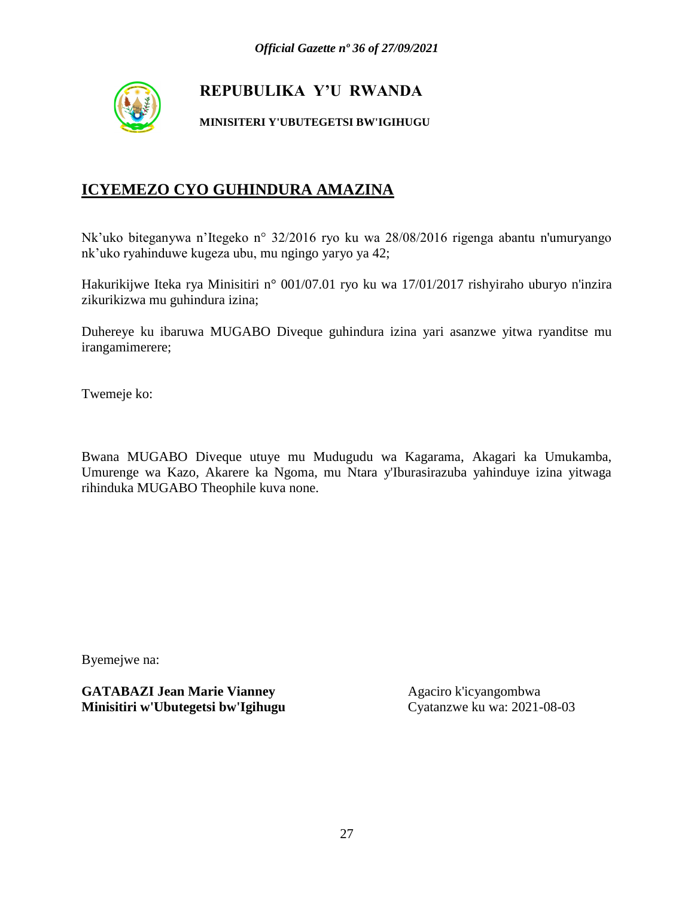**REPUBULIKA Y'U RWANDA**

**MINISITERI Y'UBUTEGETSI BW'IGIHUGU**

## ICYEMEZO CYO GUHINDURA AMAZINA

Nk'uko biteganywa n'Itegeko n° 32/2016 ryo ku wa 28/08/2016 rigenga abantu n'umuryango nk'uko ryahinduwe kugeza ubu, mu ngingo yaryo ya 42;

Hakurikijwe Iteka rya Minisitiri n° 001/07.01 ryo ku wa 17/01/2017 rishyiraho uburyo n'inzira zikurikizwa mu guhindura izina;

Duhereye ku ibaruwa MUGABO Diveque guhindura izina yari asanzwe yitwa ryanditse mu irangamimerere;

Twemeje ko:

Bwana MUGABO Diveque utuye mu Mudugudu wa Kagarama, Akagari ka Umukamba, Umurenge wa Kazo, Akarere ka Ngoma, mu Ntara y'Iburasirazuba yahinduye izina yitwaga rihinduka MUGABO Theophile kuva none.

Byemejwe na:

**GATABAZI Jean Marie Vianney**
**Minisitiri w'Ubutegetsi bw'Igihugu**

Agaciro k'icyangombwa
Cyatanzwe ku wa: 2021-08-03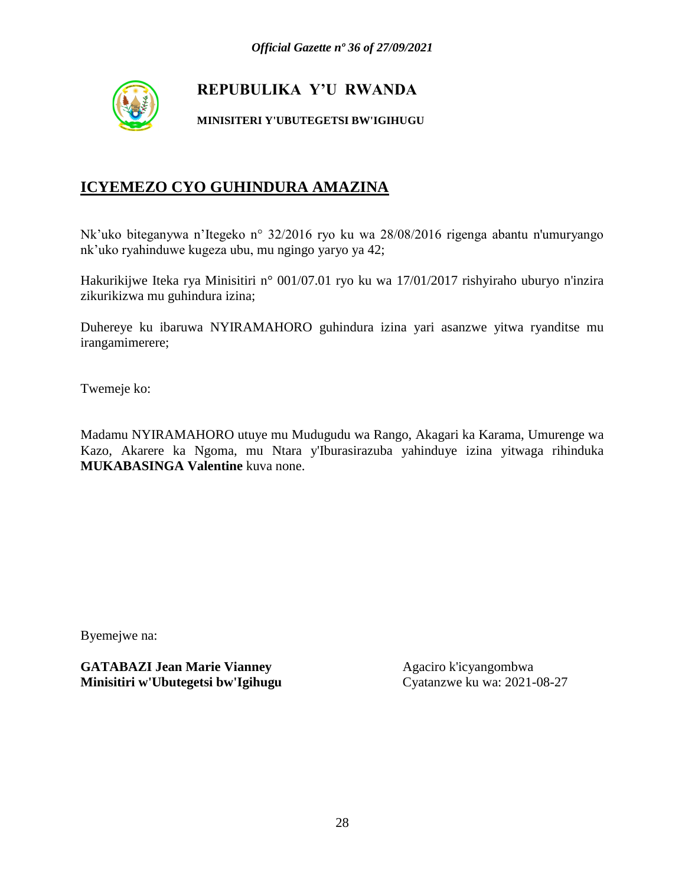**REPUBULIKA Y'U RWANDA**

**MINISITERI Y'UBUTEGETSI BW'IGIHUGU**

# ICYEMEZO CYO GUHINDURA AMAZINA

Nk'uko biteganywa n'Itegeko n° 32/2016 ryo ku wa 28/08/2016 rigenga abantu n'umuryango nk'uko ryahinduwe kugeza ubu, mu ngingo yaryo ya 42;

Hakurikijwe Iteka rya Minisitiri n° 001/07.01 ryo ku wa 17/01/2017 rishyiraho uburyo n'inzira zikurikizwa mu guhindura izina;

Duhereye ku ibaruwa NYIRAMAHORO guhindura izina yari asanzwe yitwa ryanditse mu irangamimerere;

Twemeje ko:

Madamu NYIRAMAHORO utuye mu Mudugudu wa Rango, Akagari ka Karama, Umurenge wa Kazo, Akarere ka Ngoma, mu Ntara y'Iburasirazuba yahinduye izina yitwaga rihinduka **MUKABASINGA Valentine** kuva none.

Byemejwe na:

**GATABAZI Jean Marie Vianney**
**Minisitiri w'Ubutegetsi bw'Igihugu**

Agaciro k'icyangombwa
Cyatanzwe ku wa: 2021-08-27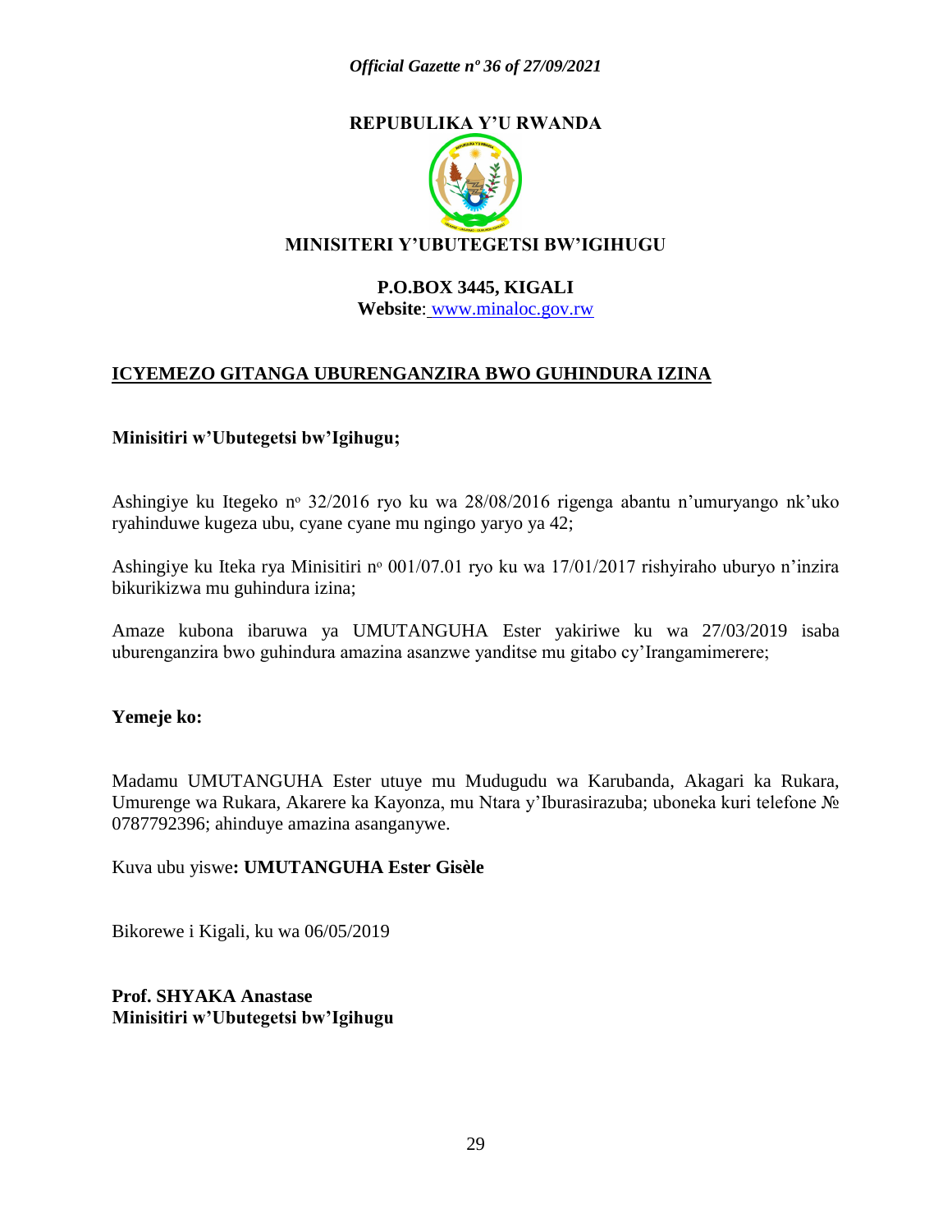**REPUBULIKA Y'U RWANDA**

**MINISITERI Y'UBUTEGETSI BW'IGIHUGU**

**P.O.BOX 3445, KIGALI**

**Website**: www.minaloc.gov.rw

**ICYEMEZO GITANGA UBURENGANZIRA BWO GUHINDURA IZINA**

**Minisitiri w'Ubutegetsi bw'Igihugu;**

Ashingiye ku Itegeko nº 32/2016 ryo ku wa 28/08/2016 rigenga abantu n'umuryango nk'uko ryahinduwe kugeza ubu, cyane cyane mu ngingo yaryo ya 42;

Ashingiye ku Iteka rya Minisitiri nº 001/07.01 ryo ku wa 17/01/2017 rishyiraho uburyo n'inzira bikurikizwa mu guhindura izina;

Amaze kubona ibaruwa ya UMUTANGUHA Ester yakiriwe ku wa 27/03/2019 isaba uburenganzira bwo guhindura amazina asanzwe yanditse mu gitabo cy'Irangamimerere;

**Yemeje ko:**

Madamu UMUTANGUHA Ester utuye mu Mudugudu wa Karubanda, Akagari ka Rukara, Umurenge wa Rukara, Akarere ka Kayonza, mu Ntara y'Iburasirazuba; uboneka kuri telefone № 0787792396; ahinduye amazina asanganywe.

Kuva ubu yiswe**: UMUTANGUHA Ester Gisèle**

Bikorewe i Kigali, ku wa 06/05/2019

**Prof. SHYAKA Anastase**
**Minisitiri w'Ubutegetsi bw'Igihugu**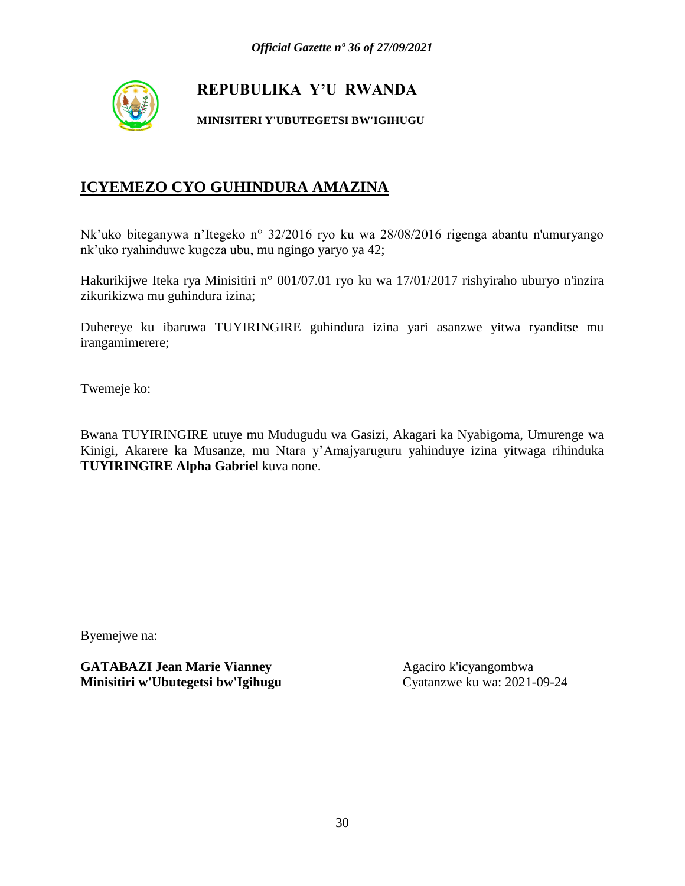**REPUBULIKA Y'U RWANDA**

**MINISITERI Y'UBUTEGETSI BW'IGIHUGU**

## ICYEMEZO CYO GUHINDURA AMAZINA

Nk'uko biteganywa n'Itegeko n° 32/2016 ryo ku wa 28/08/2016 rigenga abantu n'umuryango nk'uko ryahinduwe kugeza ubu, mu ngingo yaryo ya 42;

Hakurikijwe Iteka rya Minisitiri n° 001/07.01 ryo ku wa 17/01/2017 rishyiraho uburyo n'inzira zikurikizwa mu guhindura izina;

Duhereye ku ibaruwa TUYIRINGIRE guhindura izina yari asanzwe yitwa ryanditse mu irangamimerere;

Twemeje ko:

Bwana TUYIRINGIRE utuye mu Mudugudu wa Gasizi, Akagari ka Nyabigoma, Umurenge wa Kinigi, Akarere ka Musanze, mu Ntara y'Amajyaruguru yahinduye izina yitwaga rihinduka **TUYIRINGIRE Alpha Gabriel** kuva none.

Byemejwe na:

**GATABAZI Jean Marie Vianney**
**Minisitiri w'Ubutegetsi bw'Igihugu**

Agaciro k'icyangombwa
Cyatanzwe ku wa: 2021-09-24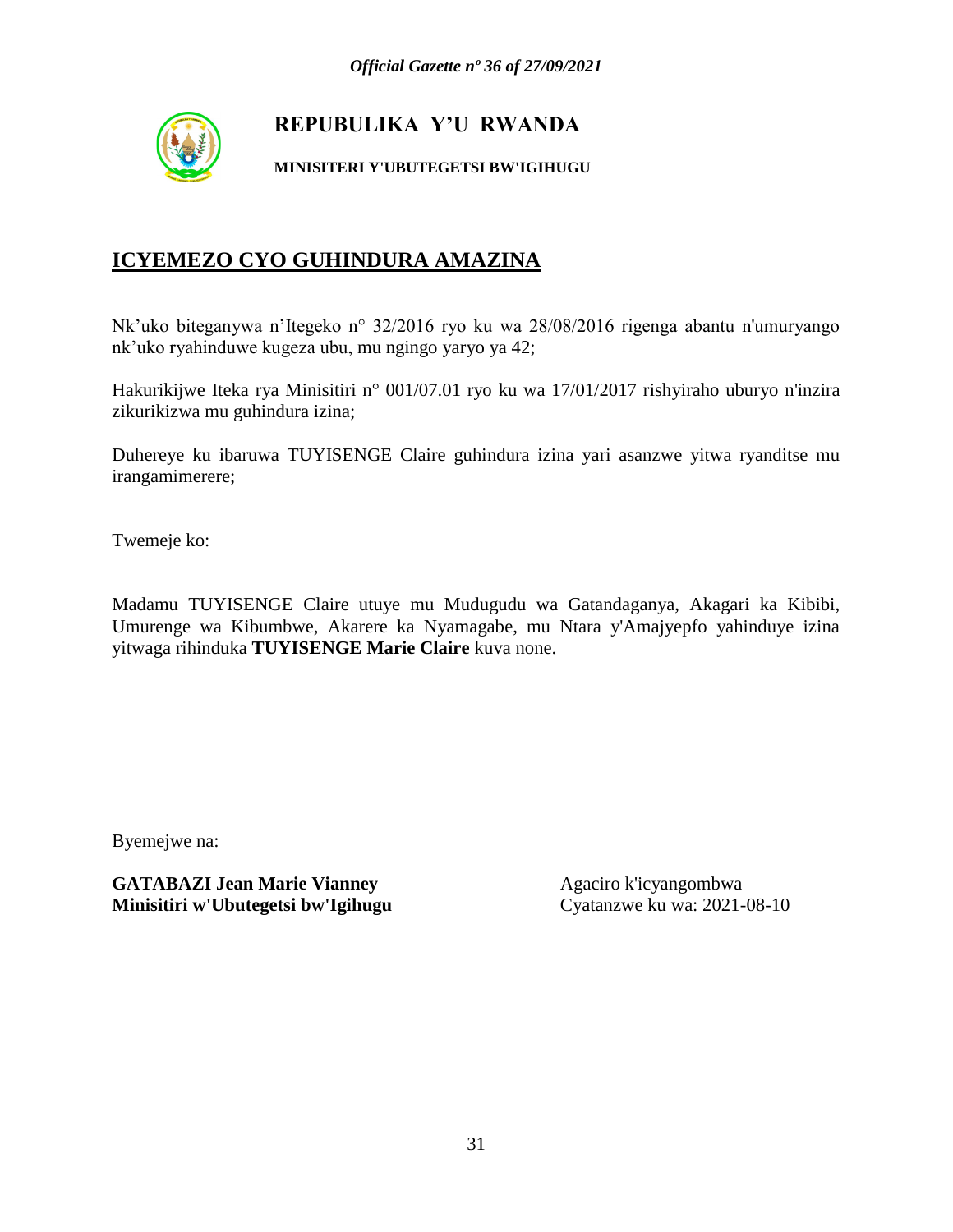**REPUBULIKA Y'U RWANDA**

**MINISITERI Y'UBUTEGETSI BW'IGIHUGU**

## ICYEMEZO CYO GUHINDURA AMAZINA

Nk'uko biteganywa n'Itegeko n° 32/2016 ryo ku wa 28/08/2016 rigenga abantu n'umuryango nk'uko ryahinduwe kugeza ubu, mu ngingo yaryo ya 42;

Hakurikijwe Iteka rya Minisitiri n° 001/07.01 ryo ku wa 17/01/2017 rishyiraho uburyo n'inzira zikurikizwa mu guhindura izina;

Duhereye ku ibaruwa TUYISENGE Claire guhindura izina yari asanzwe yitwa ryanditse mu irangamimerere;

Twemeje ko:

Madamu TUYISENGE Claire utuye mu Mudugudu wa Gatandaganya, Akagari ka Kibibi, Umurenge wa Kibumbwe, Akarere ka Nyamagabe, mu Ntara y'Amajyepfo yahinduye izina yitwaga rihinduka **TUYISENGE Marie Claire** kuva none.

Byemejwe na:

**GATABAZI Jean Marie Vianney**
**Minisitiri w'Ubutegetsi bw'Igihugu**

Agaciro k'icyangombwa
Cyatanzwe ku wa: 2021-08-10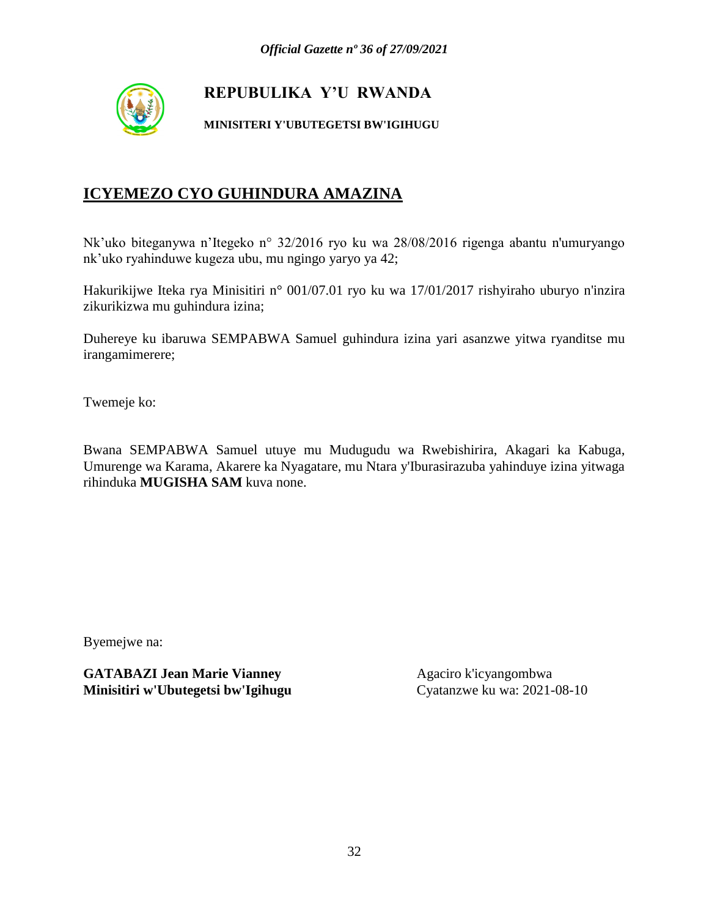**REPUBULIKA Y'U RWANDA**

**MINISITERI Y'UBUTEGETSI BW'IGIHUGU**

## ICYEMEZO CYO GUHINDURA AMAZINA

Nk'uko biteganywa n'Itegeko n° 32/2016 ryo ku wa 28/08/2016 rigenga abantu n'umuryango nk'uko ryahinduwe kugeza ubu, mu ngingo yaryo ya 42;

Hakurikijwe Iteka rya Minisitiri n° 001/07.01 ryo ku wa 17/01/2017 rishyiraho uburyo n'inzira zikurikizwa mu guhindura izina;

Duhereye ku ibaruwa SEMPABWA Samuel guhindura izina yari asanzwe yitwa ryanditse mu irangamimerere;

Twemeje ko:

Bwana SEMPABWA Samuel utuye mu Mudugudu wa Rwebishirira, Akagari ka Kabuga, Umurenge wa Karama, Akarere ka Nyagatare, mu Ntara y'Iburasirazuba yahinduye izina yitwaga rihinduka **MUGISHA SAM** kuva none.

Byemejwe na:

**GATABAZI Jean Marie Vianney**
**Minisitiri w'Ubutegetsi bw'Igihugu**

Agaciro k'icyangombwa
Cyatanzwe ku wa: 2021-08-10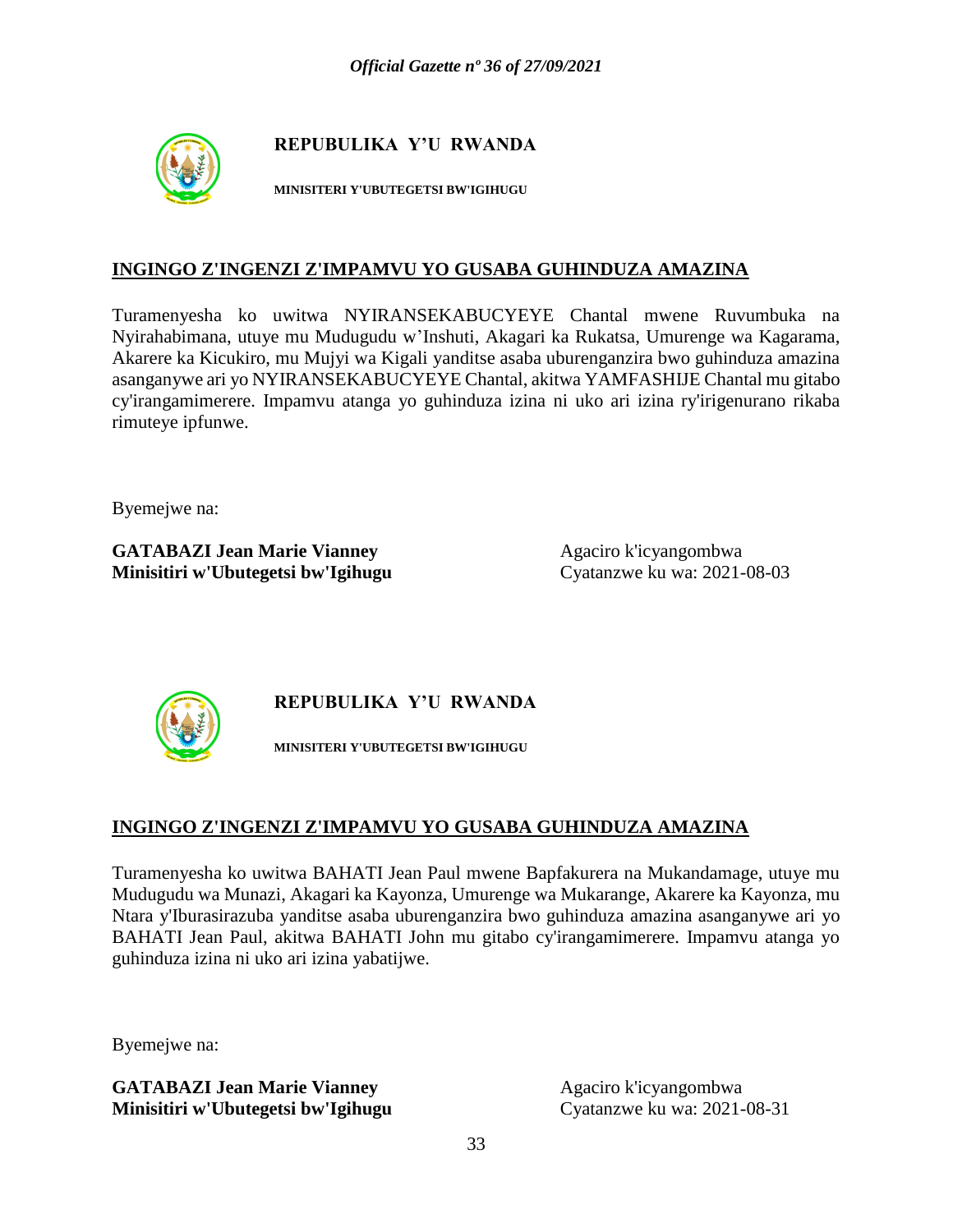**REPUBULIKA Y'U RWANDA**

**MINISITERI Y'UBUTEGETSI BW'IGIHUGU**

**INGINGO Z'INGENZI Z'IMPAMVU YO GUSABA GUHINDUZA AMAZINA**

Turamenyesha ko uwitwa NYIRANSEKABUCYEYE Chantal mwene Ruvumbuka na Nyirahabimana, utuye mu Mudugudu w'Inshuti, Akagari ka Rukatsa, Umurenge wa Kagarama, Akarere ka Kicukiro, mu Mujyi wa Kigali yanditse asaba uburenganzira bwo guhinduza amazina asanganywe ari yo NYIRANSEKABUCYEYE Chantal, akitwa YAMFASHIJE Chantal mu gitabo cy'irangamimerere. Impamvu atanga yo guhinduza izina ni uko ari izina ry'irigenurano rikaba rimuteye ipfunwe.

Byemejwe na:

**GATABAZI Jean Marie Vianney**
**Minisitiri w'Ubutegetsi bw'Igihugu**

Agaciro k'icyangombwa
Cyatanzwe ku wa: 2021-08-03

**REPUBULIKA Y'U RWANDA**

**MINISITERI Y'UBUTEGETSI BW'IGIHUGU**

**INGINGO Z'INGENZI Z'IMPAMVU YO GUSABA GUHINDUZA AMAZINA**

Turamenyesha ko uwitwa BAHATI Jean Paul mwene Bapfakurera na Mukandamage, utuye mu Mudugudu wa Munazi, Akagari ka Kayonza, Umurenge wa Mukarange, Akarere ka Kayonza, mu Ntara y'Iburasirazuba yanditse asaba uburenganzira bwo guhinduza amazina asanganywe ari yo BAHATI Jean Paul, akitwa BAHATI John mu gitabo cy'irangamimerere. Impamvu atanga yo guhinduza izina ni uko ari izina yabatijwe.

Byemejwe na:

**GATABAZI Jean Marie Vianney**
**Minisitiri w'Ubutegetsi bw'Igihugu**

Agaciro k'icyangombwa
Cyatanzwe ku wa: 2021-08-31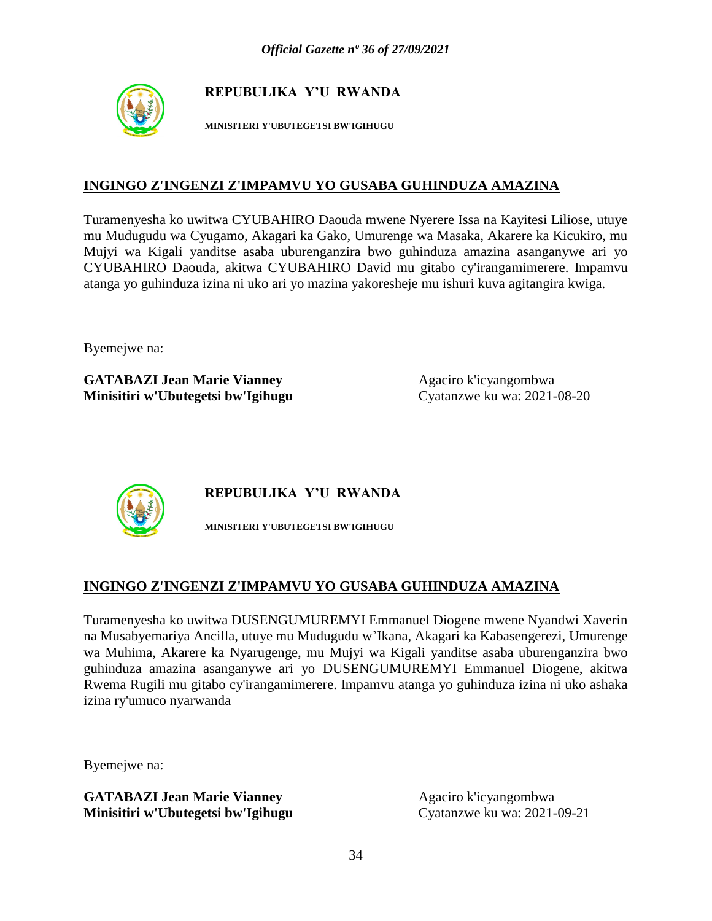**REPUBULIKA Y'U RWANDA**

**MINISITERI Y'UBUTEGETSI BW'IGIHUGU**

**INGINGO Z'INGENZI Z'IMPAMVU YO GUSABA GUHINDUZA AMAZINA**

Turamenyesha ko uwitwa CYUBAHIRO Daouda mwene Nyerere Issa na Kayitesi Liliose, utuye mu Mudugudu wa Cyugamo, Akagari ka Gako, Umurenge wa Masaka, Akarere ka Kicukiro, mu Mujyi wa Kigali yanditse asaba uburenganzira bwo guhinduza amazina asanganywe ari yo CYUBAHIRO Daouda, akitwa CYUBAHIRO David mu gitabo cy'irangamimerere. Impamvu atanga yo guhinduza izina ni uko ari yo mazina yakoresheje mu ishuri kuva agitangira kwiga.

Byemejwe na:

**GATABAZI Jean Marie Vianney**
**Minisitiri w'Ubutegetsi bw'Igihugu**

Agaciro k'icyangombwa
Cyatanzwe ku wa: 2021-08-20

**REPUBULIKA Y'U RWANDA**

**MINISITERI Y'UBUTEGETSI BW'IGIHUGU**

**INGINGO Z'INGENZI Z'IMPAMVU YO GUSABA GUHINDUZA AMAZINA**

Turamenyesha ko uwitwa DUSENGUMUREMYI Emmanuel Diogene mwene Nyandwi Xaverin na Musabyemariya Ancilla, utuye mu Mudugudu w'Ikana, Akagari ka Kabasengerezi, Umurenge wa Muhima, Akarere ka Nyarugenge, mu Mujyi wa Kigali yanditse asaba uburenganzira bwo guhinduza amazina asanganywe ari yo DUSENGUMUREMYI Emmanuel Diogene, akitwa Rwema Rugili mu gitabo cy'irangamimerere. Impamvu atanga yo guhinduza izina ni uko ashaka izina ry'umuco nyarwanda

Byemejwe na:

**GATABAZI Jean Marie Vianney**
**Minisitiri w'Ubutegetsi bw'Igihugu**

Agaciro k'icyangombwa
Cyatanzwe ku wa: 2021-09-21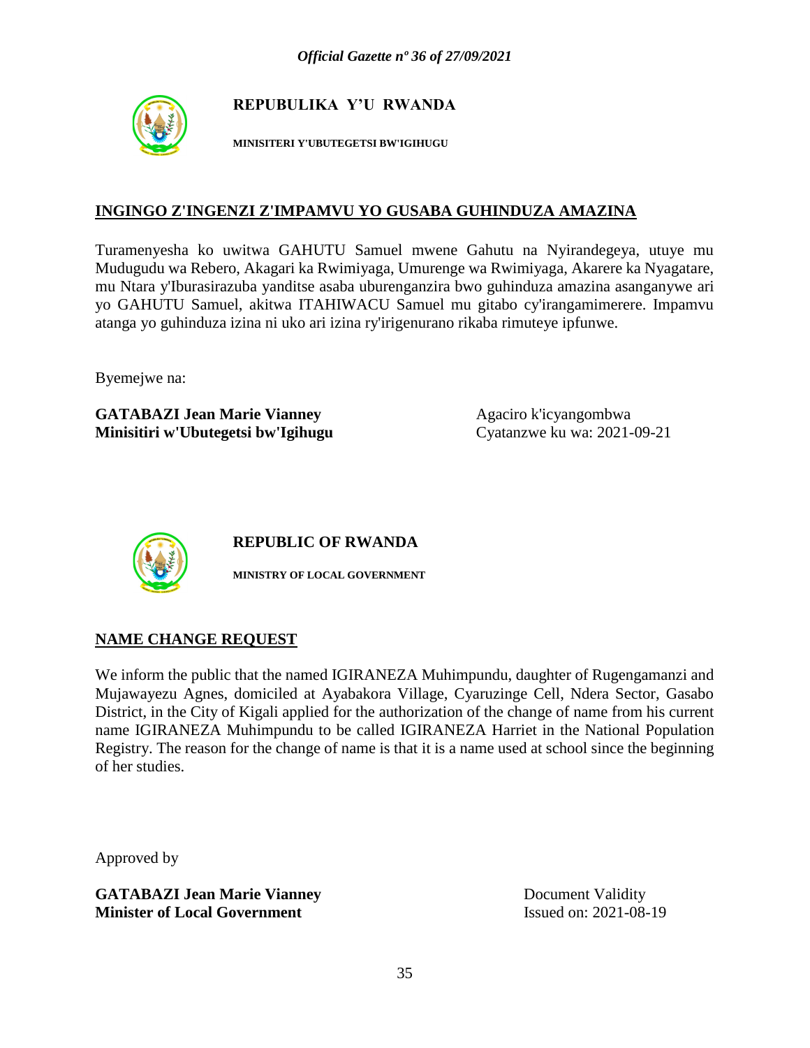**REPUBULIKA Y'U RWANDA**

**MINISITERI Y'UBUTEGETSI BW'IGIHUGU**

## INGINGO Z'INGENZI Z'IMPAMVU YO GUSABA GUHINDUZA AMAZINA

Turamenyesha ko uwitwa GAHUTU Samuel mwene Gahutu na Nyirandegeya, utuye mu Mudugudu wa Rebero, Akagari ka Rwimiyaga, Umurenge wa Rwimiyaga, Akarere ka Nyagatare, mu Ntara y'Iburasirazuba yanditse asaba uburenganzira bwo guhinduza amazina asanganywe ari yo GAHUTU Samuel, akitwa ITAHIWACU Samuel mu gitabo cy'irangamimerere. Impamvu atanga yo guhinduza izina ni uko ari izina ry'irigenurano rikaba rimuteye ipfunwe.

Byemejwe na:

**GATABAZI Jean Marie Vianney**
**Minisitiri w'Ubutegetsi bw'Igihugu**

Agaciro k'icyangombwa
Cyatanzwe ku wa: 2021-09-21

**REPUBLIC OF RWANDA**

**MINISTRY OF LOCAL GOVERNMENT**

## NAME CHANGE REQUEST

We inform the public that the named IGIRANEZA Muhimpundu, daughter of Rugengamanzi and Mujawayezu Agnes, domiciled at Ayabakora Village, Cyaruzinge Cell, Ndera Sector, Gasabo District, in the City of Kigali applied for the authorization of the change of name from his current name IGIRANEZA Muhimpundu to be called IGIRANEZA Harriet in the National Population Registry. The reason for the change of name is that it is a name used at school since the beginning of her studies.

Approved by

**GATABAZI Jean Marie Vianney**
**Minister of Local Government**

Document Validity
Issued on: 2021-08-19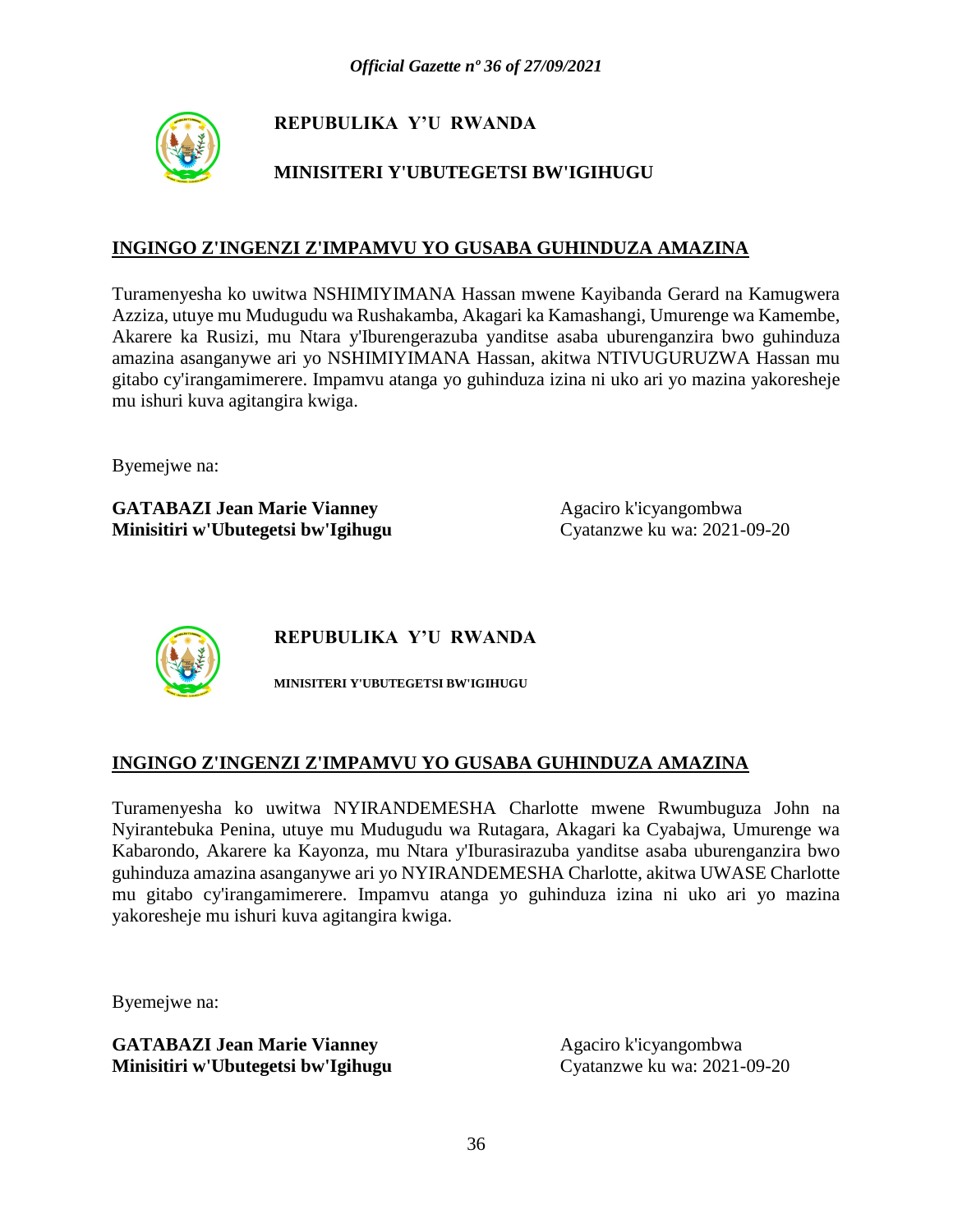**REPUBULIKA Y'U RWANDA**

**MINISITERI Y'UBUTEGETSI BW'IGIHUGU**

## INGINGO Z'INGENZI Z'IMPAMVU YO GUSABA GUHINDUZA AMAZINA

Turamenyesha ko uwitwa NSHIMIYIMANA Hassan mwene Kayibanda Gerard na Kamugwera Azziza, utuye mu Mudugudu wa Rushakamba, Akagari ka Kamashangi, Umurenge wa Kamembe, Akarere ka Rusizi, mu Ntara y'Iburengerazuba yanditse asaba uburenganzira bwo guhinduza amazina asanganywe ari yo NSHIMIYIMANA Hassan, akitwa NTIVUGURUZWA Hassan mu gitabo cy'irangamimerere. Impamvu atanga yo guhinduza izina ni uko ari yo mazina yakoresheje mu ishuri kuva agitangira kwiga.

Byemejwe na:

**GATABAZI Jean Marie Vianney**
**Minisitiri w'Ubutegetsi bw'Igihugu**

Agaciro k'icyangombwa
Cyatanzwe ku wa: 2021-09-20

**REPUBULIKA Y'U RWANDA**

**MINISITERI Y'UBUTEGETSI BW'IGIHUGU**

## INGINGO Z'INGENZI Z'IMPAMVU YO GUSABA GUHINDUZA AMAZINA

Turamenyesha ko uwitwa NYIRANDEMESHA Charlotte mwene Rwumbuguza John na Nyirantebuka Penina, utuye mu Mudugudu wa Rutagara, Akagari ka Cyabajwa, Umurenge wa Kabarondo, Akarere ka Kayonza, mu Ntara y'Iburasirazuba yanditse asaba uburenganzira bwo guhinduza amazina asanganywe ari yo NYIRANDEMESHA Charlotte, akitwa UWASE Charlotte mu gitabo cy'irangamimerere. Impamvu atanga yo guhinduza izina ni uko ari yo mazina yakoresheje mu ishuri kuva agitangira kwiga.

Byemejwe na:

**GATABAZI Jean Marie Vianney**
**Minisitiri w'Ubutegetsi bw'Igihugu**

Agaciro k'icyangombwa
Cyatanzwe ku wa: 2021-09-20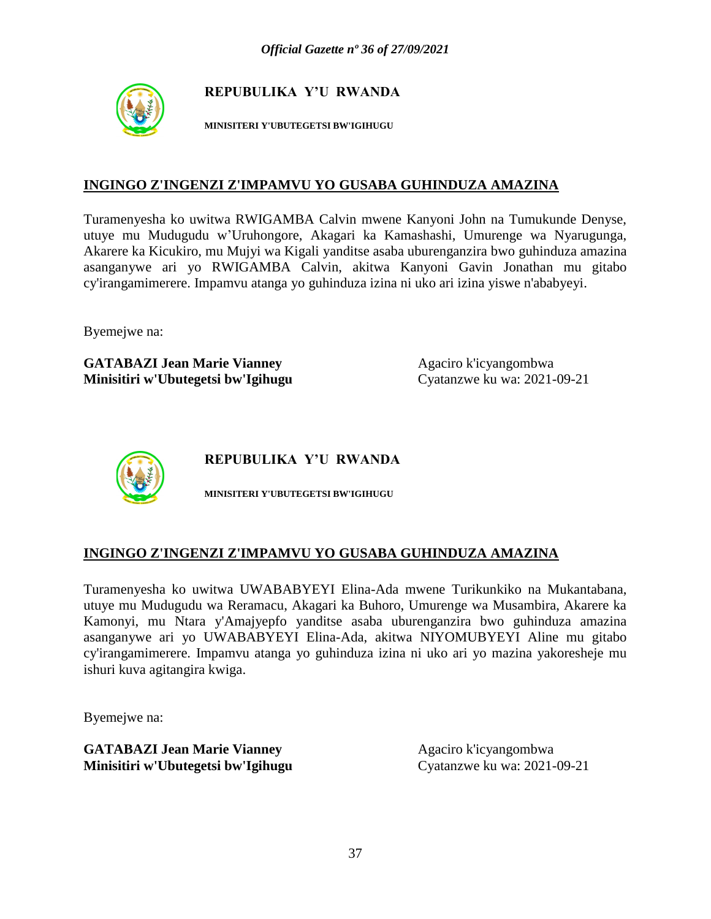**REPUBULIKA Y'U RWANDA**

**MINISITERI Y'UBUTEGETSI BW'IGIHUGU**

## INGINGO Z'INGENZI Z'IMPAMVU YO GUSABA GUHINDUZA AMAZINA

Turamenyesha ko uwitwa RWIGAMBA Calvin mwene Kanyoni John na Tumukunde Denyse, utuye mu Mudugudu w'Uruhongore, Akagari ka Kamashashi, Umurenge wa Nyarugunga, Akarere ka Kicukiro, mu Mujyi wa Kigali yanditse asaba uburenganzira bwo guhinduza amazina asanganywe ari yo RWIGAMBA Calvin, akitwa Kanyoni Gavin Jonathan mu gitabo cy'irangamimerere. Impamvu atanga yo guhinduza izina ni uko ari izina yiswe n'ababyeyi.

Byemejwe na:

**GATABAZI Jean Marie Vianney**
**Minisitiri w'Ubutegetsi bw'Igihugu**

Agaciro k'icyangombwa
Cyatanzwe ku wa: 2021-09-21

**REPUBULIKA Y'U RWANDA**

**MINISITERI Y'UBUTEGETSI BW'IGIHUGU**

## INGINGO Z'INGENZI Z'IMPAMVU YO GUSABA GUHINDUZA AMAZINA

Turamenyesha ko uwitwa UWABABYEYI Elina-Ada mwene Turikunkiko na Mukantabana, utuye mu Mudugudu wa Reramacu, Akagari ka Buhoro, Umurenge wa Musambira, Akarere ka Kamonyi, mu Ntara y'Amajyepfo yanditse asaba uburenganzira bwo guhinduza amazina asanganywe ari yo UWABABYEYI Elina-Ada, akitwa NIYOMUBYEYI Aline mu gitabo cy'irangamimerere. Impamvu atanga yo guhinduza izina ni uko ari yo mazina yakoresheje mu ishuri kuva agitangira kwiga.

Byemejwe na:

**GATABAZI Jean Marie Vianney**
**Minisitiri w'Ubutegetsi bw'Igihugu**

Agaciro k'icyangombwa
Cyatanzwe ku wa: 2021-09-21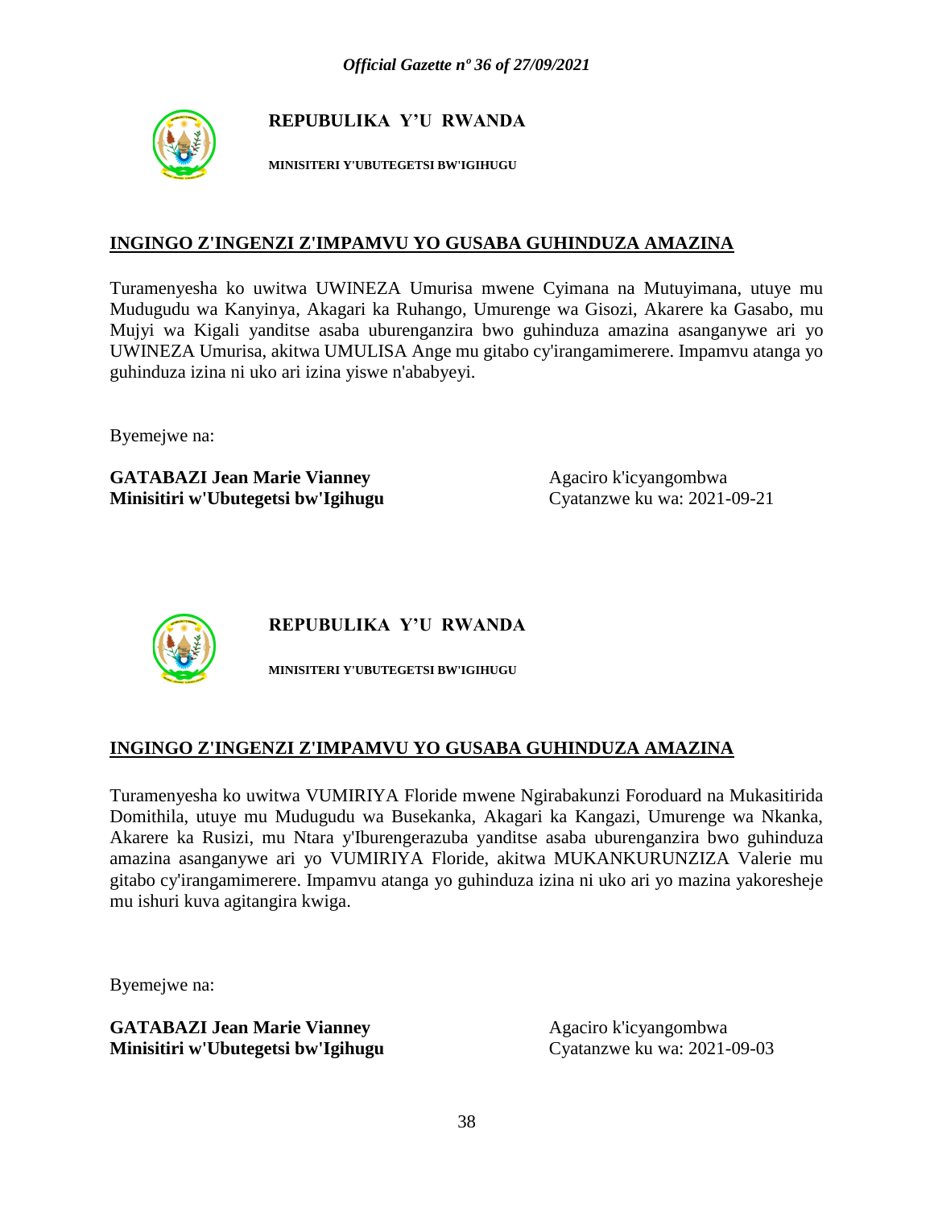**REPUBULIKA Y'U RWANDA**

**MINISITERI Y'UBUTEGETSI BW'IGIHUGU**

**INGINGO Z'INGENZI Z'IMPAMVU YO GUSABA GUHINDUZA AMAZINA**

Turamenyesha ko uwitwa UWINEZA Umurisa mwene Cyimana na Mutuyimana, utuye mu Mudugudu wa Kanyinya, Akagari ka Ruhango, Umurenge wa Gisozi, Akarere ka Gasabo, mu Mujyi wa Kigali yanditse asaba uburenganzira bwo guhinduza amazina asanganywe ari yo UWINEZA Umurisa, akitwa UMULISA Ange mu gitabo cy'irangamimerere. Impamvu atanga yo guhinduza izina ni uko ari izina yiswe n'ababyeyi.

Byemejwe na:

**GATABAZI Jean Marie Vianney**
**Minisitiri w'Ubutegetsi bw'Igihugu**

Agaciro k'icyangombwa
Cyatanzwe ku wa: 2021-09-21

**REPUBULIKA Y'U RWANDA**

**MINISITERI Y'UBUTEGETSI BW'IGIHUGU**

**INGINGO Z'INGENZI Z'IMPAMVU YO GUSABA GUHINDUZA AMAZINA**

Turamenyesha ko uwitwa VUMIRIYA Floride mwene Ngirabakunzi Foroduard na Mukasitirida Domithila, utuye mu Mudugudu wa Busekanka, Akagari ka Kangazi, Umurenge wa Nkanka, Akarere ka Rusizi, mu Ntara y'Iburengerazuba yanditse asaba uburenganzira bwo guhinduza amazina asanganywe ari yo VUMIRIYA Floride, akitwa MUKANKURUNZIZA Valerie mu gitabo cy'irangamimerere. Impamvu atanga yo guhinduza izina ni uko ari yo mazina yakoresheje mu ishuri kuva agitangira kwiga.

Byemejwe na:

**GATABAZI Jean Marie Vianney**
**Minisitiri w'Ubutegetsi bw'Igihugu**

Agaciro k'icyangombwa
Cyatanzwe ku wa: 2021-09-03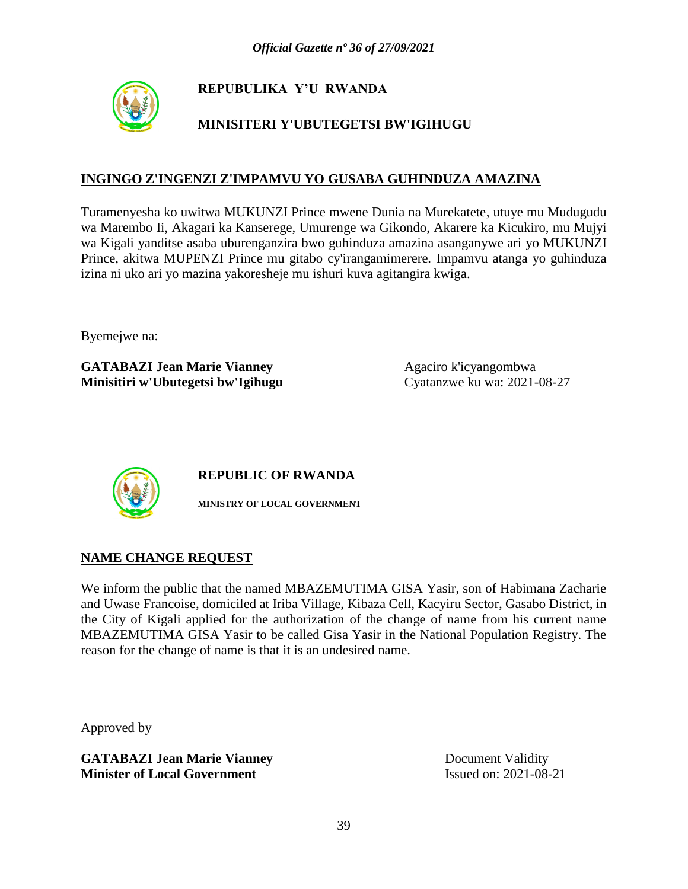**REPUBULIKA Y'U RWANDA**

**MINISITERI Y'UBUTEGETSI BW'IGIHUGU**

## INGINGO Z'INGENZI Z'IMPAMVU YO GUSABA GUHINDUZA AMAZINA

Turamenyesha ko uwitwa MUKUNZI Prince mwene Dunia na Murekatete, utuye mu Mudugudu wa Marembo Ii, Akagari ka Kanserege, Umurenge wa Gikondo, Akarere ka Kicukiro, mu Mujyi wa Kigali yanditse asaba uburenganzira bwo guhinduza amazina asanganywe ari yo MUKUNZI Prince, akitwa MUPENZI Prince mu gitabo cy'irangamimerere. Impamvu atanga yo guhinduza izina ni uko ari yo mazina yakoresheje mu ishuri kuva agitangira kwiga.

Byemejwe na:

**GATABAZI Jean Marie Vianney**
**Minisitiri w'Ubutegetsi bw'Igihugu**

Agaciro k'icyangombwa
Cyatanzwe ku wa: 2021-08-27

**REPUBLIC OF RWANDA**

**MINISTRY OF LOCAL GOVERNMENT**

## NAME CHANGE REQUEST

We inform the public that the named MBAZEMUTIMA GISA Yasir, son of Habimana Zacharie and Uwase Francoise, domiciled at Iriba Village, Kibaza Cell, Kacyiru Sector, Gasabo District, in the City of Kigali applied for the authorization of the change of name from his current name MBAZEMUTIMA GISA Yasir to be called Gisa Yasir in the National Population Registry. The reason for the change of name is that it is an undesired name.

Approved by

**GATABAZI Jean Marie Vianney**
**Minister of Local Government**

Document Validity
Issued on: 2021-08-21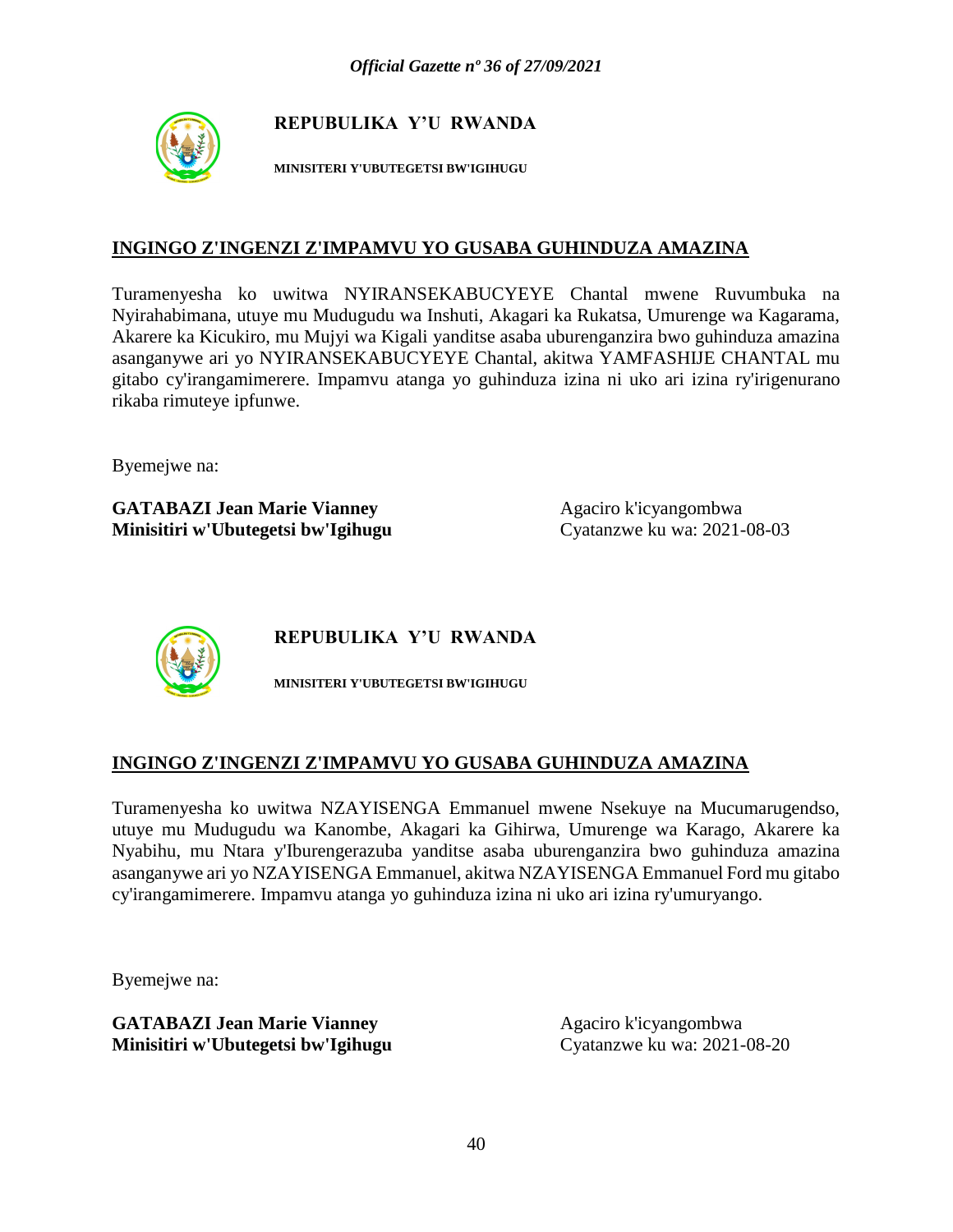**REPUBULIKA Y'U RWANDA**

**MINISITERI Y'UBUTEGETSI BW'IGIHUGU**

## INGINGO Z'INGENZI Z'IMPAMVU YO GUSABA GUHINDUZA AMAZINA

Turamenyesha ko uwitwa NYIRANSEKABUCYEYE Chantal mwene Ruvumbuka na Nyirahabimana, utuye mu Mudugudu wa Inshuti, Akagari ka Rukatsa, Umurenge wa Kagarama, Akarere ka Kicukiro, mu Mujyi wa Kigali yanditse asaba uburenganzira bwo guhinduza amazina asanganywe ari yo NYIRANSEKABUCYEYE Chantal, akitwa YAMFASHIJE CHANTAL mu gitabo cy'irangamimerere. Impamvu atanga yo guhinduza izina ni uko ari izina ry'irigenurano rikaba rimuteye ipfunwe.

Byemejwe na:

**GATABAZI Jean Marie Vianney**
**Minisitiri w'Ubutegetsi bw'Igihugu**

Agaciro k'icyangombwa
Cyatanzwe ku wa: 2021-08-03

**REPUBULIKA Y'U RWANDA**

**MINISITERI Y'UBUTEGETSI BW'IGIHUGU**

## INGINGO Z'INGENZI Z'IMPAMVU YO GUSABA GUHINDUZA AMAZINA

Turamenyesha ko uwitwa NZAYISENGA Emmanuel mwene Nsekuye na Mucumarugendso, utuye mu Mudugudu wa Kanombe, Akagari ka Gihirwa, Umurenge wa Karago, Akarere ka Nyabihu, mu Ntara y'Iburengerazuba yanditse asaba uburenganzira bwo guhinduza amazina asanganywe ari yo NZAYISENGA Emmanuel, akitwa NZAYISENGA Emmanuel Ford mu gitabo cy'irangamimerere. Impamvu atanga yo guhinduza izina ni uko ari izina ry'umuryango.

Byemejwe na:

**GATABAZI Jean Marie Vianney**
**Minisitiri w'Ubutegetsi bw'Igihugu**

Agaciro k'icyangombwa
Cyatanzwe ku wa: 2021-08-20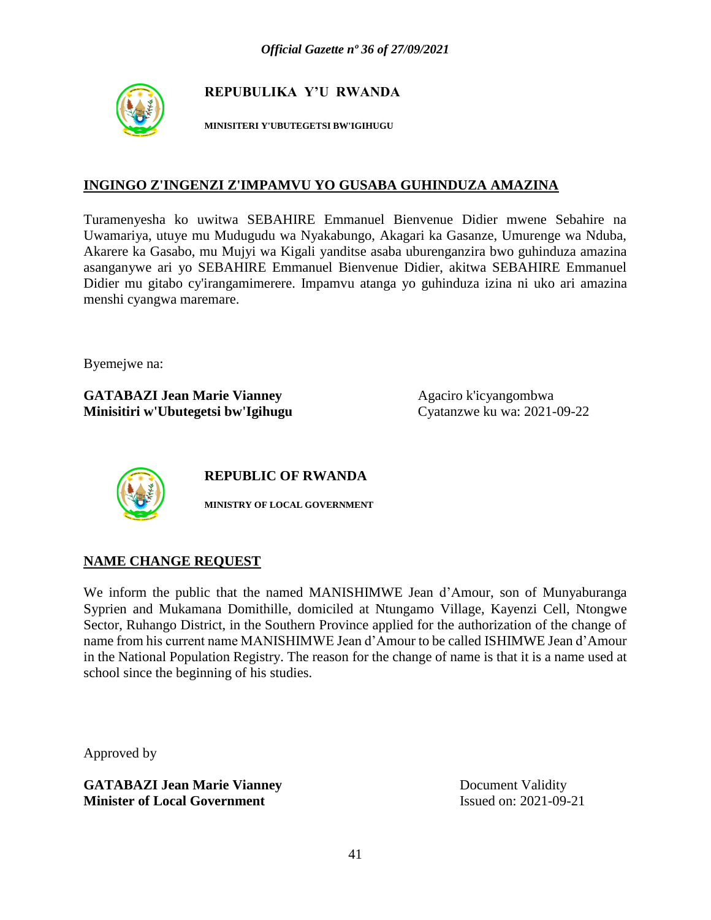**REPUBULIKA Y'U RWANDA**

**MINISITERI Y'UBUTEGETSI BW'IGIHUGU**

## INGINGO Z'INGENZI Z'IMPAMVU YO GUSABA GUHINDUZA AMAZINA

Turamenyesha ko uwitwa SEBAHIRE Emmanuel Bienvenue Didier mwene Sebahire na Uwamariya, utuye mu Mudugudu wa Nyakabungo, Akagari ka Gasanze, Umurenge wa Nduba, Akarere ka Gasabo, mu Mujyi wa Kigali yanditse asaba uburenganzira bwo guhinduza amazina asanganywe ari yo SEBAHIRE Emmanuel Bienvenue Didier, akitwa SEBAHIRE Emmanuel Didier mu gitabo cy'irangamimerere. Impamvu atanga yo guhinduza izina ni uko ari amazina menshi cyangwa maremare.

Byemejwe na:

**GATABAZI Jean Marie Vianney**
**Minisitiri w'Ubutegetsi bw'Igihugu**

Agaciro k'icyangombwa
Cyatanzwe ku wa: 2021-09-22

**REPUBLIC OF RWANDA**

**MINISTRY OF LOCAL GOVERNMENT**

## NAME CHANGE REQUEST

We inform the public that the named MANISHIMWE Jean d'Amour, son of Munyaburanga Syprien and Mukamana Domithille, domiciled at Ntungamo Village, Kayenzi Cell, Ntongwe Sector, Ruhango District, in the Southern Province applied for the authorization of the change of name from his current name MANISHIMWE Jean d'Amour to be called ISHIMWE Jean d'Amour in the National Population Registry. The reason for the change of name is that it is a name used at school since the beginning of his studies.

Approved by

**GATABAZI Jean Marie Vianney**
**Minister of Local Government**

Document Validity
Issued on: 2021-09-21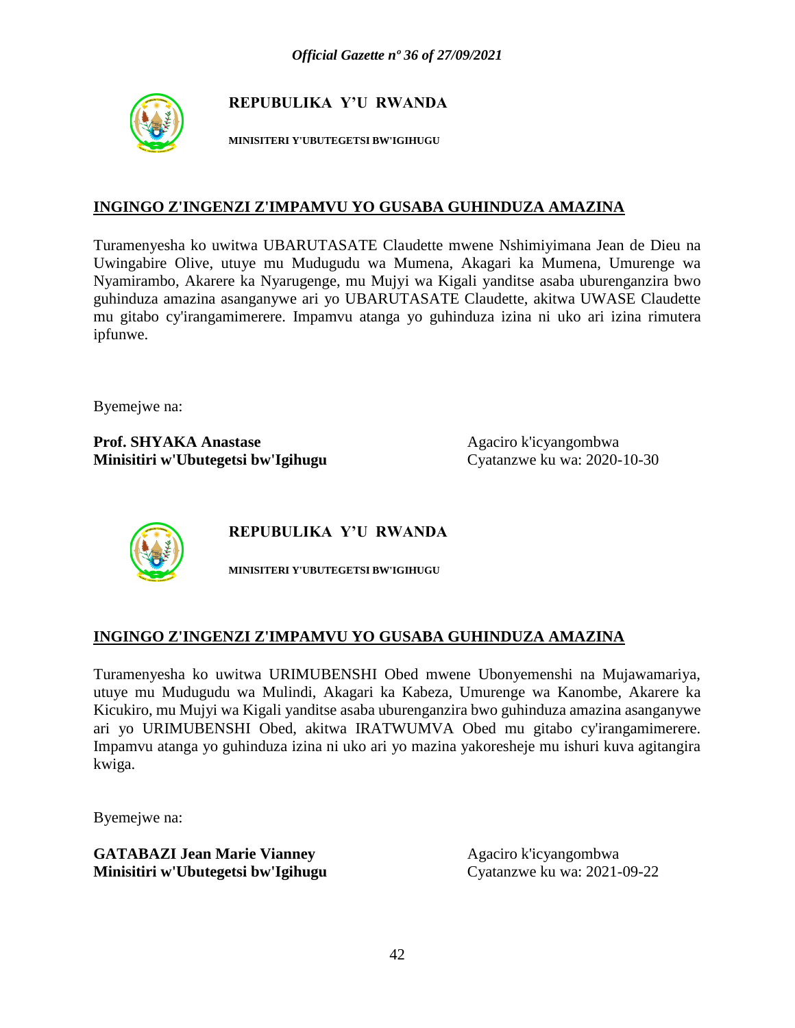**REPUBULIKA Y'U RWANDA**

**MINISITERI Y'UBUTEGETSI BW'IGIHUGU**

## INGINGO Z'INGENZI Z'IMPAMVU YO GUSABA GUHINDUZA AMAZINA

Turamenyesha ko uwitwa UBARUTASATE Claudette mwene Nshimiyimana Jean de Dieu na Uwingabire Olive, utuye mu Mudugudu wa Mumena, Akagari ka Mumena, Umurenge wa Nyamirambo, Akarere ka Nyarugenge, mu Mujyi wa Kigali yanditse asaba uburenganzira bwo guhinduza amazina asanganywe ari yo UBARUTASATE Claudette, akitwa UWASE Claudette mu gitabo cy'irangamimerere. Impamvu atanga yo guhinduza izina ni uko ari izina rimutera ipfunwe.

Byemejwe na:

**Prof. SHYAKA Anastase**
**Minisitiri w'Ubutegetsi bw'Igihugu**

Agaciro k'icyangombwa
Cyatanzwe ku wa: 2020-10-30

**REPUBULIKA Y'U RWANDA**

**MINISITERI Y'UBUTEGETSI BW'IGIHUGU**

## INGINGO Z'INGENZI Z'IMPAMVU YO GUSABA GUHINDUZA AMAZINA

Turamenyesha ko uwitwa URIMUBENSHI Obed mwene Ubonyemenshi na Mujawamariya, utuye mu Mudugudu wa Mulindi, Akagari ka Kabeza, Umurenge wa Kanombe, Akarere ka Kicukiro, mu Mujyi wa Kigali yanditse asaba uburenganzira bwo guhinduza amazina asanganywe ari yo URIMUBENSHI Obed, akitwa IRATWUMVA Obed mu gitabo cy'irangamimerere. Impamvu atanga yo guhinduza izina ni uko ari yo mazina yakoresheje mu ishuri kuva agitangira kwiga.

Byemejwe na:

**GATABAZI Jean Marie Vianney**
**Minisitiri w'Ubutegetsi bw'Igihugu**

Agaciro k'icyangombwa
Cyatanzwe ku wa: 2021-09-22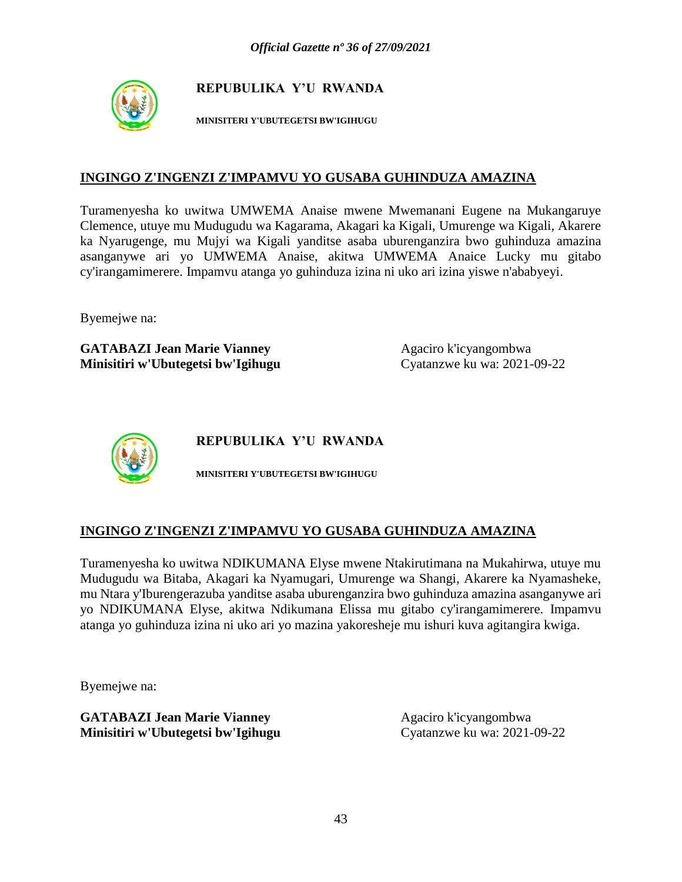**REPUBULIKA Y'U RWANDA**

**MINISITERI Y'UBUTEGETSI BW'IGIHUGU**

## INGINGO Z'INGENZI Z'IMPAMVU YO GUSABA GUHINDUZA AMAZINA

Turamenyesha ko uwitwa UMWEMA Anaise mwene Mwemanani Eugene na Mukangaruye Clemence, utuye mu Mudugudu wa Kagarama, Akagari ka Kigali, Umurenge wa Kigali, Akarere ka Nyarugenge, mu Mujyi wa Kigali yanditse asaba uburenganzira bwo guhinduza amazina asanganywe ari yo UMWEMA Anaise, akitwa UMWEMA Anaice Lucky mu gitabo cy'irangamimerere. Impamvu atanga yo guhinduza izina ni uko ari izina yiswe n'ababyeyi.

Byemejwe na:

**GATABAZI Jean Marie Vianney**
**Minisitiri w'Ubutegetsi bw'Igihugu**

Agaciro k'icyangombwa
Cyatanzwe ku wa: 2021-09-22

**REPUBULIKA Y'U RWANDA**

**MINISITERI Y'UBUTEGETSI BW'IGIHUGU**

## INGINGO Z'INGENZI Z'IMPAMVU YO GUSABA GUHINDUZA AMAZINA

Turamenyesha ko uwitwa NDIKUMANA Elyse mwene Ntakirutimana na Mukahirwa, utuye mu Mudugudu wa Bitaba, Akagari ka Nyamugari, Umurenge wa Shangi, Akarere ka Nyamasheke, mu Ntara y'Iburengerazuba yanditse asaba uburenganzira bwo guhinduza amazina asanganywe ari yo NDIKUMANA Elyse, akitwa Ndikumana Elissa mu gitabo cy'irangamimerere. Impamvu atanga yo guhinduza izina ni uko ari yo mazina yakoresheje mu ishuri kuva agitangira kwiga.

Byemejwe na:

**GATABAZI Jean Marie Vianney**
**Minisitiri w'Ubutegetsi bw'Igihugu**

Agaciro k'icyangombwa
Cyatanzwe ku wa: 2021-09-22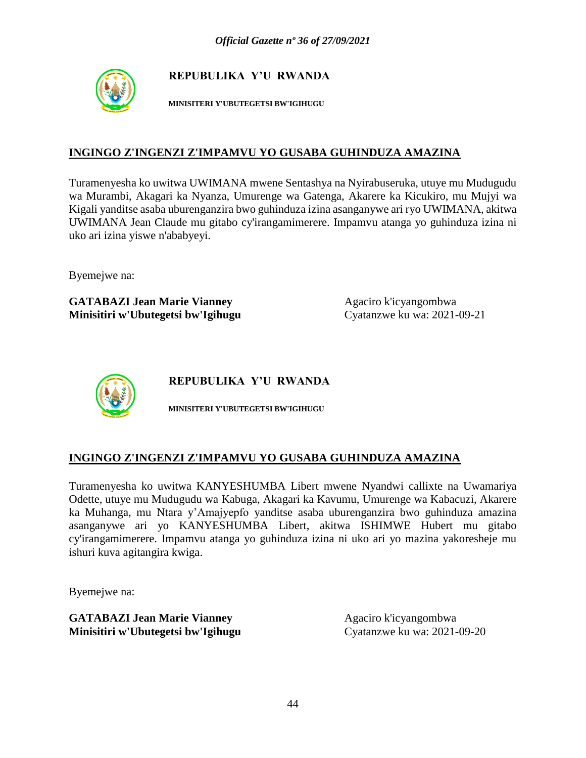**REPUBULIKA Y'U RWANDA**

**MINISITERI Y'UBUTEGETSI BW'IGIHUGU**

## INGINGO Z'INGENZI Z'IMPAMVU YO GUSABA GUHINDUZA AMAZINA

Turamenyesha ko uwitwa UWIMANA mwene Sentashya na Nyirabuseruka, utuye mu Mudugudu wa Murambi, Akagari ka Nyanza, Umurenge wa Gatenga, Akarere ka Kicukiro, mu Mujyi wa Kigali yanditse asaba uburenganzira bwo guhinduza izina asanganywe ari ryo UWIMANA, akitwa UWIMANA Jean Claude mu gitabo cy'irangamimerere. Impamvu atanga yo guhinduza izina ni uko ari izina yiswe n'ababyeyi.

Byemejwe na:

**GATABAZI Jean Marie Vianney**
**Minisitiri w'Ubutegetsi bw'Igihugu**

Agaciro k'icyangombwa
Cyatanzwe ku wa: 2021-09-21

**REPUBULIKA Y'U RWANDA**

**MINISITERI Y'UBUTEGETSI BW'IGIHUGU**

## INGINGO Z'INGENZI Z'IMPAMVU YO GUSABA GUHINDUZA AMAZINA

Turamenyesha ko uwitwa KANYESHUMBA Libert mwene Nyandwi callixte na Uwamariya Odette, utuye mu Mudugudu wa Kabuga, Akagari ka Kavumu, Umurenge wa Kabacuzi, Akarere ka Muhanga, mu Ntara y'Amajyepfo yanditse asaba uburenganzira bwo guhinduza amazina asanganywe ari yo KANYESHUMBA Libert, akitwa ISHIMWE Hubert mu gitabo cy'irangamimerere. Impamvu atanga yo guhinduza izina ni uko ari yo mazina yakoresheje mu ishuri kuva agitangira kwiga.

Byemejwe na:

**GATABAZI Jean Marie Vianney**
**Minisitiri w'Ubutegetsi bw'Igihugu**

Agaciro k'icyangombwa
Cyatanzwe ku wa: 2021-09-20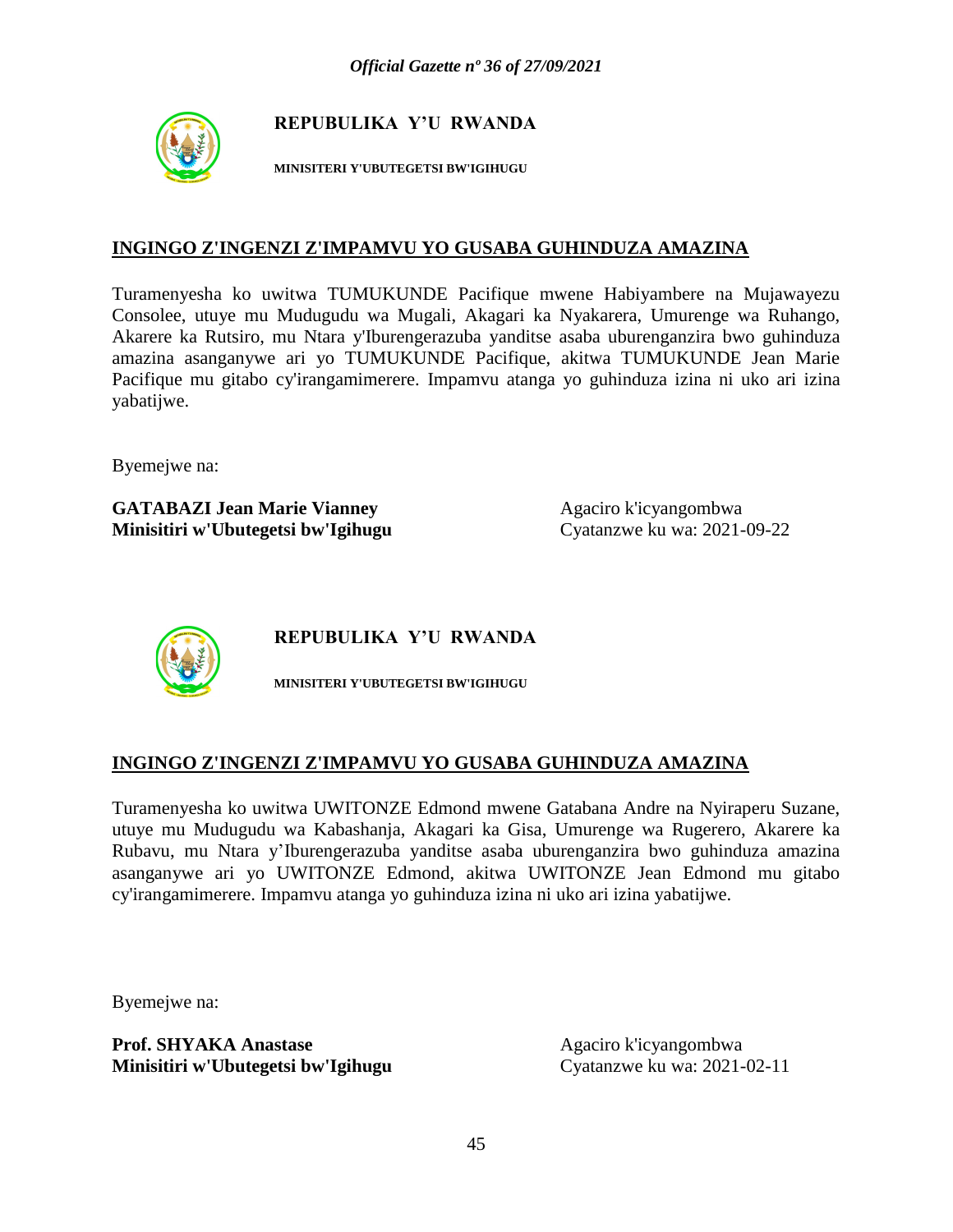**REPUBULIKA Y'U RWANDA**

**MINISITERI Y'UBUTEGETSI BW'IGIHUGU**

## INGINGO Z'INGENZI Z'IMPAMVU YO GUSABA GUHINDUZA AMAZINA

Turamenyesha ko uwitwa TUMUKUNDE Pacifique mwene Habiyambere na Mujawayezu Consolee, utuye mu Mudugudu wa Mugali, Akagari ka Nyakarera, Umurenge wa Ruhango, Akarere ka Rutsiro, mu Ntara y'Iburengerazuba yanditse asaba uburenganzira bwo guhinduza amazina asanganywe ari yo TUMUKUNDE Pacifique, akitwa TUMUKUNDE Jean Marie Pacifique mu gitabo cy'irangamimerere. Impamvu atanga yo guhinduza izina ni uko ari izina yabatijwe.

Byemejwe na:

**GATABAZI Jean Marie Vianney**
**Minisitiri w'Ubutegetsi bw'Igihugu**

Agaciro k'icyangombwa
Cyatanzwe ku wa: 2021-09-22

**REPUBULIKA Y'U RWANDA**

**MINISITERI Y'UBUTEGETSI BW'IGIHUGU**

## INGINGO Z'INGENZI Z'IMPAMVU YO GUSABA GUHINDUZA AMAZINA

Turamenyesha ko uwitwa UWITONZE Edmond mwene Gatabana Andre na Nyiraperu Suzane, utuye mu Mudugudu wa Kabashanja, Akagari ka Gisa, Umurenge wa Rugerero, Akarere ka Rubavu, mu Ntara y'Iburengerazuba yanditse asaba uburenganzira bwo guhinduza amazina asanganywe ari yo UWITONZE Edmond, akitwa UWITONZE Jean Edmond mu gitabo cy'irangamimerere. Impamvu atanga yo guhinduza izina ni uko ari izina yabatijwe.

Byemejwe na:

**Prof. SHYAKA Anastase**
**Minisitiri w'Ubutegetsi bw'Igihugu**

Agaciro k'icyangombwa
Cyatanzwe ku wa: 2021-02-11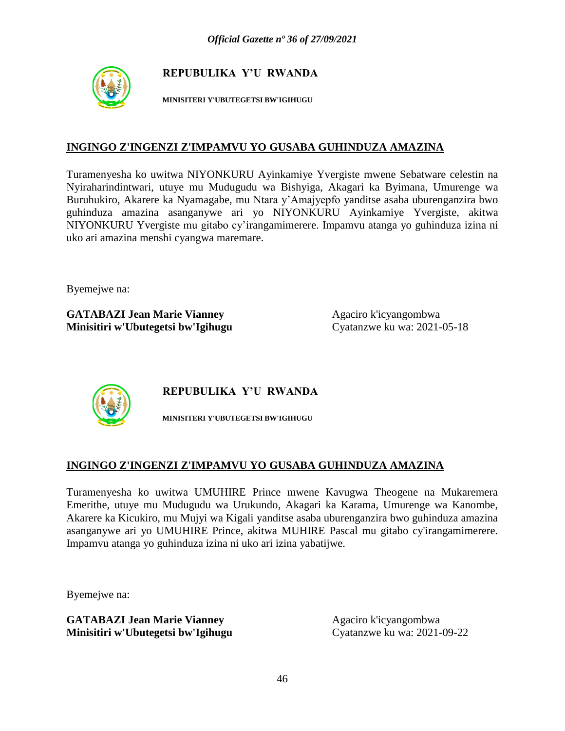**REPUBULIKA Y'U RWANDA**

**MINISITERI Y'UBUTEGETSI BW'IGIHUGU**

## INGINGO Z'INGENZI Z'IMPAMVU YO GUSABA GUHINDUZA AMAZINA

Turamenyesha ko uwitwa NIYONKURU Ayinkamiye Yvergiste mwene Sebatware celestin na Nyiraharindintwari, utuye mu Mudugudu wa Bishyiga, Akagari ka Byimana, Umurenge wa Buruhukiro, Akarere ka Nyamagabe, mu Ntara y'Amajyepfo yanditse asaba uburenganzira bwo guhinduza amazina asanganywe ari yo NIYONKURU Ayinkamiye Yvergiste, akitwa NIYONKURU Yvergiste mu gitabo cy'irangamimerere. Impamvu atanga yo guhinduza izina ni uko ari amazina menshi cyangwa maremare.

Byemejwe na:

**GATABAZI Jean Marie Vianney**
**Minisitiri w'Ubutegetsi bw'Igihugu**

Agaciro k'icyangombwa
Cyatanzwe ku wa: 2021-05-18

**REPUBULIKA Y'U RWANDA**

**MINISITERI Y'UBUTEGETSI BW'IGIHUGU**

## INGINGO Z'INGENZI Z'IMPAMVU YO GUSABA GUHINDUZA AMAZINA

Turamenyesha ko uwitwa UMUHIRE Prince mwene Kavugwa Theogene na Mukaremera Emerithe, utuye mu Mudugudu wa Urukundo, Akagari ka Karama, Umurenge wa Kanombe, Akarere ka Kicukiro, mu Mujyi wa Kigali yanditse asaba uburenganzira bwo guhinduza amazina asanganywe ari yo UMUHIRE Prince, akitwa MUHIRE Pascal mu gitabo cy'irangamimerere. Impamvu atanga yo guhinduza izina ni uko ari izina yabatijwe.

Byemejwe na:

**GATABAZI Jean Marie Vianney**
**Minisitiri w'Ubutegetsi bw'Igihugu**

Agaciro k'icyangombwa
Cyatanzwe ku wa: 2021-09-22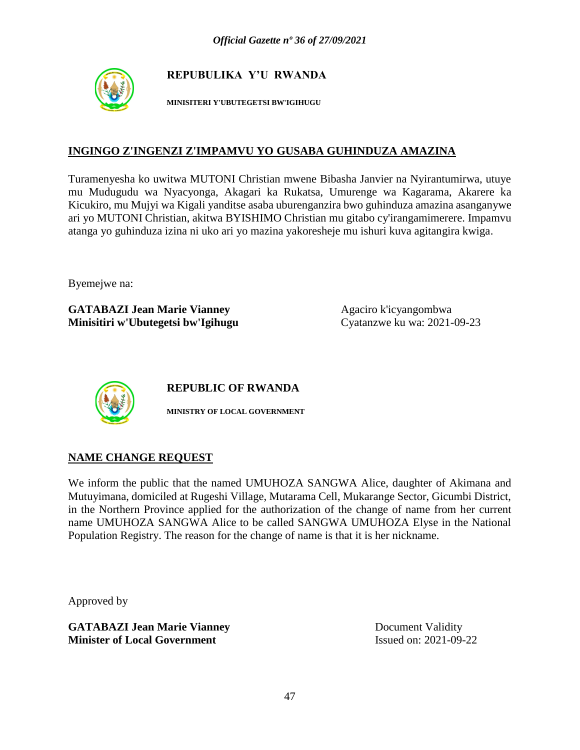**REPUBULIKA Y'U RWANDA**

**MINISITERI Y'UBUTEGETSI BW'IGIHUGU**

## INGINGO Z'INGENZI Z'IMPAMVU YO GUSABA GUHINDUZA AMAZINA

Turamenyesha ko uwitwa MUTONI Christian mwene Bibasha Janvier na Nyirantumirwa, utuye mu Mudugudu wa Nyacyonga, Akagari ka Rukatsa, Umurenge wa Kagarama, Akarere ka Kicukiro, mu Mujyi wa Kigali yanditse asaba uburenganzira bwo guhinduza amazina asanganywe ari yo MUTONI Christian, akitwa BYISHIMO Christian mu gitabo cy'irangamimerere. Impamvu atanga yo guhinduza izina ni uko ari yo mazina yakoresheje mu ishuri kuva agitangira kwiga.

Byemejwe na:

**GATABAZI Jean Marie Vianney**
**Minisitiri w'Ubutegetsi bw'Igihugu**

Agaciro k'icyangombwa
Cyatanzwe ku wa: 2021-09-23

**REPUBLIC OF RWANDA**

**MINISTRY OF LOCAL GOVERNMENT**

## NAME CHANGE REQUEST

We inform the public that the named UMUHOZA SANGWA Alice, daughter of Akimana and Mutuyimana, domiciled at Rugeshi Village, Mutarama Cell, Mukarange Sector, Gicumbi District, in the Northern Province applied for the authorization of the change of name from her current name UMUHOZA SANGWA Alice to be called SANGWA UMUHOZA Elyse in the National Population Registry. The reason for the change of name is that it is her nickname.

Approved by

**GATABAZI Jean Marie Vianney**
**Minister of Local Government**

Document Validity
Issued on: 2021-09-22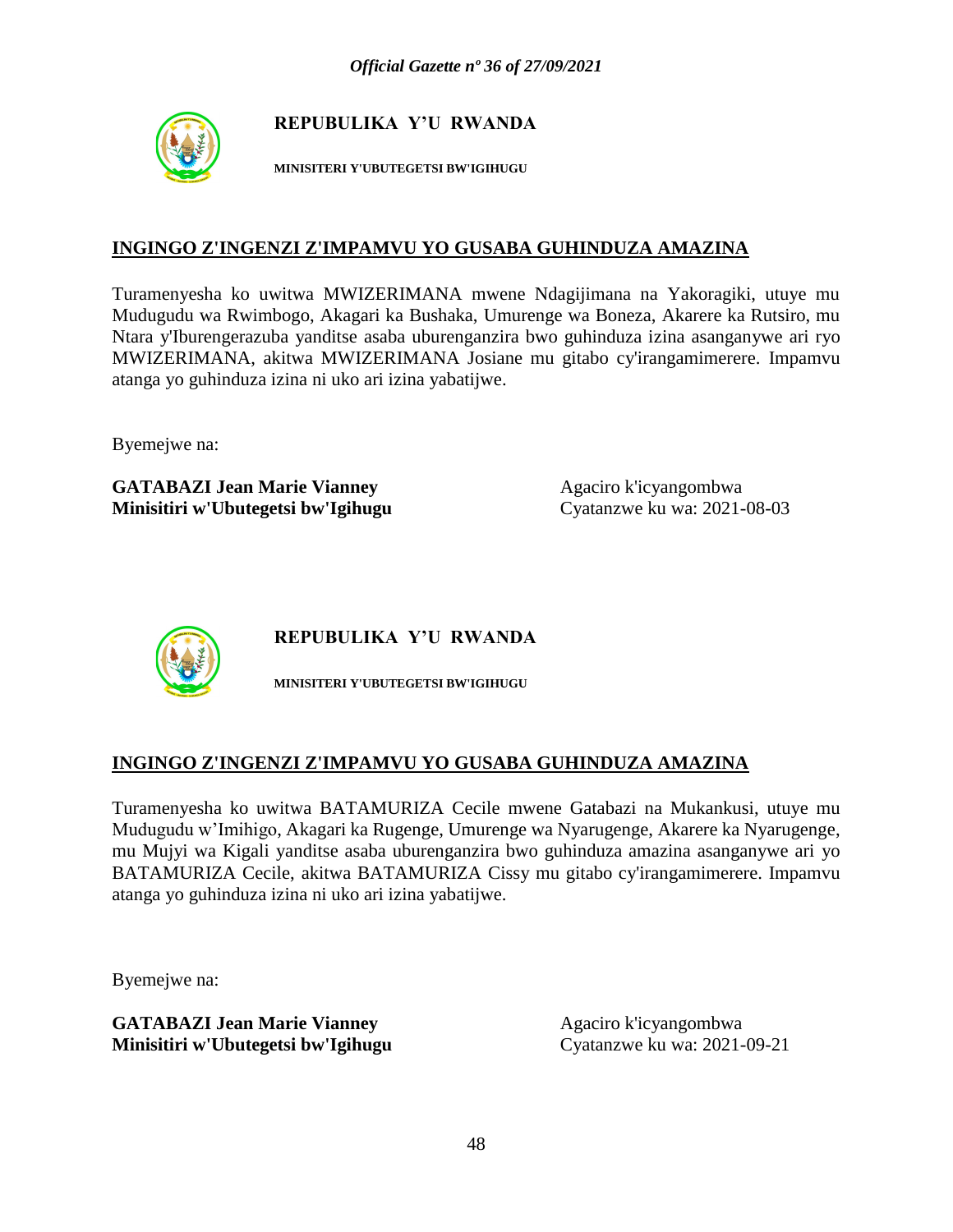**REPUBULIKA Y'U RWANDA**

**MINISITERI Y'UBUTEGETSI BW'IGIHUGU**

## INGINGO Z'INGENZI Z'IMPAMVU YO GUSABA GUHINDUZA AMAZINA

Turamenyesha ko uwitwa MWIZERIMANA mwene Ndagijimana na Yakoragiki, utuye mu Mudugudu wa Rwimbogo, Akagari ka Bushaka, Umurenge wa Boneza, Akarere ka Rutsiro, mu Ntara y'Iburengerazuba yanditse asaba uburenganzira bwo guhinduza izina asanganywe ari ryo MWIZERIMANA, akitwa MWIZERIMANA Josiane mu gitabo cy'irangamimerere. Impamvu atanga yo guhinduza izina ni uko ari izina yabatijwe.

Byemejwe na:

**GATABAZI Jean Marie Vianney**
**Minisitiri w'Ubutegetsi bw'Igihugu**

Agaciro k'icyangombwa
Cyatanzwe ku wa: 2021-08-03

**REPUBULIKA Y'U RWANDA**

**MINISITERI Y'UBUTEGETSI BW'IGIHUGU**

## INGINGO Z'INGENZI Z'IMPAMVU YO GUSABA GUHINDUZA AMAZINA

Turamenyesha ko uwitwa BATAMURIZA Cecile mwene Gatabazi na Mukankusi, utuye mu Mudugudu w'Imihigo, Akagari ka Rugenge, Umurenge wa Nyarugenge, Akarere ka Nyarugenge, mu Mujyi wa Kigali yanditse asaba uburenganzira bwo guhinduza amazina asanganywe ari yo BATAMURIZA Cecile, akitwa BATAMURIZA Cissy mu gitabo cy'irangamimerere. Impamvu atanga yo guhinduza izina ni uko ari izina yabatijwe.

Byemejwe na:

**GATABAZI Jean Marie Vianney**
**Minisitiri w'Ubutegetsi bw'Igihugu**

Agaciro k'icyangombwa
Cyatanzwe ku wa: 2021-09-21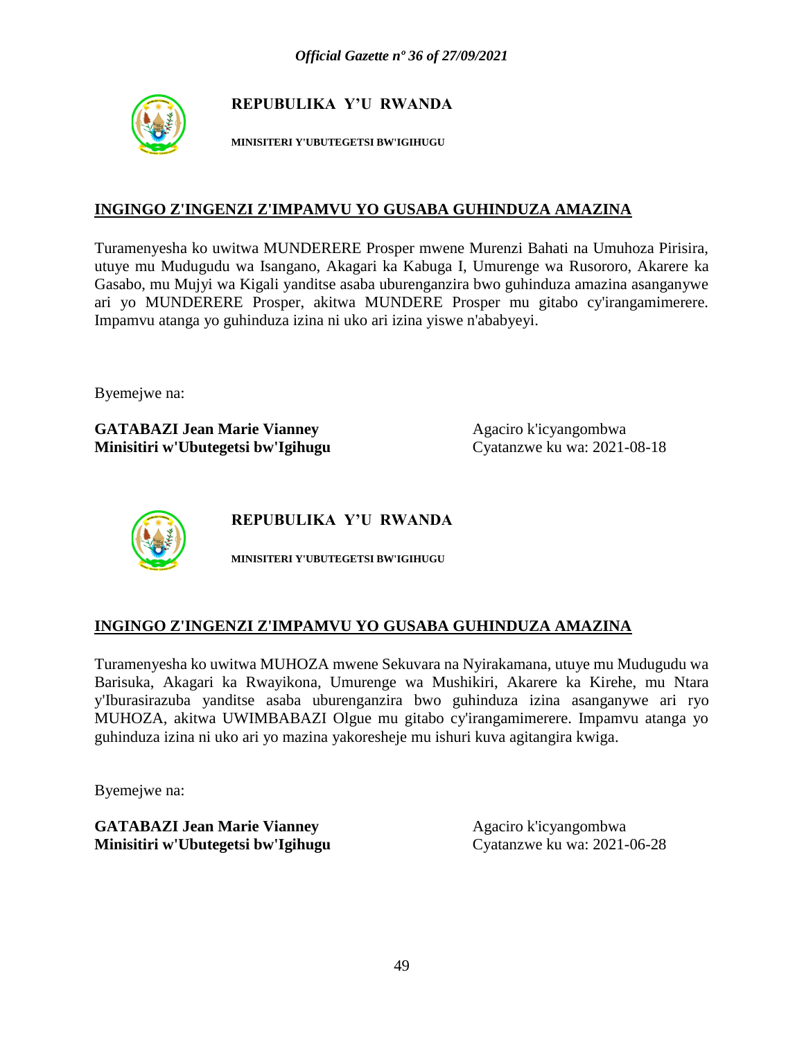**REPUBULIKA Y'U RWANDA**

**MINISITERI Y'UBUTEGETSI BW'IGIHUGU**

## INGINGO Z'INGENZI Z'IMPAMVU YO GUSABA GUHINDUZA AMAZINA

Turamenyesha ko uwitwa MUNDERERE Prosper mwene Murenzi Bahati na Umuhoza Pirisira, utuye mu Mudugudu wa Isangano, Akagari ka Kabuga I, Umurenge wa Rusororo, Akarere ka Gasabo, mu Mujyi wa Kigali yanditse asaba uburenganzira bwo guhinduza amazina asanganywe ari yo MUNDERERE Prosper, akitwa MUNDERE Prosper mu gitabo cy'irangamimerere. Impamvu atanga yo guhinduza izina ni uko ari izina yiswe n'ababyeyi.

Byemejwe na:

**GATABAZI Jean Marie Vianney**
**Minisitiri w'Ubutegetsi bw'Igihugu**

Agaciro k'icyangombwa
Cyatanzwe ku wa: 2021-08-18

**REPUBULIKA Y'U RWANDA**

**MINISITERI Y'UBUTEGETSI BW'IGIHUGU**

## INGINGO Z'INGENZI Z'IMPAMVU YO GUSABA GUHINDUZA AMAZINA

Turamenyesha ko uwitwa MUHOZA mwene Sekuvara na Nyirakamana, utuye mu Mudugudu wa Barisuka, Akagari ka Rwayikona, Umurenge wa Mushikiri, Akarere ka Kirehe, mu Ntara y'Iburasirazuba yanditse asaba uburenganzira bwo guhinduza izina asanganywe ari ryo MUHOZA, akitwa UWIMBABAZI Olgue mu gitabo cy'irangamimerere. Impamvu atanga yo guhinduza izina ni uko ari yo mazina yakoresheje mu ishuri kuva agitangira kwiga.

Byemejwe na:

**GATABAZI Jean Marie Vianney**
**Minisitiri w'Ubutegetsi bw'Igihugu**

Agaciro k'icyangombwa
Cyatanzwe ku wa: 2021-06-28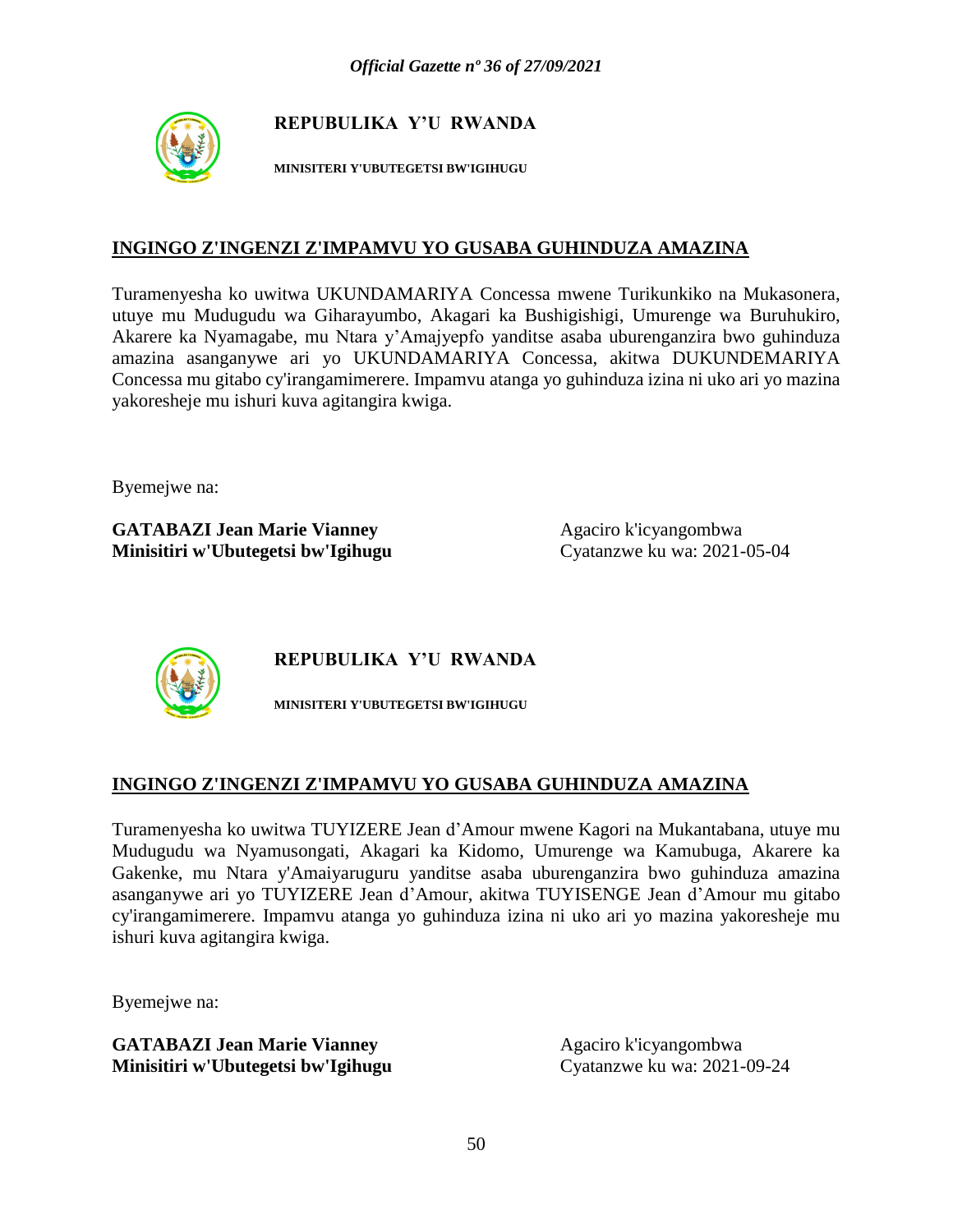**REPUBULIKA Y'U RWANDA**

**MINISITERI Y'UBUTEGETSI BW'IGIHUGU**

**INGINGO Z'INGENZI Z'IMPAMVU YO GUSABA GUHINDUZA AMAZINA**

Turamenyesha ko uwitwa UKUNDAMARIYA Concessa mwene Turikunkiko na Mukasonera, utuye mu Mudugudu wa Giharayumbo, Akagari ka Bushigishigi, Umurenge wa Buruhukiro, Akarere ka Nyamagabe, mu Ntara y'Amajyepfo yanditse asaba uburenganzira bwo guhinduza amazina asanganywe ari yo UKUNDAMARIYA Concessa, akitwa DUKUNDEMARIYA Concessa mu gitabo cy'irangamimerere. Impamvu atanga yo guhinduza izina ni uko ari yo mazina yakoresheje mu ishuri kuva agitangira kwiga.

Byemejwe na:

**GATABAZI Jean Marie Vianney**
**Minisitiri w'Ubutegetsi bw'Igihugu**

Agaciro k'icyangombwa
Cyatanzwe ku wa: 2021-05-04

**REPUBULIKA Y'U RWANDA**

**MINISITERI Y'UBUTEGETSI BW'IGIHUGU**

**INGINGO Z'INGENZI Z'IMPAMVU YO GUSABA GUHINDUZA AMAZINA**

Turamenyesha ko uwitwa TUYIZERE Jean d'Amour mwene Kagori na Mukantabana, utuye mu Mudugudu wa Nyamusongati, Akagari ka Kidomo, Umurenge wa Kamubuga, Akarere ka Gakenke, mu Ntara y'Amaiyaruguru yanditse asaba uburenganzira bwo guhinduza amazina asanganywe ari yo TUYIZERE Jean d'Amour, akitwa TUYISENGE Jean d'Amour mu gitabo cy'irangamimerere. Impamvu atanga yo guhinduza izina ni uko ari yo mazina yakoresheje mu ishuri kuva agitangira kwiga.

Byemejwe na:

**GATABAZI Jean Marie Vianney**
**Minisitiri w'Ubutegetsi bw'Igihugu**

Agaciro k'icyangombwa
Cyatanzwe ku wa: 2021-09-24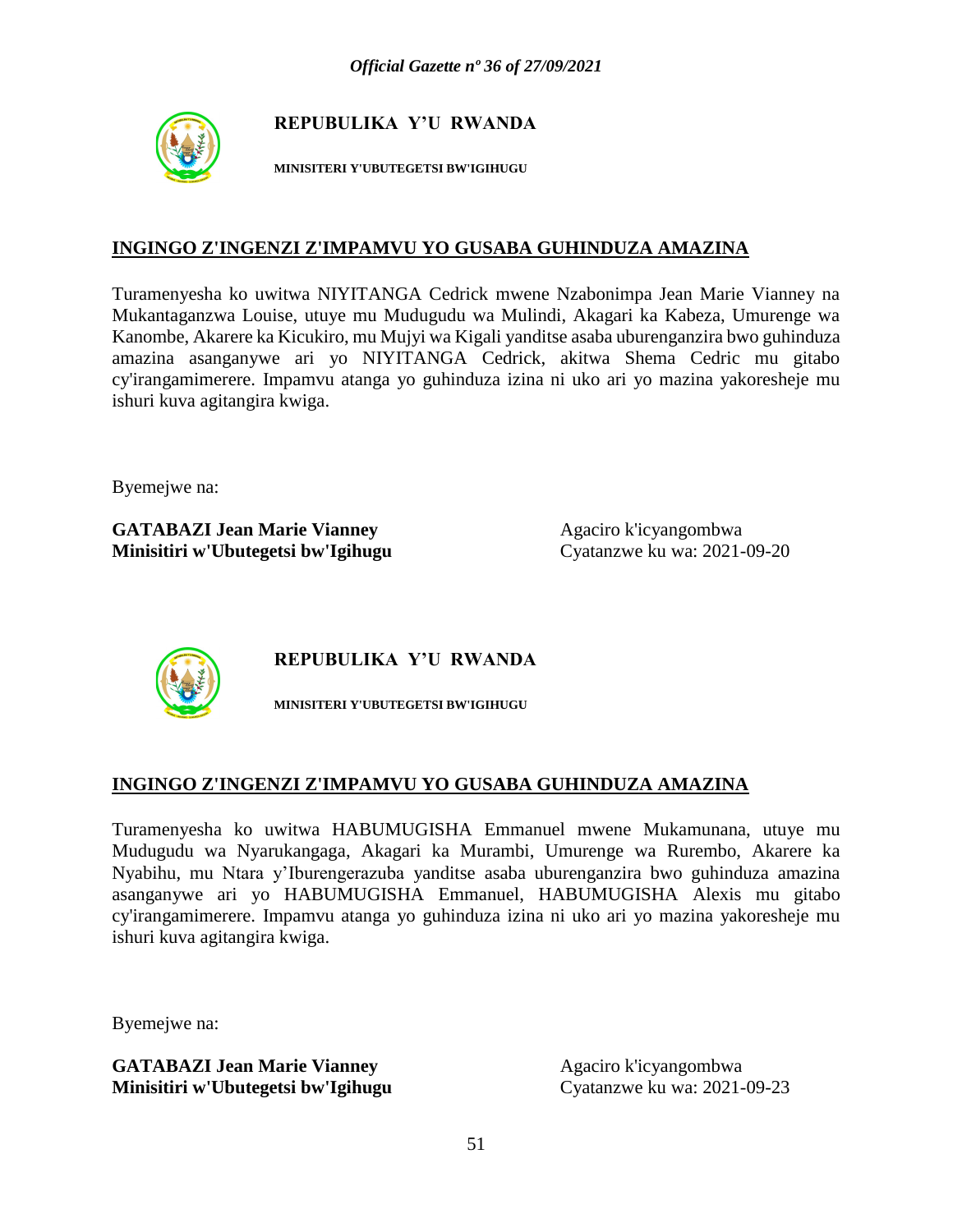**REPUBULIKA Y'U RWANDA**

**MINISITERI Y'UBUTEGETSI BW'IGIHUGU**

## INGINGO Z'INGENZI Z'IMPAMVU YO GUSABA GUHINDUZA AMAZINA

Turamenyesha ko uwitwa NIYITANGA Cedrick mwene Nzabonimpa Jean Marie Vianney na Mukantaganzwa Louise, utuye mu Mudugudu wa Mulindi, Akagari ka Kabeza, Umurenge wa Kanombe, Akarere ka Kicukiro, mu Mujyi wa Kigali yanditse asaba uburenganzira bwo guhinduza amazina asanganywe ari yo NIYITANGA Cedrick, akitwa Shema Cedric mu gitabo cy'irangamimerere. Impamvu atanga yo guhinduza izina ni uko ari yo mazina yakoresheje mu ishuri kuva agitangira kwiga.

Byemejwe na:

**GATABAZI Jean Marie Vianney**
**Minisitiri w'Ubutegetsi bw'Igihugu**

Agaciro k'icyangombwa
Cyatanzwe ku wa: 2021-09-20

**REPUBULIKA Y'U RWANDA**

**MINISITERI Y'UBUTEGETSI BW'IGIHUGU**

## INGINGO Z'INGENZI Z'IMPAMVU YO GUSABA GUHINDUZA AMAZINA

Turamenyesha ko uwitwa HABUMUGISHA Emmanuel mwene Mukamunana, utuye mu Mudugudu wa Nyarukangaga, Akagari ka Murambi, Umurenge wa Rurembo, Akarere ka Nyabihu, mu Ntara y'Iburengerazuba yanditse asaba uburenganzira bwo guhinduza amazina asanganywe ari yo HABUMUGISHA Emmanuel, HABUMUGISHA Alexis mu gitabo cy'irangamimerere. Impamvu atanga yo guhinduza izina ni uko ari yo mazina yakoresheje mu ishuri kuva agitangira kwiga.

Byemejwe na:

**GATABAZI Jean Marie Vianney**
**Minisitiri w'Ubutegetsi bw'Igihugu**

Agaciro k'icyangombwa
Cyatanzwe ku wa: 2021-09-23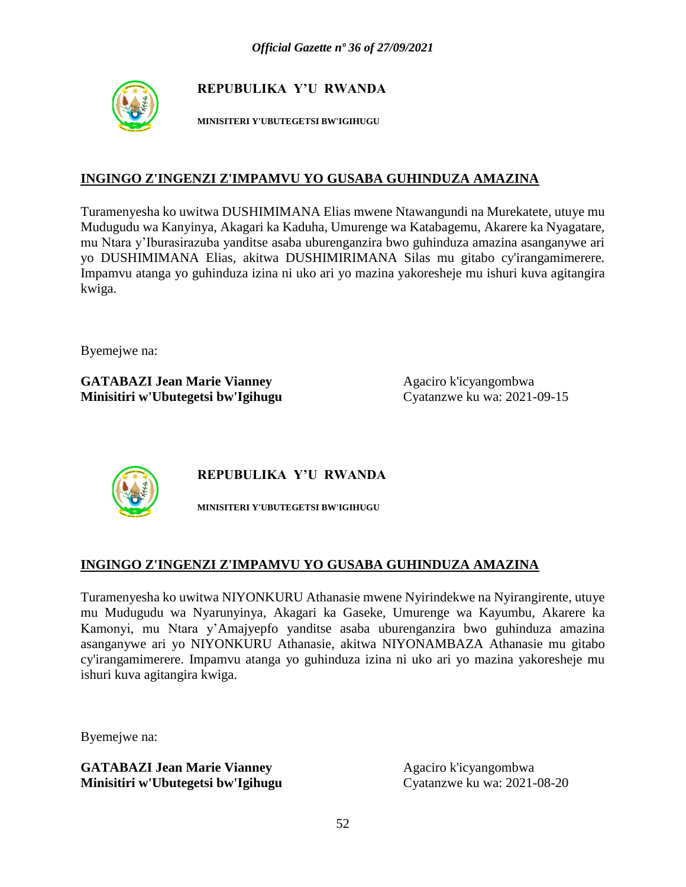**REPUBULIKA Y'U RWANDA**

**MINISITERI Y'UBUTEGETSI BW'IGIHUGU**

## INGINGO Z'INGENZI Z'IMPAMVU YO GUSABA GUHINDUZA AMAZINA

Turamenyesha ko uwitwa DUSHIMIMANA Elias mwene Ntawangundi na Murekatete, utuye mu Mudugudu wa Kanyinya, Akagari ka Kaduha, Umurenge wa Katabagemu, Akarere ka Nyagatare, mu Ntara y'Iburasirazuba yanditse asaba uburenganzira bwo guhinduza amazina asanganywe ari yo DUSHIMIMANA Elias, akitwa DUSHIMIRIMANA Silas mu gitabo cy'irangamimerere. Impamvu atanga yo guhinduza izina ni uko ari yo mazina yakoresheje mu ishuri kuva agitangira kwiga.

Byemejwe na:

**GATABAZI Jean Marie Vianney**
**Minisitiri w'Ubutegetsi bw'Igihugu**

Agaciro k'icyangombwa
Cyatanzwe ku wa: 2021-09-15

**REPUBULIKA Y'U RWANDA**

**MINISITERI Y'UBUTEGETSI BW'IGIHUGU**

## INGINGO Z'INGENZI Z'IMPAMVU YO GUSABA GUHINDUZA AMAZINA

Turamenyesha ko uwitwa NIYONKURU Athanasie mwene Nyirindekwe na Nyirangirente, utuye mu Mudugudu wa Nyarunyinya, Akagari ka Gaseke, Umurenge wa Kayumbu, Akarere ka Kamonyi, mu Ntara y'Amajyepfo yanditse asaba uburenganzira bwo guhinduza amazina asanganywe ari yo NIYONKURU Athanasie, akitwa NIYONAMBAZA Athanasie mu gitabo cy'irangamimerere. Impamvu atanga yo guhinduza izina ni uko ari yo mazina yakoresheje mu ishuri kuva agitangira kwiga.

Byemejwe na:

**GATABAZI Jean Marie Vianney**
**Minisitiri w'Ubutegetsi bw'Igihugu**

Agaciro k'icyangombwa
Cyatanzwe ku wa: 2021-08-20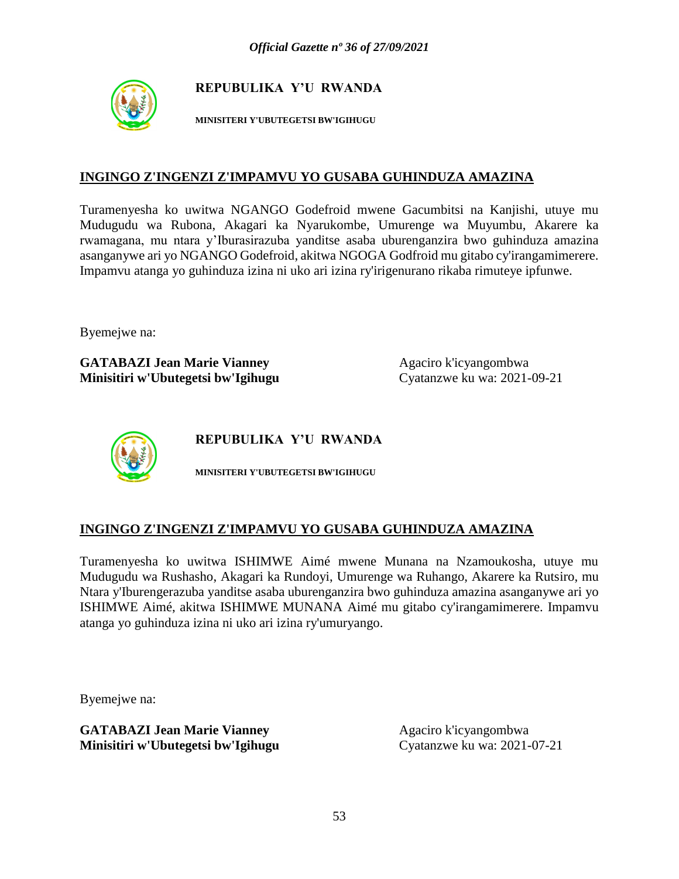**REPUBULIKA Y'U RWANDA**

**MINISITERI Y'UBUTEGETSI BW'IGIHUGU**

## INGINGO Z'INGENZI Z'IMPAMVU YO GUSABA GUHINDUZA AMAZINA

Turamenyesha ko uwitwa NGANGO Godefroid mwene Gacumbitsi na Kanjishi, utuye mu Mudugudu wa Rubona, Akagari ka Nyarukombe, Umurenge wa Muyumbu, Akarere ka rwamagana, mu ntara y'Iburasirazuba yanditse asaba uburenganzira bwo guhinduza amazina asanganywe ari yo NGANGO Godefroid, akitwa NGOGA Godfroid mu gitabo cy'irangamimerere. Impamvu atanga yo guhinduza izina ni uko ari izina ry'irigenurano rikaba rimuteye ipfunwe.

Byemejwe na:

**GATABAZI Jean Marie Vianney**
**Minisitiri w'Ubutegetsi bw'Igihugu**

Agaciro k'icyangombwa
Cyatanzwe ku wa: 2021-09-21

**REPUBULIKA Y'U RWANDA**

**MINISITERI Y'UBUTEGETSI BW'IGIHUGU**

## INGINGO Z'INGENZI Z'IMPAMVU YO GUSABA GUHINDUZA AMAZINA

Turamenyesha ko uwitwa ISHIMWE Aimé mwene Munana na Nzamoukosha, utuye mu Mudugudu wa Rushasho, Akagari ka Rundoyi, Umurenge wa Ruhango, Akarere ka Rutsiro, mu Ntara y'Iburengerazuba yanditse asaba uburenganzira bwo guhinduza amazina asanganywe ari yo ISHIMWE Aimé, akitwa ISHIMWE MUNANA Aimé mu gitabo cy'irangamimerere. Impamvu atanga yo guhinduza izina ni uko ari izina ry'umuryango.

Byemejwe na:

**GATABAZI Jean Marie Vianney**
**Minisitiri w'Ubutegetsi bw'Igihugu**

Agaciro k'icyangombwa
Cyatanzwe ku wa: 2021-07-21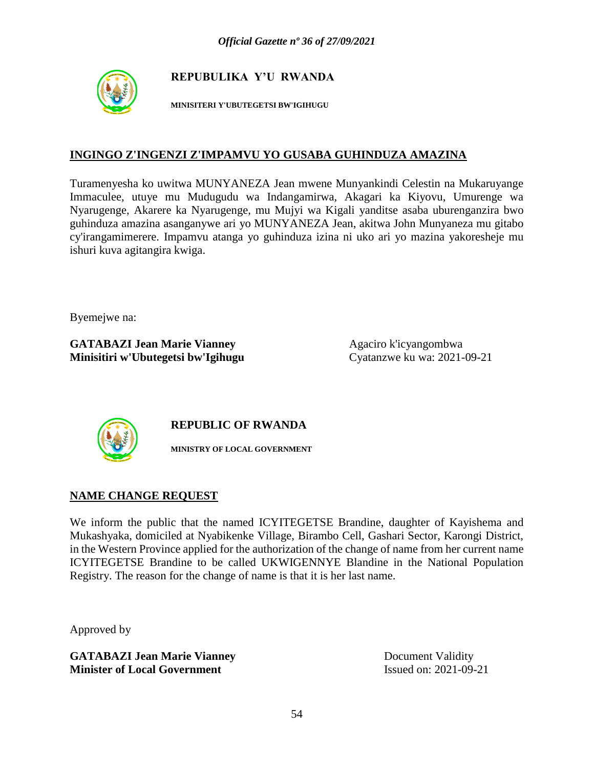**REPUBULIKA Y'U RWANDA**

**MINISITERI Y'UBUTEGETSI BW'IGIHUGU**

## INGINGO Z'INGENZI Z'IMPAMVU YO GUSABA GUHINDUZA AMAZINA

Turamenyesha ko uwitwa MUNYANEZA Jean mwene Munyankindi Celestin na Mukaruyange Immaculee, utuye mu Mudugudu wa Indangamirwa, Akagari ka Kiyovu, Umurenge wa Nyarugenge, Akarere ka Nyarugenge, mu Mujyi wa Kigali yanditse asaba uburenganzira bwo guhinduza amazina asanganywe ari yo MUNYANEZA Jean, akitwa John Munyaneza mu gitabo cy'irangamimerere. Impamvu atanga yo guhinduza izina ni uko ari yo mazina yakoresheje mu ishuri kuva agitangira kwiga.

Byemejwe na:

**GATABAZI Jean Marie Vianney**
**Minisitiri w'Ubutegetsi bw'Igihugu**

Agaciro k'icyangombwa
Cyatanzwe ku wa: 2021-09-21

**REPUBLIC OF RWANDA**

**MINISTRY OF LOCAL GOVERNMENT**

## NAME CHANGE REQUEST

We inform the public that the named ICYITEGETSE Brandine, daughter of Kayishema and Mukashyaka, domiciled at Nyabikenke Village, Birambo Cell, Gashari Sector, Karongi District, in the Western Province applied for the authorization of the change of name from her current name ICYITEGETSE Brandine to be called UKWIGENNYE Blandine in the National Population Registry. The reason for the change of name is that it is her last name.

Approved by

**GATABAZI Jean Marie Vianney**
**Minister of Local Government**

Document Validity
Issued on: 2021-09-21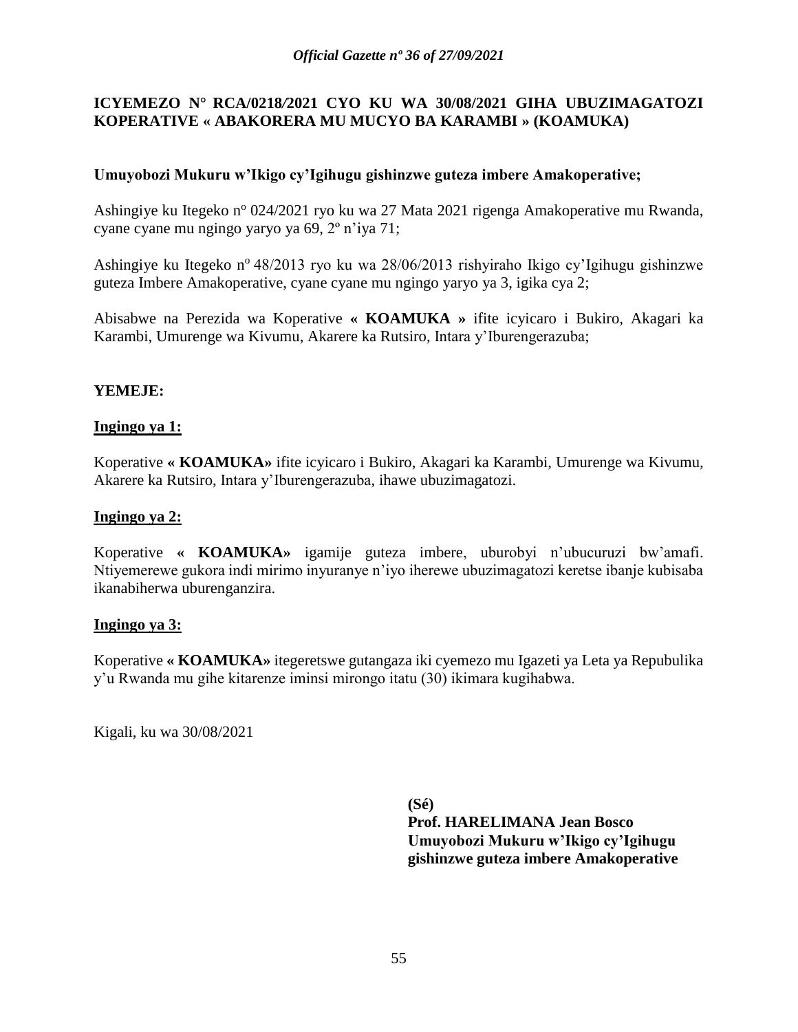**ICYEMEZO N° RCA/0218/2021 CYO KU WA 30/08/2021 GIHA UBUZIMAGATOZI KOPERATIVE « ABAKORERA MU MUCYO BA KARAMBI » (KOAMUKA)**

**Umuyobozi Mukuru w'Ikigo cy'Igihugu gishinzwe guteza imbere Amakoperative;**

Ashingiye ku Itegeko nº 024/2021 ryo ku wa 27 Mata 2021 rigenga Amakoperative mu Rwanda, cyane cyane mu ngingo yaryo ya 69, 2º n'iya 71;

Ashingiye ku Itegeko nº 48/2013 ryo ku wa 28/06/2013 rishyiraho Ikigo cy'Igihugu gishinzwe guteza Imbere Amakoperative, cyane cyane mu ngingo yaryo ya 3, igika cya 2;

Abisabwe na Perezida wa Koperative **« KOAMUKA »** ifite icyicaro i Bukiro, Akagari ka Karambi, Umurenge wa Kivumu, Akarere ka Rutsiro, Intara y'Iburengerazuba;

**YEMEJE:**

**Ingingo ya 1:**

Koperative **« KOAMUKA»** ifite icyicaro i Bukiro, Akagari ka Karambi, Umurenge wa Kivumu, Akarere ka Rutsiro, Intara y'Iburengerazuba, ihawe ubuzimagatozi.

**Ingingo ya 2:**

Koperative **« KOAMUKA»** igamije guteza imbere, uburobyi n'ubucuruzi bw'amafi. Ntiyemerewe gukora indi mirimo inyuranye n'iyo iherewe ubuzimagatozi keretse ibanje kubisaba ikanabiherwa uburenganzira.

**Ingingo ya 3:**

Koperative **« KOAMUKA»** itegeretswe gutangaza iki cyemezo mu Igazeti ya Leta ya Repubulika y'u Rwanda mu gihe kitarenze iminsi mirongo itatu (30) ikimara kugihabwa.

Kigali, ku wa 30/08/2021

**(Sé)**
**Prof. HARELIMANA Jean Bosco**
**Umuyobozi Mukuru w'Ikigo cy'Igihugu gishinzwe guteza imbere Amakoperative**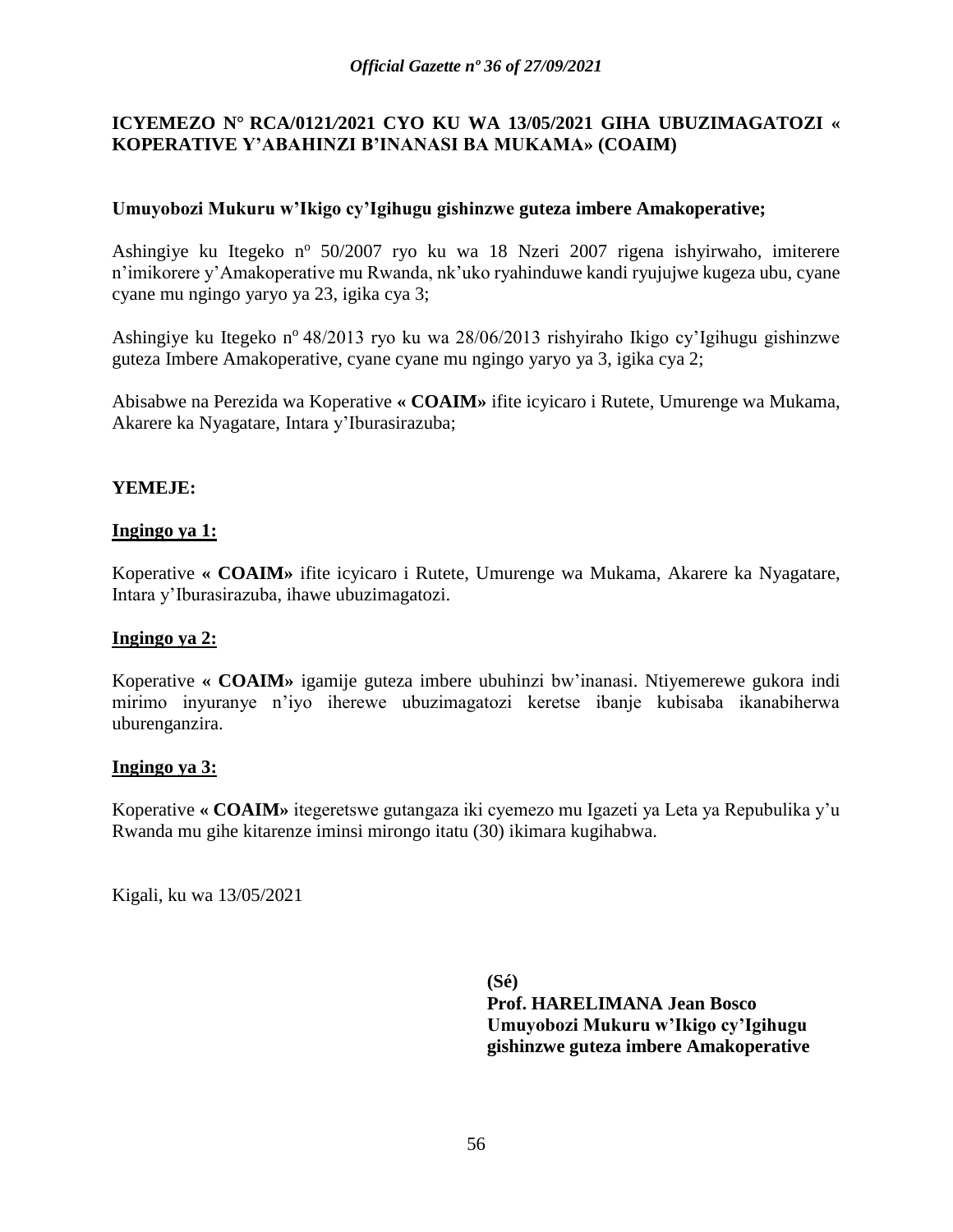**ICYEMEZO N° RCA/0121/2021 CYO KU WA 13/05/2021 GIHA UBUZIMAGATOZI « KOPERATIVE Y'ABAHINZI B'INANASI BA MUKAMA» (COAIM)**

**Umuyobozi Mukuru w'Ikigo cy'Igihugu gishinzwe guteza imbere Amakoperative;**

Ashingiye ku Itegeko nº 50/2007 ryo ku wa 18 Nzeri 2007 rigena ishyirwaho, imiterere n'imikorere y'Amakoperative mu Rwanda, nk'uko ryahinduwe kandi ryujujwe kugeza ubu, cyane cyane mu ngingo yaryo ya 23, igika cya 3;

Ashingiye ku Itegeko nº 48/2013 ryo ku wa 28/06/2013 rishyiraho Ikigo cy'Igihugu gishinzwe guteza Imbere Amakoperative, cyane cyane mu ngingo yaryo ya 3, igika cya 2;

Abisabwe na Perezida wa Koperative **« COAIM»** ifite icyicaro i Rutete, Umurenge wa Mukama, Akarere ka Nyagatare, Intara y'Iburasirazuba;

**YEMEJE:**

**Ingingo ya 1:**

Koperative **« COAIM»** ifite icyicaro i Rutete, Umurenge wa Mukama, Akarere ka Nyagatare, Intara y'Iburasirazuba, ihawe ubuzimagatozi.

**Ingingo ya 2:**

Koperative **« COAIM»** igamije guteza imbere ubuhinzi bw'inanasi. Ntiyemerewe gukora indi mirimo inyuranye n'iyo iherewe ubuzimagatozi keretse ibanje kubisaba ikanabiherwa uburenganzira.

**Ingingo ya 3:**

Koperative **« COAIM»** itegeretswe gutangaza iki cyemezo mu Igazeti ya Leta ya Repubulika y'u Rwanda mu gihe kitarenze iminsi mirongo itatu (30) ikimara kugihabwa.

Kigali, ku wa 13/05/2021

**(Sé)**
**Prof. HARELIMANA Jean Bosco**
**Umuyobozi Mukuru w'Ikigo cy'Igihugu gishinzwe guteza imbere Amakoperative**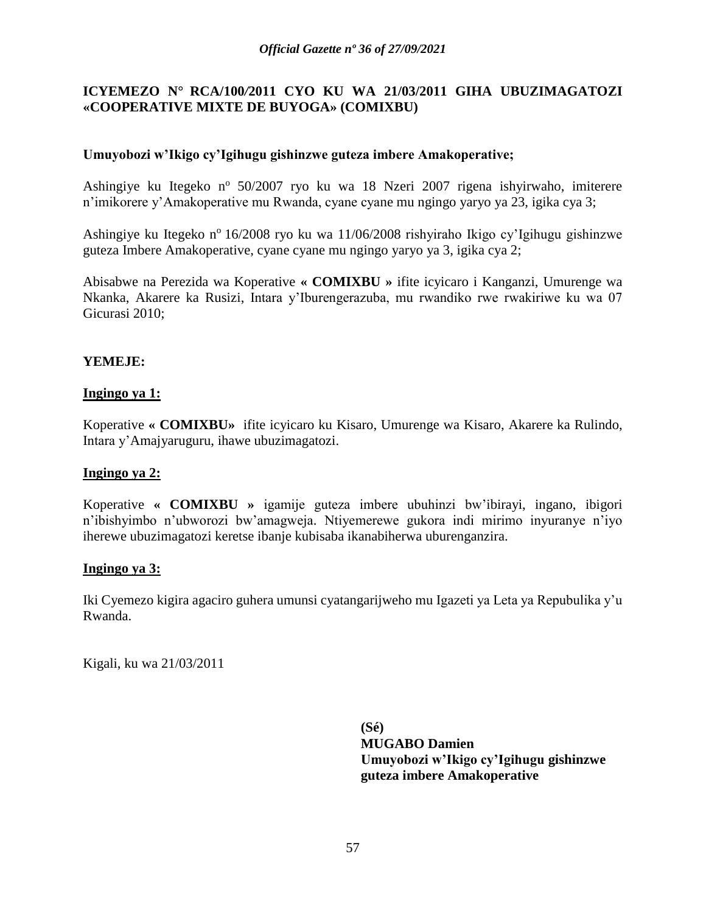**ICYEMEZO N° RCA/100/2011 CYO KU WA 21/03/2011 GIHA UBUZIMAGATOZI «COOPERATIVE MIXTE DE BUYOGA» (COMIXBU)**

**Umuyobozi w'Ikigo cy'Igihugu gishinzwe guteza imbere Amakoperative;**

Ashingiye ku Itegeko n° 50/2007 ryo ku wa 18 Nzeri 2007 rigena ishyirwaho, imiterere n'imikorere y'Amakoperative mu Rwanda, cyane cyane mu ngingo yaryo ya 23, igika cya 3;

Ashingiye ku Itegeko n° 16/2008 ryo ku wa 11/06/2008 rishyiraho Ikigo cy'Igihugu gishinzwe guteza Imbere Amakoperative, cyane cyane mu ngingo yaryo ya 3, igika cya 2;

Abisabwe na Perezida wa Koperative **« COMIXBU »** ifite icyicaro i Kanganzi, Umurenge wa Nkanka, Akarere ka Rusizi, Intara y'Iburengerazuba, mu rwandiko rwe rwakiriwe ku wa 07 Gicurasi 2010;

**YEMEJE:**

**Ingingo ya 1:**

Koperative **« COMIXBU»** ifite icyicaro ku Kisaro, Umurenge wa Kisaro, Akarere ka Rulindo, Intara y'Amajyaruguru, ihawe ubuzimagatozi.

**Ingingo ya 2:**

Koperative **« COMIXBU »** igamije guteza imbere ubuhinzi bw'ibirayi, ingano, ibigori n'ibishyimbo n'ubworozi bw'amagweja. Ntiyemerewe gukora indi mirimo inyuranye n'iyo iherewe ubuzimagatozi keretse ibanje kubisaba ikanabiherwa uburenganzira.

**Ingingo ya 3:**

Iki Cyemezo kigira agaciro guhera umunsi cyatangarijweho mu Igazeti ya Leta ya Repubulika y'u Rwanda.

Kigali, ku wa 21/03/2011

**(Sé)**
**MUGABO Damien**
**Umuyobozi w'Ikigo cy'Igihugu gishinzwe guteza imbere Amakoperative**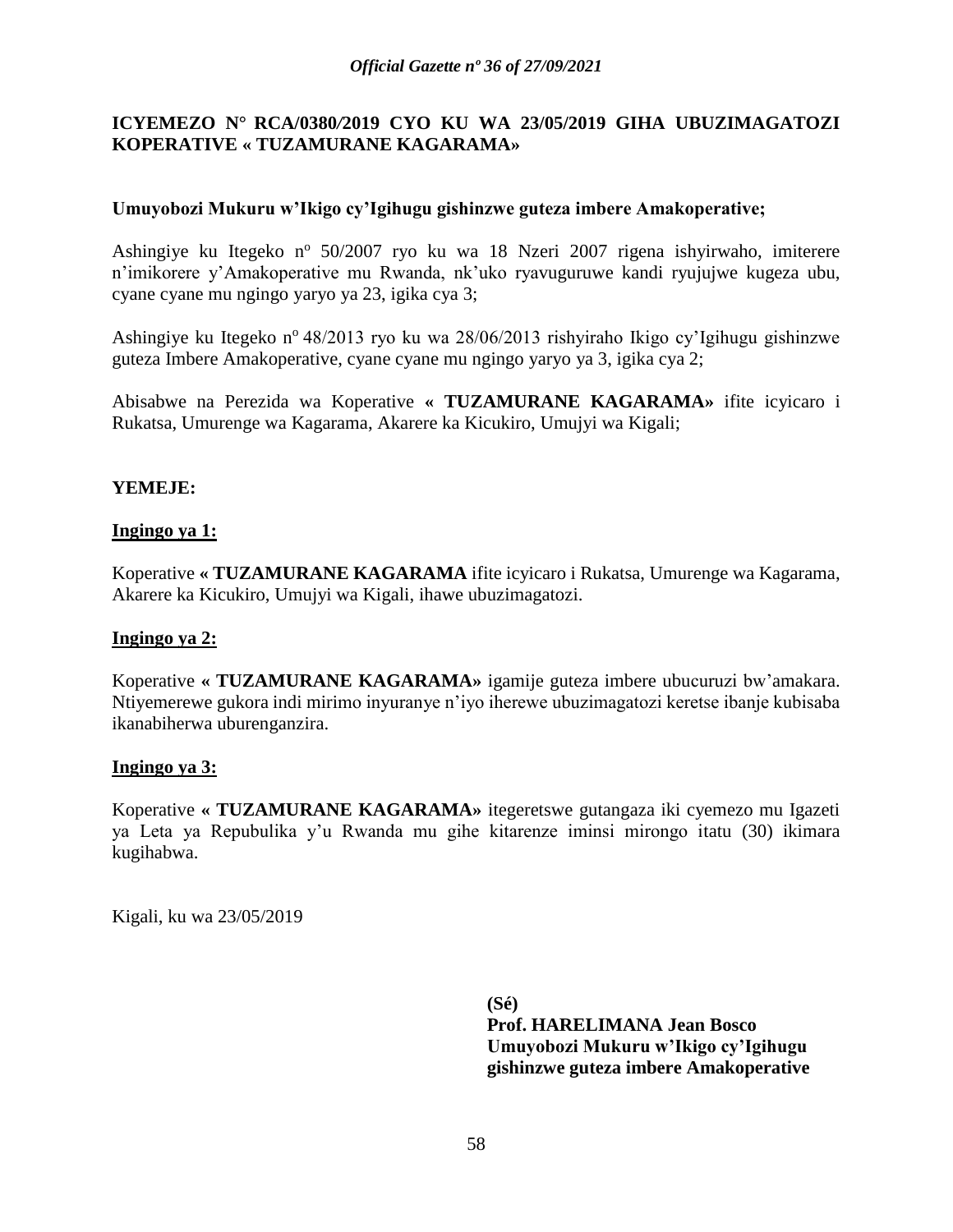**ICYEMEZO N° RCA/0380/2019 CYO KU WA 23/05/2019 GIHA UBUZIMAGATOZI KOPERATIVE « TUZAMURANE KAGARAMA»**

**Umuyobozi Mukuru w'Ikigo cy'Igihugu gishinzwe guteza imbere Amakoperative;**

Ashingiye ku Itegeko nº 50/2007 ryo ku wa 18 Nzeri 2007 rigena ishyirwaho, imiterere n'imikorere y'Amakoperative mu Rwanda, nk'uko ryavuguruwe kandi ryujujwe kugeza ubu, cyane cyane mu ngingo yaryo ya 23, igika cya 3;

Ashingiye ku Itegeko nº 48/2013 ryo ku wa 28/06/2013 rishyiraho Ikigo cy'Igihugu gishinzwe guteza Imbere Amakoperative, cyane cyane mu ngingo yaryo ya 3, igika cya 2;

Abisabwe na Perezida wa Koperative **« TUZAMURANE KAGARAMA»** ifite icyicaro i Rukatsa, Umurenge wa Kagarama, Akarere ka Kicukiro, Umujyi wa Kigali;

**YEMEJE:**

**Ingingo ya 1:**

Koperative **« TUZAMURANE KAGARAMA** ifite icyicaro i Rukatsa, Umurenge wa Kagarama, Akarere ka Kicukiro, Umujyi wa Kigali, ihawe ubuzimagatozi.

**Ingingo ya 2:**

Koperative **« TUZAMURANE KAGARAMA»** igamije guteza imbere ubucuruzi bw'amakara. Ntiyemerewe gukora indi mirimo inyuranye n'iyo iherewe ubuzimagatozi keretse ibanje kubisaba ikanabiherwa uburenganzira.

**Ingingo ya 3:**

Koperative **« TUZAMURANE KAGARAMA»** itegeretswe gutangaza iki cyemezo mu Igazeti ya Leta ya Repubulika y'u Rwanda mu gihe kitarenze iminsi mirongo itatu (30) ikimara kugihabwa.

Kigali, ku wa 23/05/2019

**(Sé)**
**Prof. HARELIMANA Jean Bosco**
**Umuyobozi Mukuru w'Ikigo cy'Igihugu gishinzwe guteza imbere Amakoperative**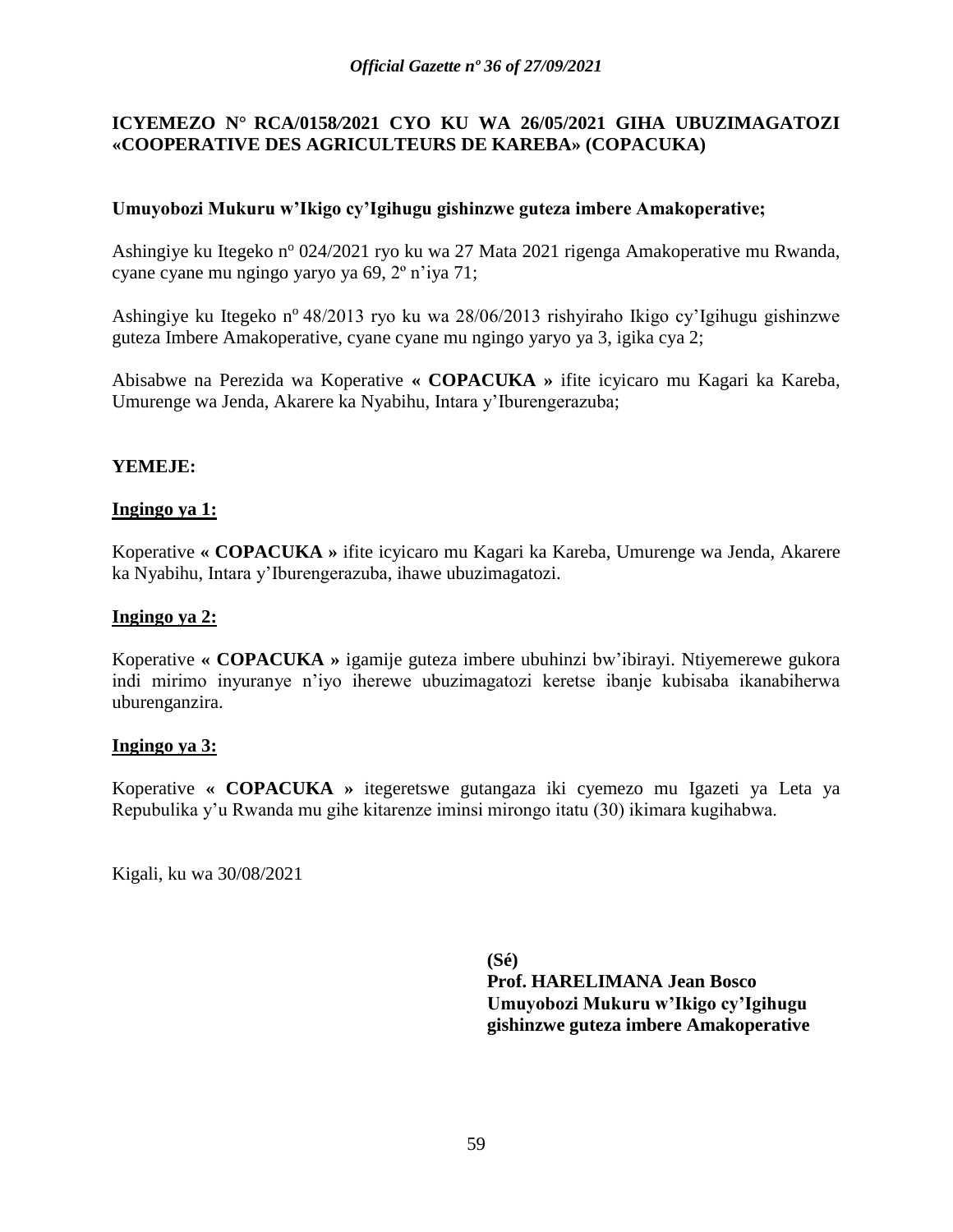**ICYEMEZO N° RCA/0158/2021 CYO KU WA 26/05/2021 GIHA UBUZIMAGATOZI «COOPERATIVE DES AGRICULTEURS DE KAREBA» (COPACUKA)**

**Umuyobozi Mukuru w'Ikigo cy'Igihugu gishinzwe guteza imbere Amakoperative;**

Ashingiye ku Itegeko nº 024/2021 ryo ku wa 27 Mata 2021 rigenga Amakoperative mu Rwanda, cyane cyane mu ngingo yaryo ya 69, 2º n'iya 71;

Ashingiye ku Itegeko nº 48/2013 ryo ku wa 28/06/2013 rishyiraho Ikigo cy'Igihugu gishinzwe guteza Imbere Amakoperative, cyane cyane mu ngingo yaryo ya 3, igika cya 2;

Abisabwe na Perezida wa Koperative **« COPACUKA »** ifite icyicaro mu Kagari ka Kareba, Umurenge wa Jenda, Akarere ka Nyabihu, Intara y'Iburengerazuba;

**YEMEJE:**

**Ingingo ya 1:**

Koperative **« COPACUKA »** ifite icyicaro mu Kagari ka Kareba, Umurenge wa Jenda, Akarere ka Nyabihu, Intara y'Iburengerazuba, ihawe ubuzimagatozi.

**Ingingo ya 2:**

Koperative **« COPACUKA »** igamije guteza imbere ubuhinzi bw'ibirayi. Ntiyemerewe gukora indi mirimo inyuranye n'iyo iherewe ubuzimagatozi keretse ibanje kubisaba ikanabiherwa uburenganzira.

**Ingingo ya 3:**

Koperative **« COPACUKA »** itegeretswe gutangaza iki cyemezo mu Igazeti ya Leta ya Repubulika y'u Rwanda mu gihe kitarenze iminsi mirongo itatu (30) ikimara kugihabwa.

Kigali, ku wa 30/08/2021

**(Sé)**
**Prof. HARELIMANA Jean Bosco**
**Umuyobozi Mukuru w'Ikigo cy'Igihugu gishinzwe guteza imbere Amakoperative**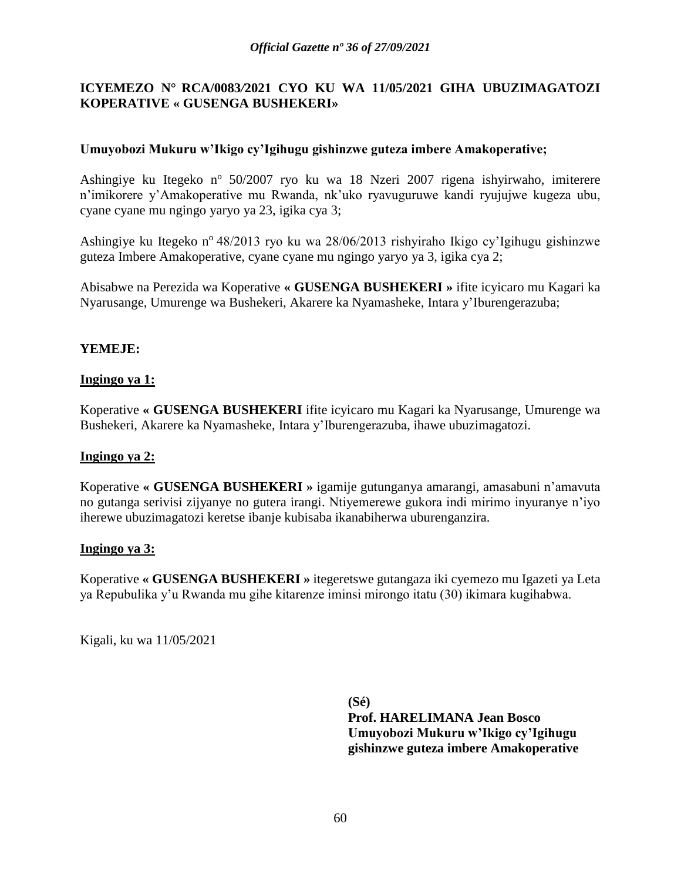**ICYEMEZO N° RCA/0083/2021 CYO KU WA 11/05/2021 GIHA UBUZIMAGATOZI KOPERATIVE « GUSENGA BUSHEKERI»**

**Umuyobozi Mukuru w'Ikigo cy'Igihugu gishinzwe guteza imbere Amakoperative;**

Ashingiye ku Itegeko nº 50/2007 ryo ku wa 18 Nzeri 2007 rigena ishyirwaho, imiterere n'imikorere y'Amakoperative mu Rwanda, nk'uko ryavuguruwe kandi ryujujwe kugeza ubu, cyane cyane mu ngingo yaryo ya 23, igika cya 3;

Ashingiye ku Itegeko nº 48/2013 ryo ku wa 28/06/2013 rishyiraho Ikigo cy'Igihugu gishinzwe guteza Imbere Amakoperative, cyane cyane mu ngingo yaryo ya 3, igika cya 2;

Abisabwe na Perezida wa Koperative **« GUSENGA BUSHEKERI »** ifite icyicaro mu Kagari ka Nyarusange, Umurenge wa Bushekeri, Akarere ka Nyamasheke, Intara y'Iburengerazuba;

**YEMEJE:**

**Ingingo ya 1:**

Koperative **« GUSENGA BUSHEKERI** ifite icyicaro mu Kagari ka Nyarusange, Umurenge wa Bushekeri, Akarere ka Nyamasheke, Intara y'Iburengerazuba, ihawe ubuzimagatozi.

**Ingingo ya 2:**

Koperative **« GUSENGA BUSHEKERI »** igamije gutunganya amarangi, amasabuni n'amavuta no gutanga serivisi zijyanye no gutera irangi. Ntiyemerewe gukora indi mirimo inyuranye n'iyo iherewe ubuzimagatozi keretse ibanje kubisaba ikanabiherwa uburenganzira.

**Ingingo ya 3:**

Koperative **« GUSENGA BUSHEKERI »** itegeretswe gutangaza iki cyemezo mu Igazeti ya Leta ya Repubulika y'u Rwanda mu gihe kitarenze iminsi mirongo itatu (30) ikimara kugihabwa.

Kigali, ku wa 11/05/2021

**(Sé)**
**Prof. HARELIMANA Jean Bosco**
**Umuyobozi Mukuru w'Ikigo cy'Igihugu gishinzwe guteza imbere Amakoperative**